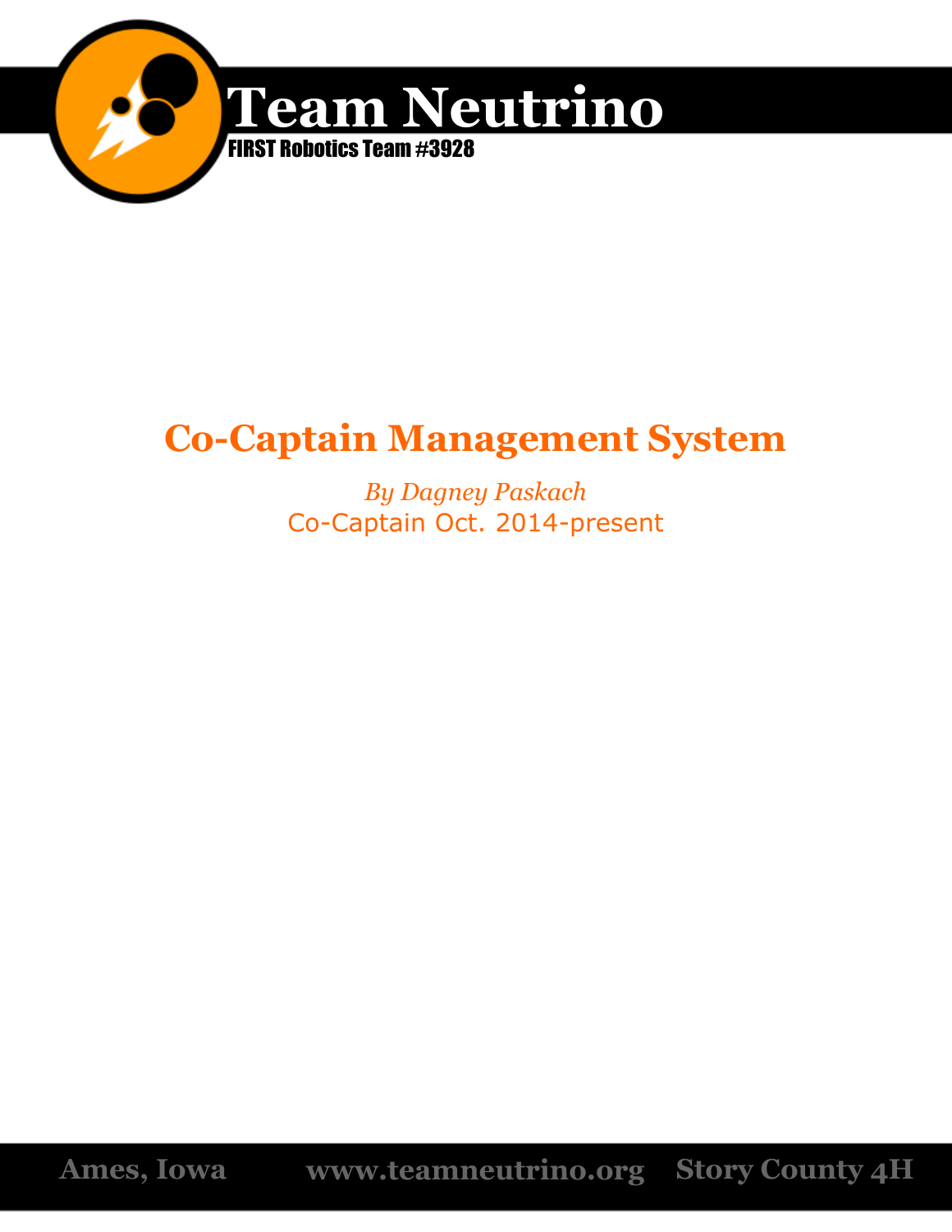# Team Neutrino

FIRST Robotics Team #3928

## Co-Captain Management System

*By Dagney Paskach*

Co-Captain Oct. 2014-present

Ames, Iowa www.teamneutrino.org Story County 4H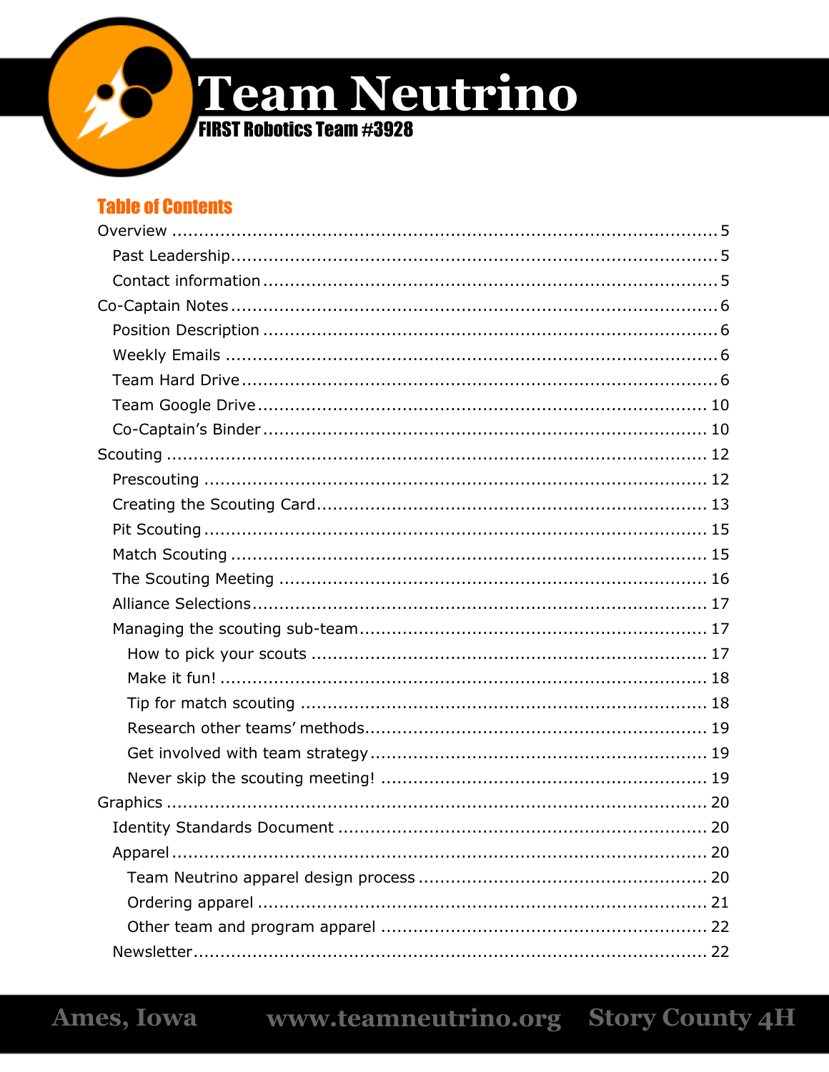# Team Neutrino

**FIRST Robotics Team #3928**

## Table of Contents

- Overview ..... 5
  - Past Leadership ..... 5
  - Contact information ..... 5
- Co-Captain Notes ..... 6
  - Position Description ..... 6
  - Weekly Emails ..... 6
  - Team Hard Drive ..... 6
  - Team Google Drive ..... 10
  - Co-Captain's Binder ..... 10
- Scouting ..... 12
  - Prescouting ..... 12
  - Creating the Scouting Card ..... 13
  - Pit Scouting ..... 15
  - Match Scouting ..... 15
  - The Scouting Meeting ..... 16
  - Alliance Selections ..... 17
  - Managing the scouting sub-team ..... 17
    - How to pick your scouts ..... 17
    - Make it fun! ..... 18
    - Tip for match scouting ..... 18
    - Research other teams' methods ..... 19
    - Get involved with team strategy ..... 19
    - Never skip the scouting meeting! ..... 19
- Graphics ..... 20
  - Identity Standards Document ..... 20
  - Apparel ..... 20
    - Team Neutrino apparel design process ..... 20
    - Ordering apparel ..... 21
    - Other team and program apparel ..... 22
  - Newsletter ..... 22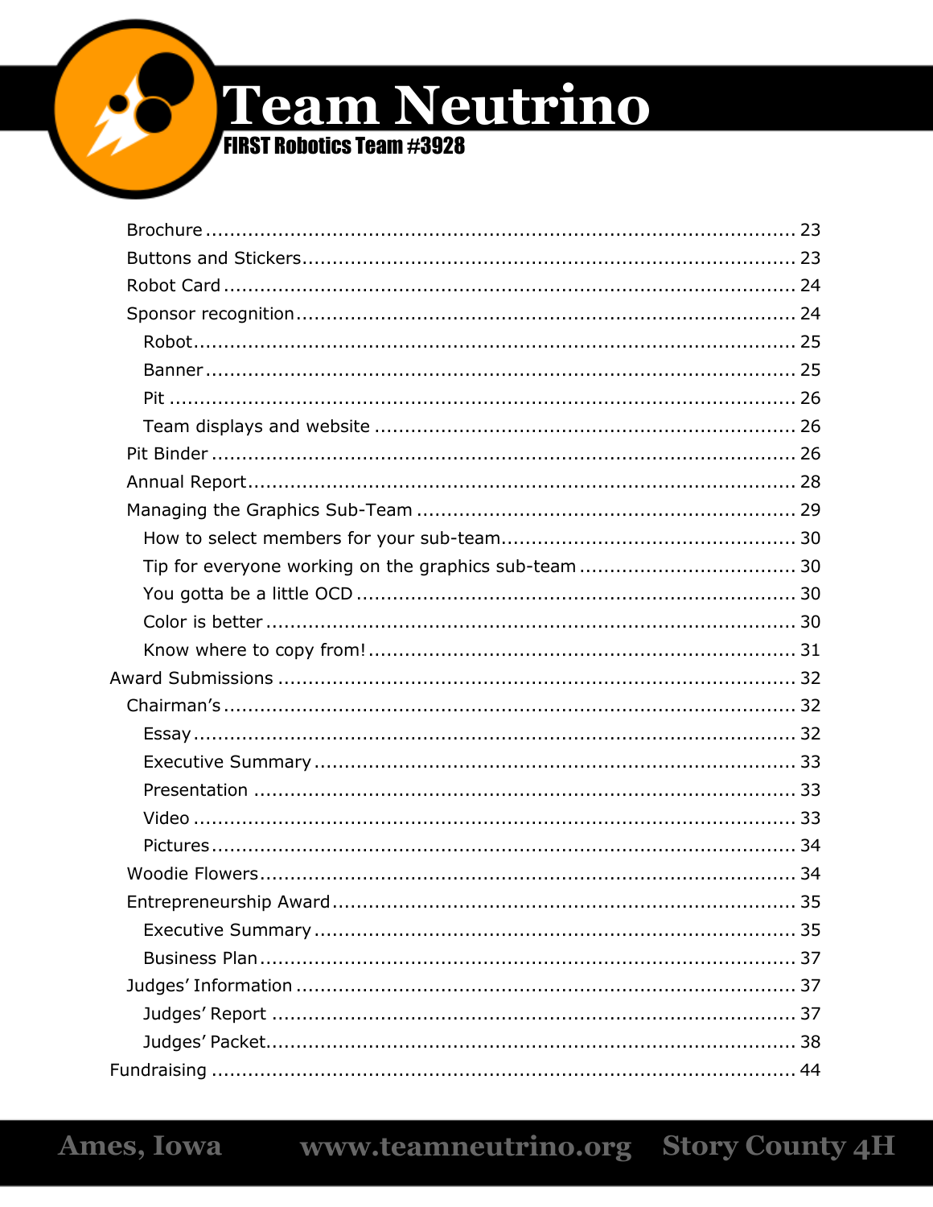- Brochure ... 23
- Buttons and Stickers ... 23
- Robot Card ... 24
- Sponsor recognition ... 24
  - Robot ... 25
  - Banner ... 25
  - Pit ... 26
  - Team displays and website ... 26
- Pit Binder ... 26
- Annual Report ... 28
- Managing the Graphics Sub-Team ... 29
  - How to select members for your sub-team ... 30
  - Tip for everyone working on the graphics sub-team ... 30
  - You gotta be a little OCD ... 30
  - Color is better ... 30
  - Know where to copy from! ... 31

Award Submissions ... 32

- Chairman's ... 32
  - Essay ... 32
  - Executive Summary ... 33
  - Presentation ... 33
  - Video ... 33
  - Pictures ... 34
- Woodie Flowers ... 34
- Entrepreneurship Award ... 35
  - Executive Summary ... 35
  - Business Plan ... 37
- Judges' Information ... 37
  - Judges' Report ... 37
  - Judges' Packet ... 38

Fundraising ... 44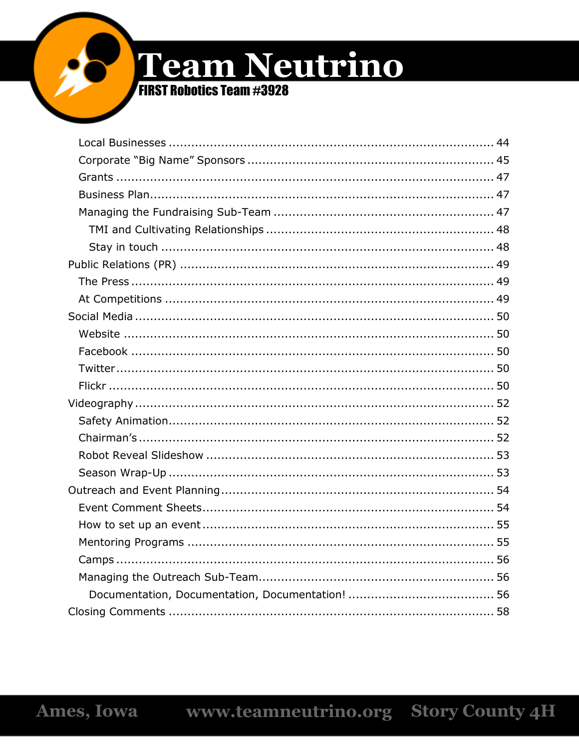- Local Businesses ........................................................ 44
- Corporate "Big Name" Sponsors ........................................ 45
- Grants ........................................................................ 47
- Business Plan ................................................................ 47
- Managing the Fundraising Sub-Team ................................... 47
  - TMI and Cultivating Relationships .................................. 48
  - Stay in touch ............................................................ 48

Public Relations (PR) ........................................................ 49

- The Press ..................................................................... 49
- At Competitions ............................................................ 49

Social Media .................................................................... 50

- Website ........................................................................ 50
- Facebook ...................................................................... 50
- Twitter ......................................................................... 50
- Flickr ........................................................................... 50

Videography ..................................................................... 52

- Safety Animation ............................................................ 52
- Chairman's .................................................................... 52
- Robot Reveal Slideshow ................................................... 53
- Season Wrap-Up ............................................................. 53

Outreach and Event Planning ............................................... 54

- Event Comment Sheets .................................................... 54
- How to set up an event .................................................... 55
- Mentoring Programs ........................................................ 55
- Camps .......................................................................... 56
- Managing the Outreach Sub-Team ....................................... 56
  - Documentation, Documentation, Documentation! .................. 56

Closing Comments ............................................................. 58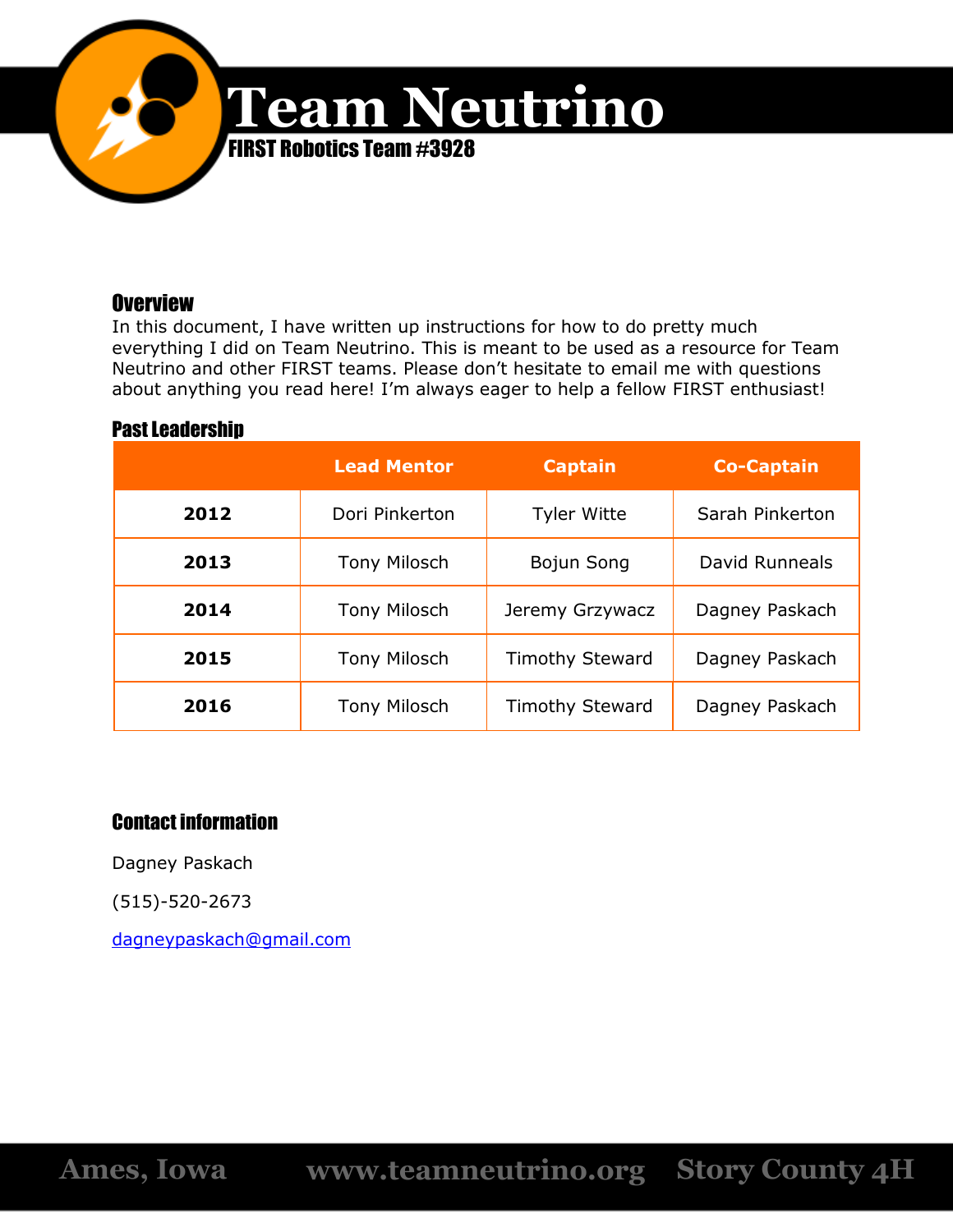# Team Neutrino

FIRST Robotics Team #3928

## Overview

In this document, I have written up instructions for how to do pretty much everything I did on Team Neutrino. This is meant to be used as a resource for Team Neutrino and other FIRST teams. Please don't hesitate to email me with questions about anything you read here! I'm always eager to help a fellow FIRST enthusiast!

## Past Leadership

| | Lead Mentor | Captain | Co-Captain |
|---|---|---|---|
| **2012** | Dori Pinkerton | Tyler Witte | Sarah Pinkerton |
| **2013** | Tony Milosch | Bojun Song | David Runneals |
| **2014** | Tony Milosch | Jeremy Grzywacz | Dagney Paskach |
| **2015** | Tony Milosch | Timothy Steward | Dagney Paskach |
| **2016** | Tony Milosch | Timothy Steward | Dagney Paskach |

## Contact information

Dagney Paskach

(515)-520-2673

dagneypaskach@gmail.com

Ames, Iowa www.teamneutrino.org Story County 4H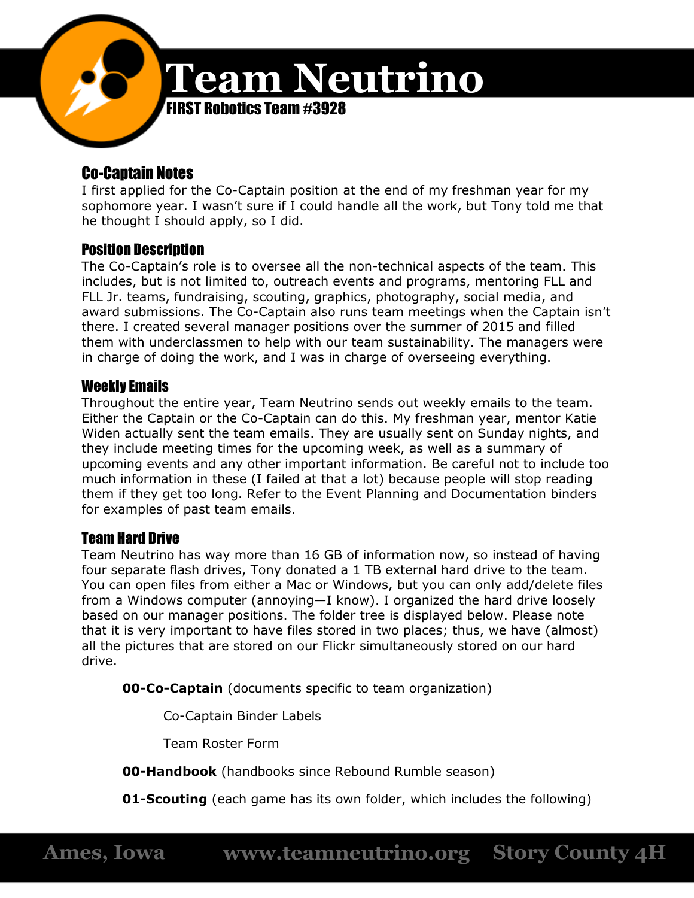## Co-Captain Notes

I first applied for the Co-Captain position at the end of my freshman year for my sophomore year. I wasn't sure if I could handle all the work, but Tony told me that he thought I should apply, so I did.

### Position Description

The Co-Captain's role is to oversee all the non-technical aspects of the team. This includes, but is not limited to, outreach events and programs, mentoring FLL and FLL Jr. teams, fundraising, scouting, graphics, photography, social media, and award submissions. The Co-Captain also runs team meetings when the Captain isn't there. I created several manager positions over the summer of 2015 and filled them with underclassmen to help with our team sustainability. The managers were in charge of doing the work, and I was in charge of overseeing everything.

### Weekly Emails

Throughout the entire year, Team Neutrino sends out weekly emails to the team. Either the Captain or the Co-Captain can do this. My freshman year, mentor Katie Widen actually sent the team emails. They are usually sent on Sunday nights, and they include meeting times for the upcoming week, as well as a summary of upcoming events and any other important information. Be careful not to include too much information in these (I failed at that a lot) because people will stop reading them if they get too long. Refer to the Event Planning and Documentation binders for examples of past team emails.

### Team Hard Drive

Team Neutrino has way more than 16 GB of information now, so instead of having four separate flash drives, Tony donated a 1 TB external hard drive to the team. You can open files from either a Mac or Windows, but you can only add/delete files from a Windows computer (annoying—I know). I organized the hard drive loosely based on our manager positions. The folder tree is displayed below. Please note that it is very important to have files stored in two places; thus, we have (almost) all the pictures that are stored on our Flickr simultaneously stored on our hard drive.

- **00-Co-Captain** (documents specific to team organization)
  - Co-Captain Binder Labels
  - Team Roster Form
- **00-Handbook** (handbooks since Rebound Rumble season)
- **01-Scouting** (each game has its own folder, which includes the following)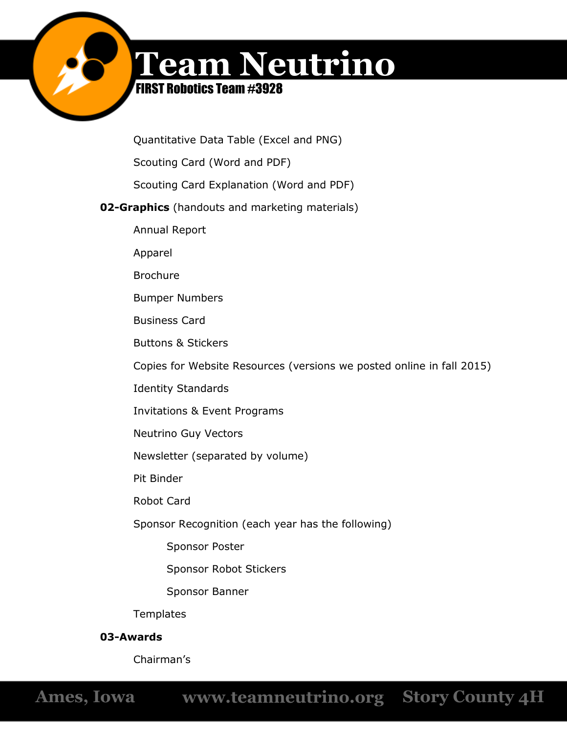- Quantitative Data Table (Excel and PNG)
- Scouting Card (Word and PDF)
- Scouting Card Explanation (Word and PDF)

**02-Graphics** (handouts and marketing materials)

- Annual Report
- Apparel
- Brochure
- Bumper Numbers
- Business Card
- Buttons & Stickers
- Copies for Website Resources (versions we posted online in fall 2015)
- Identity Standards
- Invitations & Event Programs
- Neutrino Guy Vectors
- Newsletter (separated by volume)
- Pit Binder
- Robot Card
- Sponsor Recognition (each year has the following)
    - Sponsor Poster
    - Sponsor Robot Stickers
    - Sponsor Banner
- Templates

**03-Awards**

- Chairman's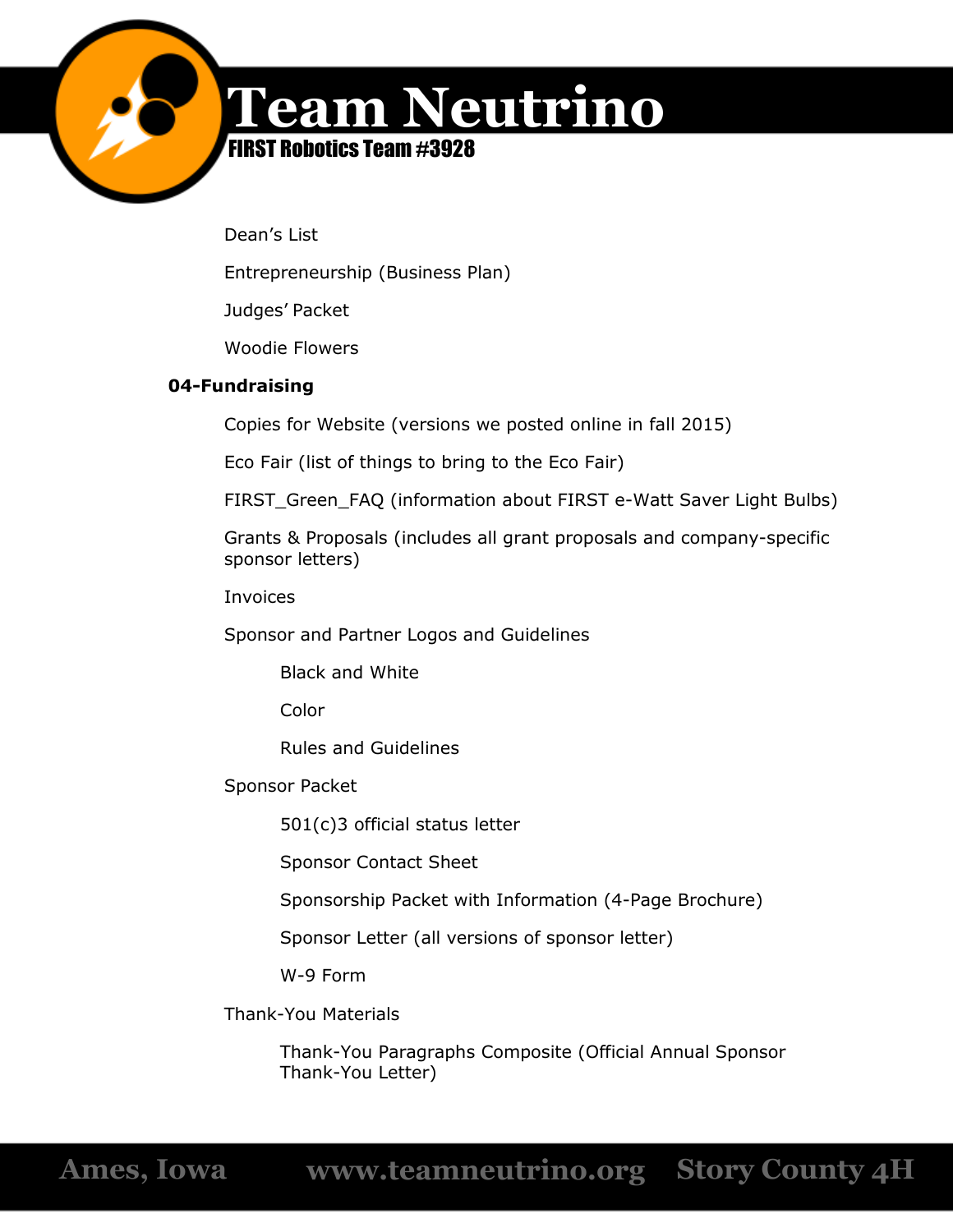- Dean's List
- Entrepreneurship (Business Plan)
- Judges' Packet
- Woodie Flowers

**04-Fundraising**

- Copies for Website (versions we posted online in fall 2015)
- Eco Fair (list of things to bring to the Eco Fair)
- FIRST_Green_FAQ (information about FIRST e-Watt Saver Light Bulbs)
- Grants & Proposals (includes all grant proposals and company-specific sponsor letters)
- Invoices
- Sponsor and Partner Logos and Guidelines
  - Black and White
  - Color
  - Rules and Guidelines
- Sponsor Packet
  - 501(c)3 official status letter
  - Sponsor Contact Sheet
  - Sponsorship Packet with Information (4-Page Brochure)
  - Sponsor Letter (all versions of sponsor letter)
  - W-9 Form
- Thank-You Materials
  - Thank-You Paragraphs Composite (Official Annual Sponsor Thank-You Letter)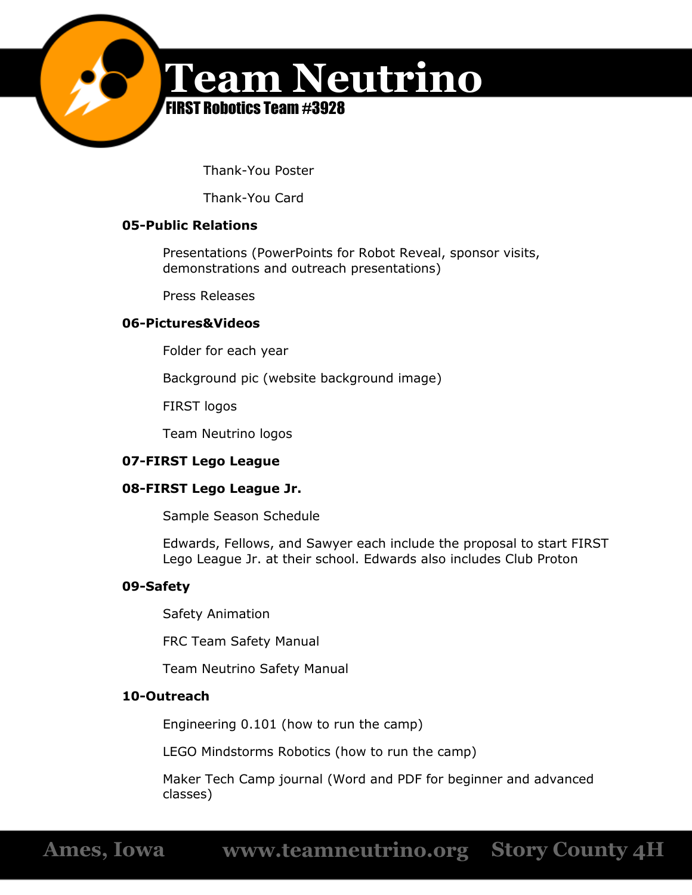Thank-You Poster

Thank-You Card

**05-Public Relations**

Presentations (PowerPoints for Robot Reveal, sponsor visits, demonstrations and outreach presentations)

Press Releases

**06-Pictures&Videos**

Folder for each year

Background pic (website background image)

FIRST logos

Team Neutrino logos

**07-FIRST Lego League**

**08-FIRST Lego League Jr.**

Sample Season Schedule

Edwards, Fellows, and Sawyer each include the proposal to start FIRST Lego League Jr. at their school. Edwards also includes Club Proton

**09-Safety**

Safety Animation

FRC Team Safety Manual

Team Neutrino Safety Manual

**10-Outreach**

Engineering 0.101 (how to run the camp)

LEGO Mindstorms Robotics (how to run the camp)

Maker Tech Camp journal (Word and PDF for beginner and advanced classes)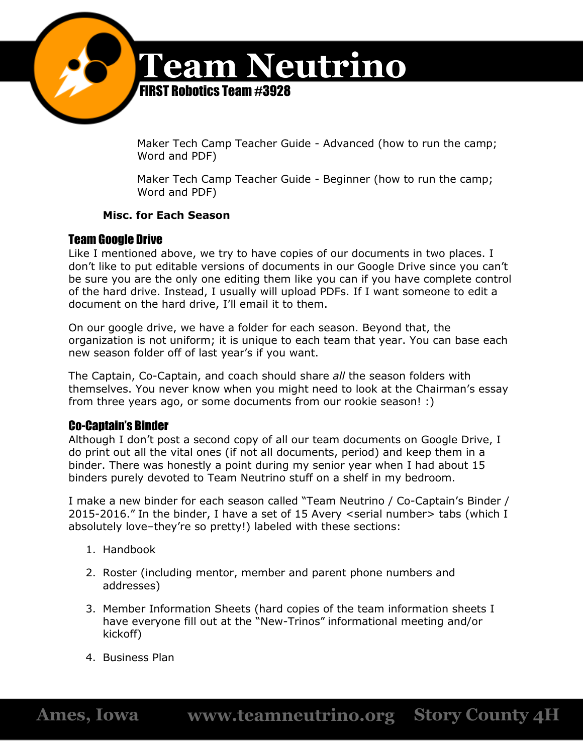Maker Tech Camp Teacher Guide - Advanced (how to run the camp; Word and PDF)

Maker Tech Camp Teacher Guide - Beginner (how to run the camp; Word and PDF)

**Misc. for Each Season**

## Team Google Drive

Like I mentioned above, we try to have copies of our documents in two places. I don't like to put editable versions of documents in our Google Drive since you can't be sure you are the only one editing them like you can if you have complete control of the hard drive. Instead, I usually will upload PDFs. If I want someone to edit a document on the hard drive, I'll email it to them.

On our google drive, we have a folder for each season. Beyond that, the organization is not uniform; it is unique to each team that year. You can base each new season folder off of last year's if you want.

The Captain, Co-Captain, and coach should share *all* the season folders with themselves. You never know when you might need to look at the Chairman's essay from three years ago, or some documents from our rookie season! :)

## Co-Captain's Binder

Although I don't post a second copy of all our team documents on Google Drive, I do print out all the vital ones (if not all documents, period) and keep them in a binder. There was honestly a point during my senior year when I had about 15 binders purely devoted to Team Neutrino stuff on a shelf in my bedroom.

I make a new binder for each season called "Team Neutrino / Co-Captain's Binder / 2015-2016." In the binder, I have a set of 15 Avery <serial number> tabs (which I absolutely love–they're so pretty!) labeled with these sections:

1. Handbook
2. Roster (including mentor, member and parent phone numbers and addresses)
3. Member Information Sheets (hard copies of the team information sheets I have everyone fill out at the "New-Trinos" informational meeting and/or kickoff)
4. Business Plan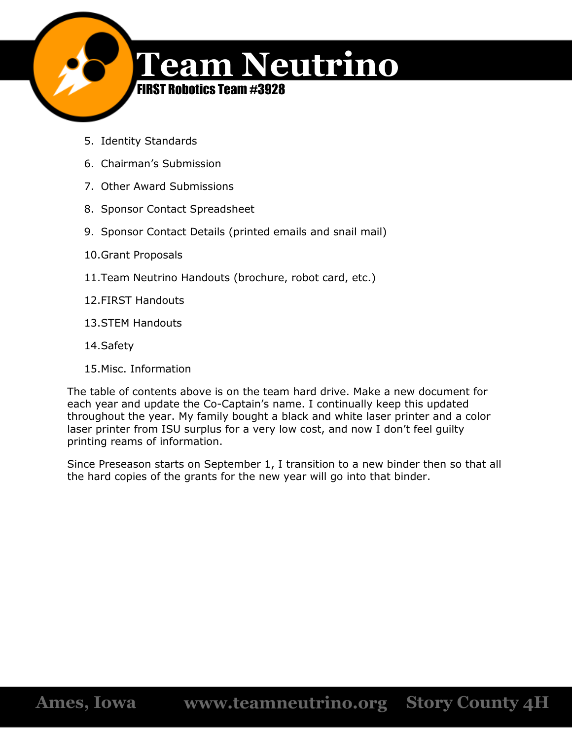5. Identity Standards
6. Chairman's Submission
7. Other Award Submissions
8. Sponsor Contact Spreadsheet
9. Sponsor Contact Details (printed emails and snail mail)
10. Grant Proposals
11. Team Neutrino Handouts (brochure, robot card, etc.)
12. FIRST Handouts
13. STEM Handouts
14. Safety
15. Misc. Information

The table of contents above is on the team hard drive. Make a new document for each year and update the Co-Captain's name. I continually keep this updated throughout the year. My family bought a black and white laser printer and a color laser printer from ISU surplus for a very low cost, and now I don't feel guilty printing reams of information.

Since Preseason starts on September 1, I transition to a new binder then so that all the hard copies of the grants for the new year will go into that binder.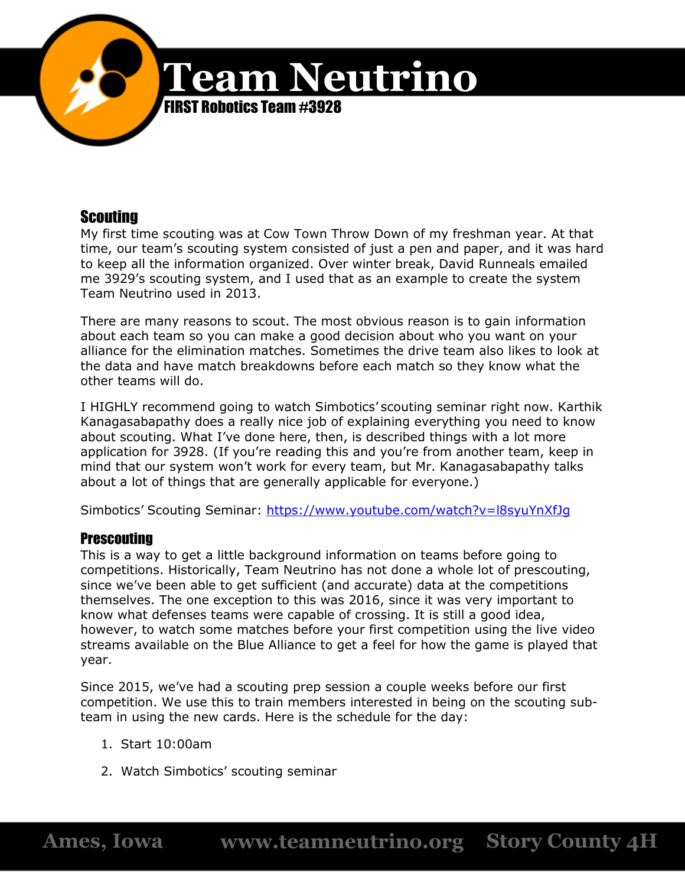## Scouting

My first time scouting was at Cow Town Throw Down of my freshman year. At that time, our team's scouting system consisted of just a pen and paper, and it was hard to keep all the information organized. Over winter break, David Runneals emailed me 3929's scouting system, and I used that as an example to create the system Team Neutrino used in 2013.

There are many reasons to scout. The most obvious reason is to gain information about each team so you can make a good decision about who you want on your alliance for the elimination matches. Sometimes the drive team also likes to look at the data and have match breakdowns before each match so they know what the other teams will do.

I HIGHLY recommend going to watch Simbotics' scouting seminar right now. Karthik Kanagasabapathy does a really nice job of explaining everything you need to know about scouting. What I've done here, then, is described things with a lot more application for 3928. (If you're reading this and you're from another team, keep in mind that our system won't work for every team, but Mr. Kanagasabapathy talks about a lot of things that are generally applicable for everyone.)

Simbotics' Scouting Seminar: https://www.youtube.com/watch?v=l8syuYnXfJg

## Prescouting

This is a way to get a little background information on teams before going to competitions. Historically, Team Neutrino has not done a whole lot of prescouting, since we've been able to get sufficient (and accurate) data at the competitions themselves. The one exception to this was 2016, since it was very important to know what defenses teams were capable of crossing. It is still a good idea, however, to watch some matches before your first competition using the live video streams available on the Blue Alliance to get a feel for how the game is played that year.

Since 2015, we've had a scouting prep session a couple weeks before our first competition. We use this to train members interested in being on the scouting sub-team in using the new cards. Here is the schedule for the day:

1. Start 10:00am
2. Watch Simbotics' scouting seminar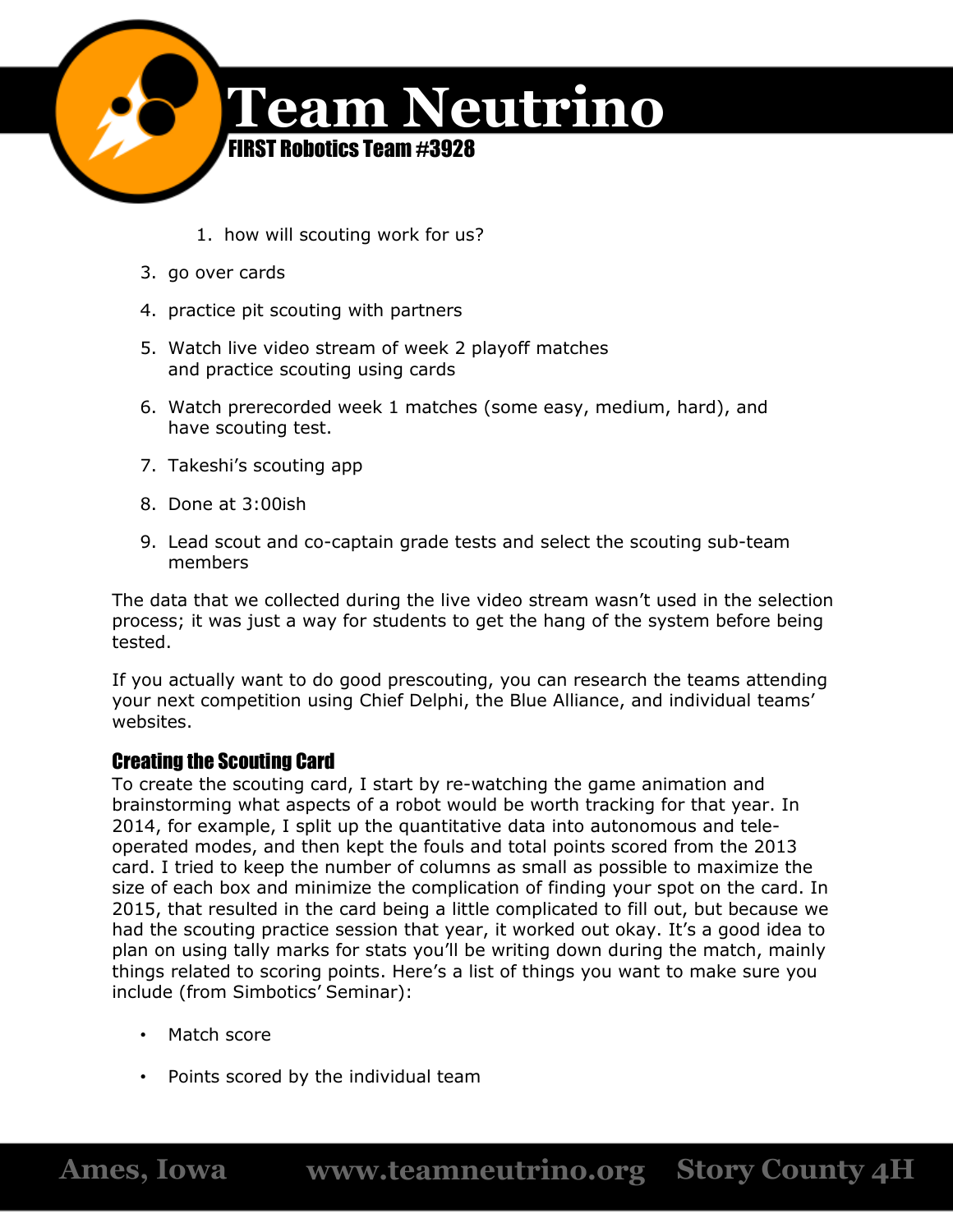1. how will scouting work for us?

3. go over cards

4. practice pit scouting with partners

5. Watch live video stream of week 2 playoff matches and practice scouting using cards

6. Watch prerecorded week 1 matches (some easy, medium, hard), and have scouting test.

7. Takeshi's scouting app

8. Done at 3:00ish

9. Lead scout and co-captain grade tests and select the scouting sub-team members

The data that we collected during the live video stream wasn't used in the selection process; it was just a way for students to get the hang of the system before being tested.

If you actually want to do good prescouting, you can research the teams attending your next competition using Chief Delphi, the Blue Alliance, and individual teams' websites.

### Creating the Scouting Card

To create the scouting card, I start by re-watching the game animation and brainstorming what aspects of a robot would be worth tracking for that year. In 2014, for example, I split up the quantitative data into autonomous and tele-operated modes, and then kept the fouls and total points scored from the 2013 card. I tried to keep the number of columns as small as possible to maximize the size of each box and minimize the complication of finding your spot on the card. In 2015, that resulted in the card being a little complicated to fill out, but because we had the scouting practice session that year, it worked out okay. It's a good idea to plan on using tally marks for stats you'll be writing down during the match, mainly things related to scoring points. Here's a list of things you want to make sure you include (from Simbotics' Seminar):

- Match score
- Points scored by the individual team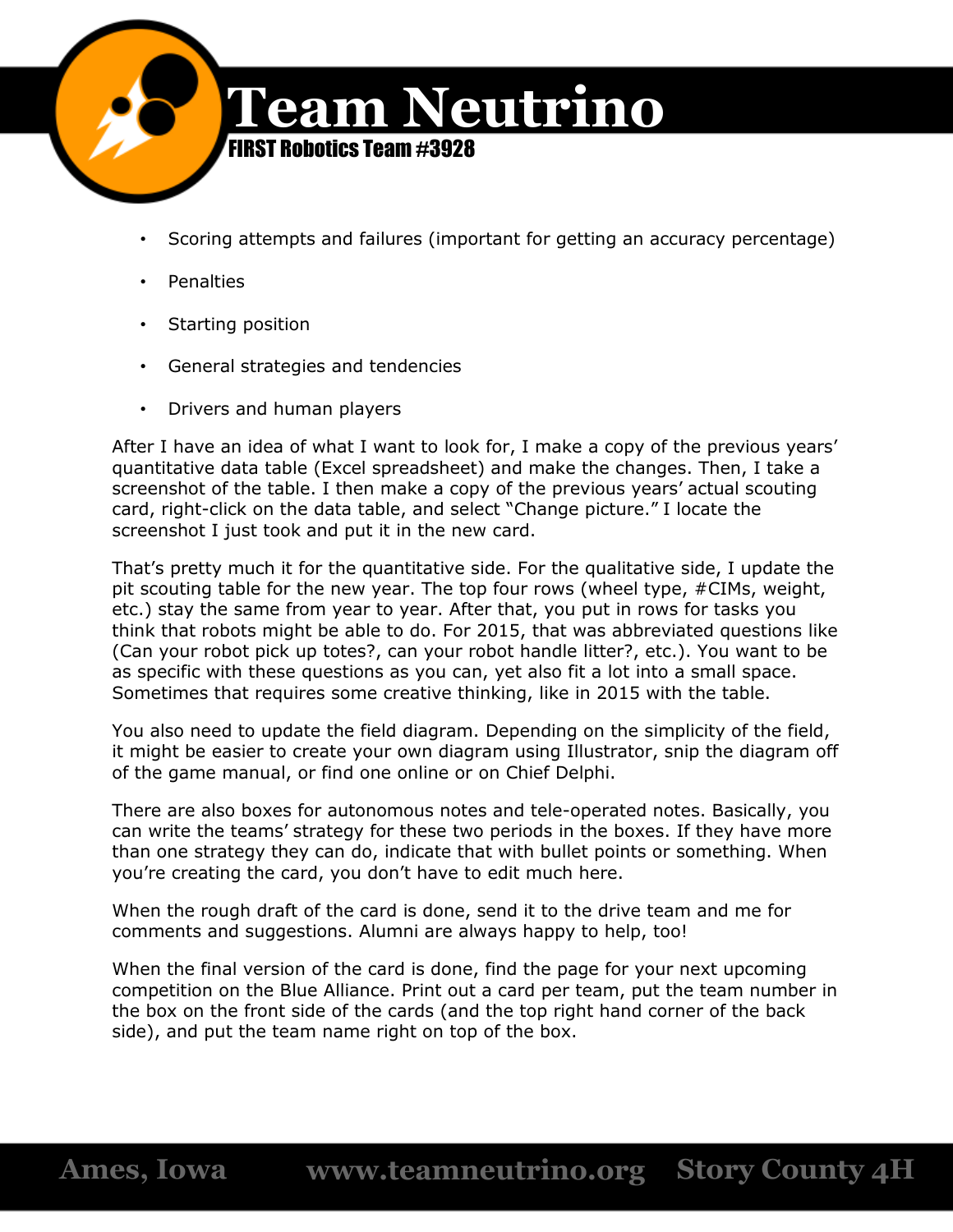- Scoring attempts and failures (important for getting an accuracy percentage)
- Penalties
- Starting position
- General strategies and tendencies
- Drivers and human players

After I have an idea of what I want to look for, I make a copy of the previous years' quantitative data table (Excel spreadsheet) and make the changes. Then, I take a screenshot of the table. I then make a copy of the previous years' actual scouting card, right-click on the data table, and select "Change picture." I locate the screenshot I just took and put it in the new card.

That's pretty much it for the quantitative side. For the qualitative side, I update the pit scouting table for the new year. The top four rows (wheel type, #CIMs, weight, etc.) stay the same from year to year. After that, you put in rows for tasks you think that robots might be able to do. For 2015, that was abbreviated questions like (Can your robot pick up totes?, can your robot handle litter?, etc.). You want to be as specific with these questions as you can, yet also fit a lot into a small space. Sometimes that requires some creative thinking, like in 2015 with the table.

You also need to update the field diagram. Depending on the simplicity of the field, it might be easier to create your own diagram using Illustrator, snip the diagram off of the game manual, or find one online or on Chief Delphi.

There are also boxes for autonomous notes and tele-operated notes. Basically, you can write the teams' strategy for these two periods in the boxes. If they have more than one strategy they can do, indicate that with bullet points or something. When you're creating the card, you don't have to edit much here.

When the rough draft of the card is done, send it to the drive team and me for comments and suggestions. Alumni are always happy to help, too!

When the final version of the card is done, find the page for your next upcoming competition on the Blue Alliance. Print out a card per team, put the team number in the box on the front side of the cards (and the top right hand corner of the back side), and put the team name right on top of the box.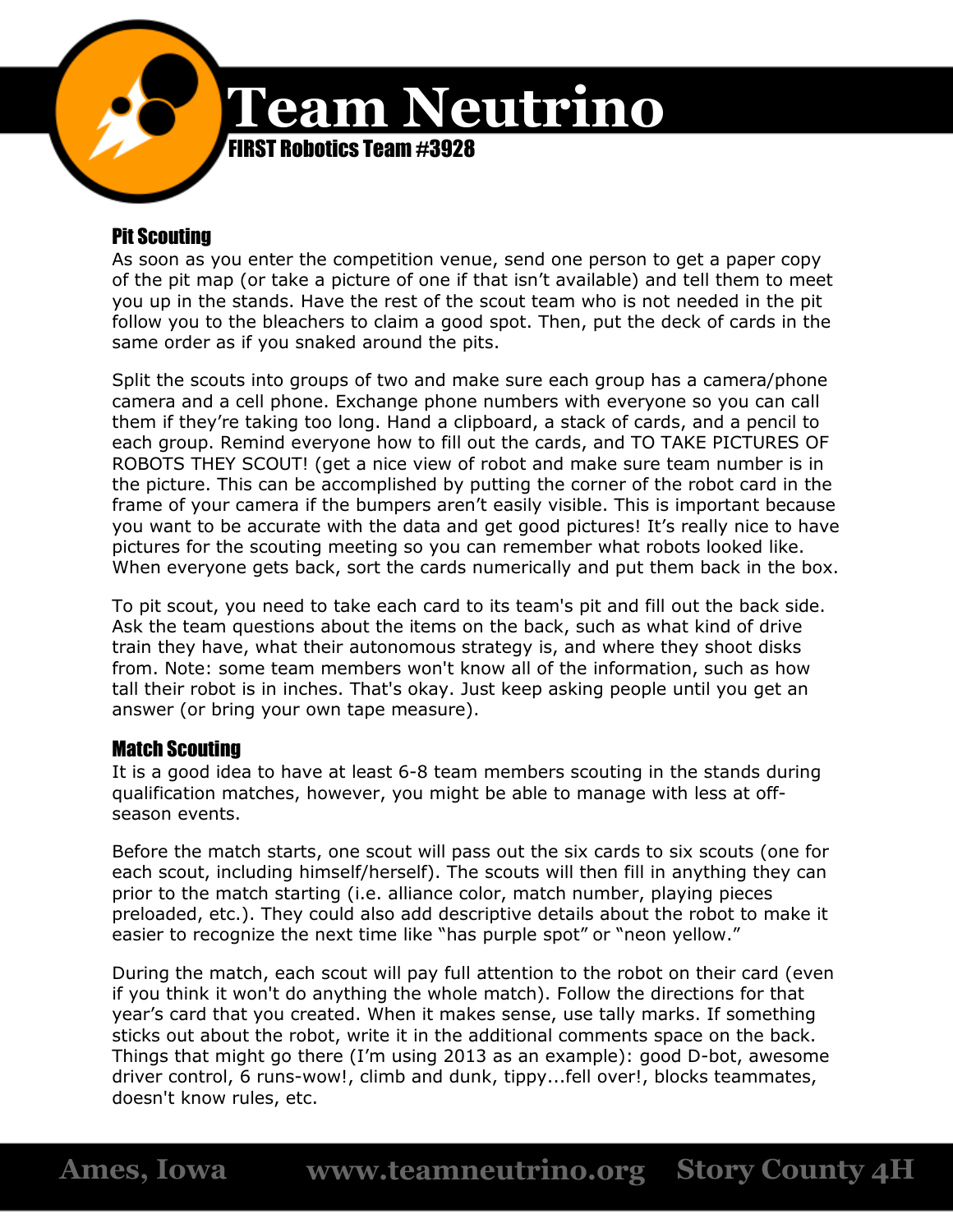## Pit Scouting

As soon as you enter the competition venue, send one person to get a paper copy of the pit map (or take a picture of one if that isn't available) and tell them to meet you up in the stands. Have the rest of the scout team who is not needed in the pit follow you to the bleachers to claim a good spot. Then, put the deck of cards in the same order as if you snaked around the pits.

Split the scouts into groups of two and make sure each group has a camera/phone camera and a cell phone. Exchange phone numbers with everyone so you can call them if they're taking too long. Hand a clipboard, a stack of cards, and a pencil to each group. Remind everyone how to fill out the cards, and TO TAKE PICTURES OF ROBOTS THEY SCOUT! (get a nice view of robot and make sure team number is in the picture. This can be accomplished by putting the corner of the robot card in the frame of your camera if the bumpers aren't easily visible. This is important because you want to be accurate with the data and get good pictures! It's really nice to have pictures for the scouting meeting so you can remember what robots looked like. When everyone gets back, sort the cards numerically and put them back in the box.

To pit scout, you need to take each card to its team's pit and fill out the back side. Ask the team questions about the items on the back, such as what kind of drive train they have, what their autonomous strategy is, and where they shoot disks from. Note: some team members won't know all of the information, such as how tall their robot is in inches. That's okay. Just keep asking people until you get an answer (or bring your own tape measure).

## Match Scouting

It is a good idea to have at least 6-8 team members scouting in the stands during qualification matches, however, you might be able to manage with less at off-season events.

Before the match starts, one scout will pass out the six cards to six scouts (one for each scout, including himself/herself). The scouts will then fill in anything they can prior to the match starting (i.e. alliance color, match number, playing pieces preloaded, etc.). They could also add descriptive details about the robot to make it easier to recognize the next time like "has purple spot" or "neon yellow."

During the match, each scout will pay full attention to the robot on their card (even if you think it won't do anything the whole match). Follow the directions for that year's card that you created. When it makes sense, use tally marks. If something sticks out about the robot, write it in the additional comments space on the back. Things that might go there (I'm using 2013 as an example): good D-bot, awesome driver control, 6 runs-wow!, climb and dunk, tippy...fell over!, blocks teammates, doesn't know rules, etc.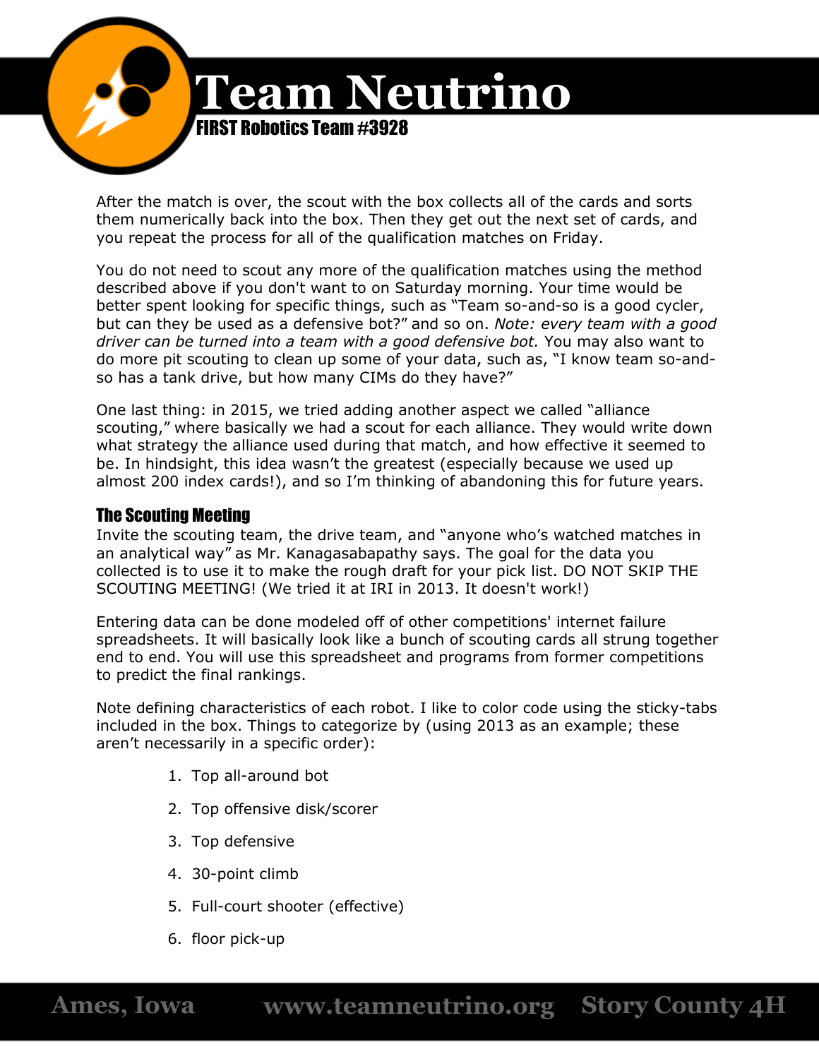After the match is over, the scout with the box collects all of the cards and sorts them numerically back into the box. Then they get out the next set of cards, and you repeat the process for all of the qualification matches on Friday.

You do not need to scout any more of the qualification matches using the method described above if you don't want to on Saturday morning. Your time would be better spent looking for specific things, such as "Team so-and-so is a good cycler, but can they be used as a defensive bot?" and so on. *Note: every team with a good driver can be turned into a team with a good defensive bot.* You may also want to do more pit scouting to clean up some of your data, such as, "I know team so-and-so has a tank drive, but how many CIMs do they have?"

One last thing: in 2015, we tried adding another aspect we called "alliance scouting," where basically we had a scout for each alliance. They would write down what strategy the alliance used during that match, and how effective it seemed to be. In hindsight, this idea wasn't the greatest (especially because we used up almost 200 index cards!), and so I'm thinking of abandoning this for future years.

### The Scouting Meeting

Invite the scouting team, the drive team, and "anyone who's watched matches in an analytical way" as Mr. Kanagasabapathy says. The goal for the data you collected is to use it to make the rough draft for your pick list. DO NOT SKIP THE SCOUTING MEETING! (We tried it at IRI in 2013. It doesn't work!)

Entering data can be done modeled off of other competitions' internet failure spreadsheets. It will basically look like a bunch of scouting cards all strung together end to end. You will use this spreadsheet and programs from former competitions to predict the final rankings.

Note defining characteristics of each robot. I like to color code using the sticky-tabs included in the box. Things to categorize by (using 2013 as an example; these aren't necessarily in a specific order):

1. Top all-around bot
2. Top offensive disk/scorer
3. Top defensive
4. 30-point climb
5. Full-court shooter (effective)
6. floor pick-up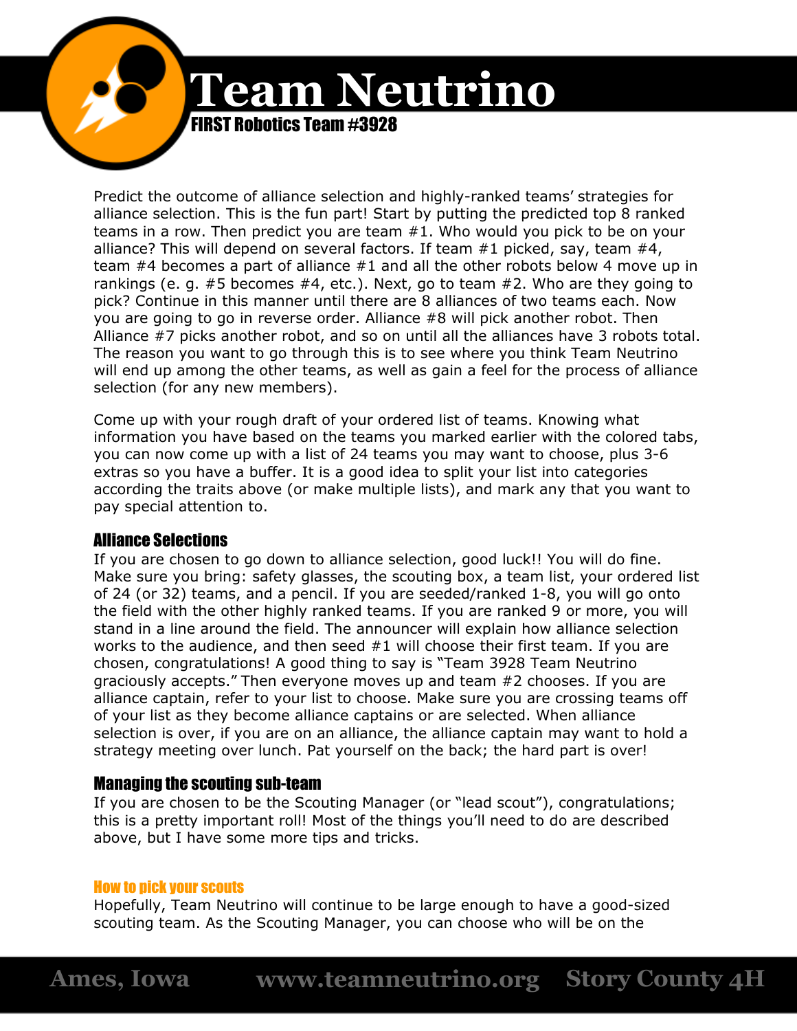Predict the outcome of alliance selection and highly-ranked teams' strategies for alliance selection. This is the fun part! Start by putting the predicted top 8 ranked teams in a row. Then predict you are team #1. Who would you pick to be on your alliance? This will depend on several factors. If team #1 picked, say, team #4, team #4 becomes a part of alliance #1 and all the other robots below 4 move up in rankings (e. g. #5 becomes #4, etc.). Next, go to team #2. Who are they going to pick? Continue in this manner until there are 8 alliances of two teams each. Now you are going to go in reverse order. Alliance #8 will pick another robot. Then Alliance #7 picks another robot, and so on until all the alliances have 3 robots total. The reason you want to go through this is to see where you think Team Neutrino will end up among the other teams, as well as gain a feel for the process of alliance selection (for any new members).

Come up with your rough draft of your ordered list of teams. Knowing what information you have based on the teams you marked earlier with the colored tabs, you can now come up with a list of 24 teams you may want to choose, plus 3-6 extras so you have a buffer. It is a good idea to split your list into categories according the traits above (or make multiple lists), and mark any that you want to pay special attention to.

### Alliance Selections

If you are chosen to go down to alliance selection, good luck!! You will do fine. Make sure you bring: safety glasses, the scouting box, a team list, your ordered list of 24 (or 32) teams, and a pencil. If you are seeded/ranked 1-8, you will go onto the field with the other highly ranked teams. If you are ranked 9 or more, you will stand in a line around the field. The announcer will explain how alliance selection works to the audience, and then seed #1 will choose their first team. If you are chosen, congratulations! A good thing to say is "Team 3928 Team Neutrino graciously accepts." Then everyone moves up and team #2 chooses. If you are alliance captain, refer to your list to choose. Make sure you are crossing teams off of your list as they become alliance captains or are selected. When alliance selection is over, if you are on an alliance, the alliance captain may want to hold a strategy meeting over lunch. Pat yourself on the back; the hard part is over!

### Managing the scouting sub-team

If you are chosen to be the Scouting Manager (or "lead scout"), congratulations; this is a pretty important roll! Most of the things you'll need to do are described above, but I have some more tips and tricks.

#### How to pick your scouts

Hopefully, Team Neutrino will continue to be large enough to have a good-sized scouting team. As the Scouting Manager, you can choose who will be on the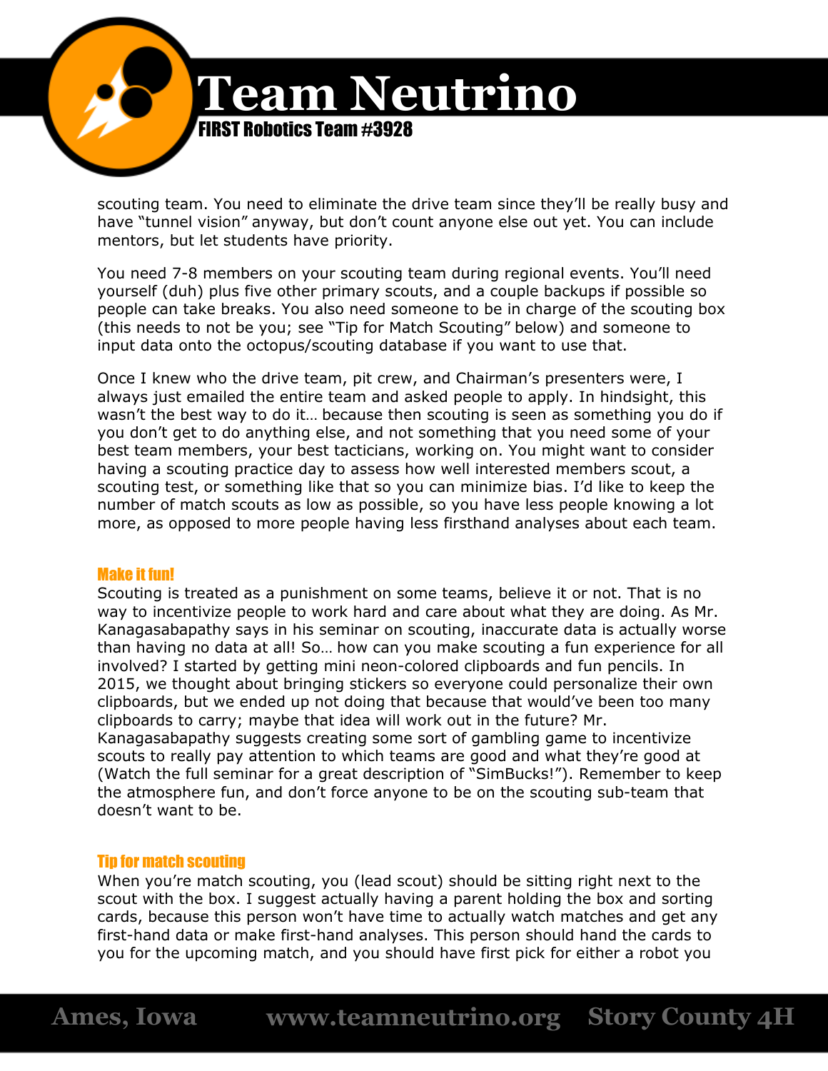scouting team. You need to eliminate the drive team since they'll be really busy and have "tunnel vision" anyway, but don't count anyone else out yet. You can include mentors, but let students have priority.

You need 7-8 members on your scouting team during regional events. You'll need yourself (duh) plus five other primary scouts, and a couple backups if possible so people can take breaks. You also need someone to be in charge of the scouting box (this needs to not be you; see "Tip for Match Scouting" below) and someone to input data onto the octopus/scouting database if you want to use that.

Once I knew who the drive team, pit crew, and Chairman's presenters were, I always just emailed the entire team and asked people to apply. In hindsight, this wasn't the best way to do it… because then scouting is seen as something you do if you don't get to do anything else, and not something that you need some of your best team members, your best tacticians, working on. You might want to consider having a scouting practice day to assess how well interested members scout, a scouting test, or something like that so you can minimize bias. I'd like to keep the number of match scouts as low as possible, so you have less people knowing a lot more, as opposed to more people having less firsthand analyses about each team.

### Make it fun!

Scouting is treated as a punishment on some teams, believe it or not. That is no way to incentivize people to work hard and care about what they are doing. As Mr. Kanagasabapathy says in his seminar on scouting, inaccurate data is actually worse than having no data at all! So… how can you make scouting a fun experience for all involved? I started by getting mini neon-colored clipboards and fun pencils. In 2015, we thought about bringing stickers so everyone could personalize their own clipboards, but we ended up not doing that because that would've been too many clipboards to carry; maybe that idea will work out in the future? Mr. Kanagasabapathy suggests creating some sort of gambling game to incentivize scouts to really pay attention to which teams are good and what they're good at (Watch the full seminar for a great description of "SimBucks!"). Remember to keep the atmosphere fun, and don't force anyone to be on the scouting sub-team that doesn't want to be.

### Tip for match scouting

When you're match scouting, you (lead scout) should be sitting right next to the scout with the box. I suggest actually having a parent holding the box and sorting cards, because this person won't have time to actually watch matches and get any first-hand data or make first-hand analyses. This person should hand the cards to you for the upcoming match, and you should have first pick for either a robot you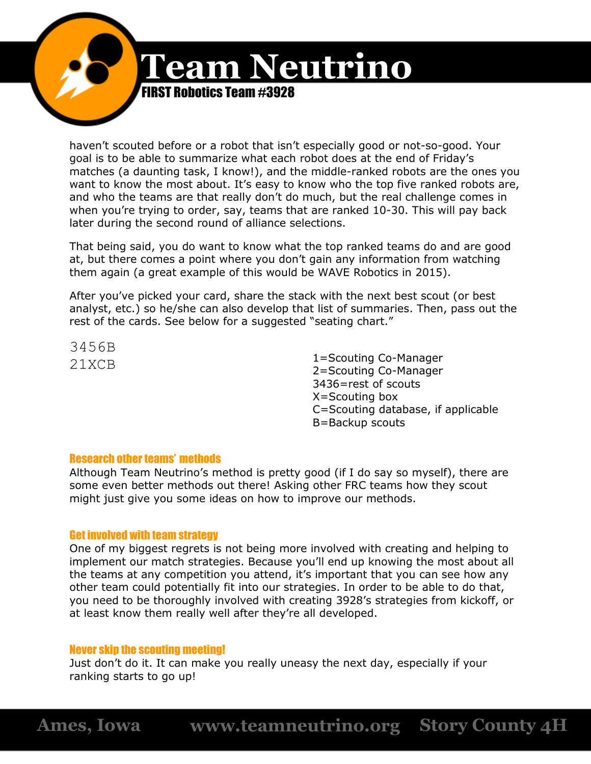haven't scouted before or a robot that isn't especially good or not-so-good. Your goal is to be able to summarize what each robot does at the end of Friday's matches (a daunting task, I know!), and the middle-ranked robots are the ones you want to know the most about. It's easy to know who the top five ranked robots are, and who the teams are that really don't do much, but the real challenge comes in when you're trying to order, say, teams that are ranked 10-30. This will pay back later during the second round of alliance selections.

That being said, you do want to know what the top ranked teams do and are good at, but there comes a point where you don't gain any information from watching them again (a great example of this would be WAVE Robotics in 2015).

After you've picked your card, share the stack with the next best scout (or best analyst, etc.) so he/she can also develop that list of summaries. Then, pass out the rest of the cards. See below for a suggested "seating chart."

```
3456B
21XCB
```

1=Scouting Co-Manager
2=Scouting Co-Manager
3436=rest of scouts
X=Scouting box
C=Scouting database, if applicable
B=Backup scouts

### Research other teams' methods

Although Team Neutrino's method is pretty good (if I do say so myself), there are some even better methods out there! Asking other FRC teams how they scout might just give you some ideas on how to improve our methods.

### Get involved with team strategy

One of my biggest regrets is not being more involved with creating and helping to implement our match strategies. Because you'll end up knowing the most about all the teams at any competition you attend, it's important that you can see how any other team could potentially fit into our strategies. In order to be able to do that, you need to be thoroughly involved with creating 3928's strategies from kickoff, or at least know them really well after they're all developed.

### Never skip the scouting meeting!

Just don't do it. It can make you really uneasy the next day, especially if your ranking starts to go up!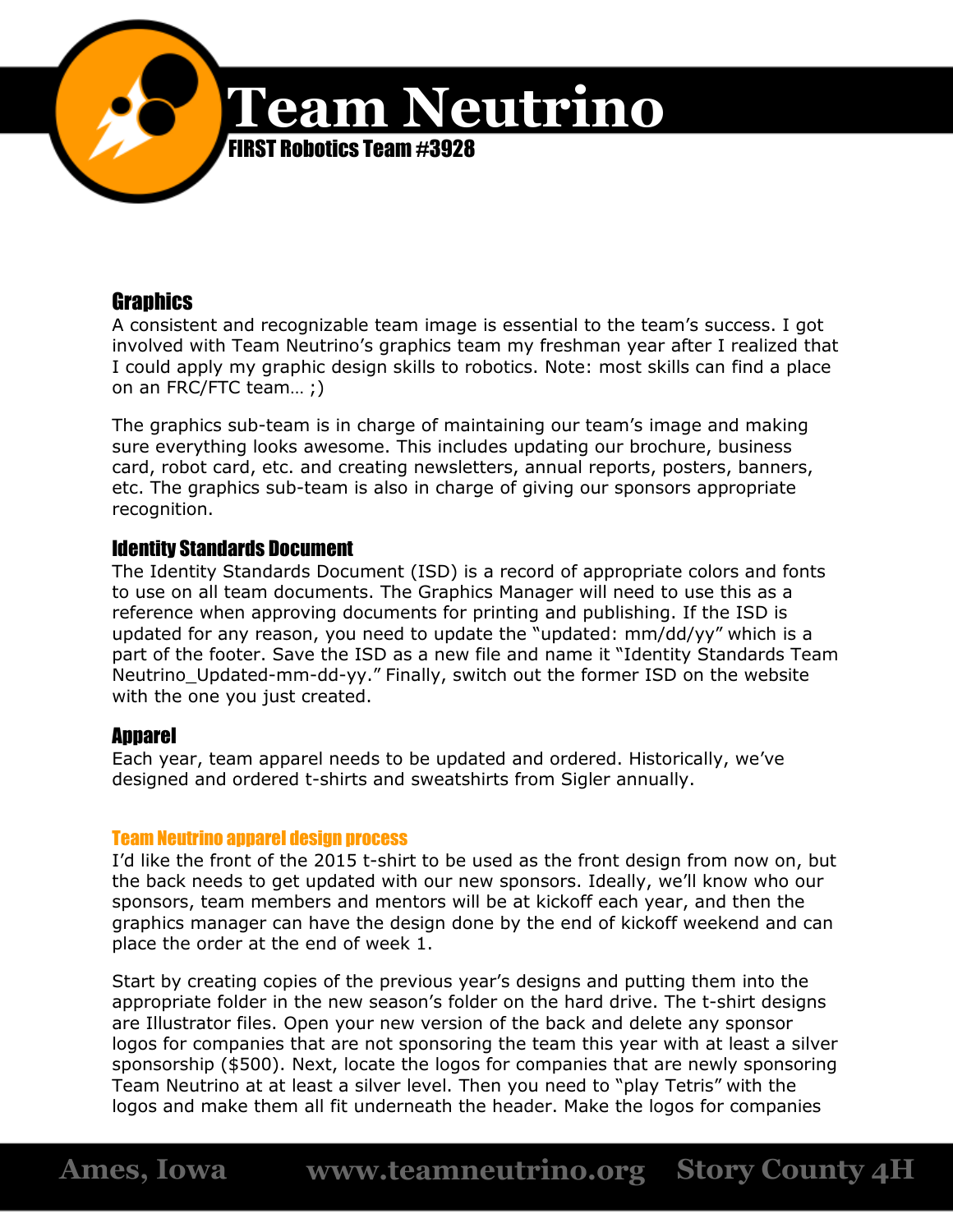## Graphics

A consistent and recognizable team image is essential to the team's success. I got involved with Team Neutrino's graphics team my freshman year after I realized that I could apply my graphic design skills to robotics. Note: most skills can find a place on an FRC/FTC team… ;)

The graphics sub-team is in charge of maintaining our team's image and making sure everything looks awesome. This includes updating our brochure, business card, robot card, etc. and creating newsletters, annual reports, posters, banners, etc. The graphics sub-team is also in charge of giving our sponsors appropriate recognition.

### Identity Standards Document

The Identity Standards Document (ISD) is a record of appropriate colors and fonts to use on all team documents. The Graphics Manager will need to use this as a reference when approving documents for printing and publishing. If the ISD is updated for any reason, you need to update the "updated: mm/dd/yy" which is a part of the footer. Save the ISD as a new file and name it "Identity Standards Team Neutrino_Updated-mm-dd-yy." Finally, switch out the former ISD on the website with the one you just created.

### Apparel

Each year, team apparel needs to be updated and ordered. Historically, we've designed and ordered t-shirts and sweatshirts from Sigler annually.

#### Team Neutrino apparel design process

I'd like the front of the 2015 t-shirt to be used as the front design from now on, but the back needs to get updated with our new sponsors. Ideally, we'll know who our sponsors, team members and mentors will be at kickoff each year, and then the graphics manager can have the design done by the end of kickoff weekend and can place the order at the end of week 1.

Start by creating copies of the previous year's designs and putting them into the appropriate folder in the new season's folder on the hard drive. The t-shirt designs are Illustrator files. Open your new version of the back and delete any sponsor logos for companies that are not sponsoring the team this year with at least a silver sponsorship ($500). Next, locate the logos for companies that are newly sponsoring Team Neutrino at at least a silver level. Then you need to "play Tetris" with the logos and make them all fit underneath the header. Make the logos for companies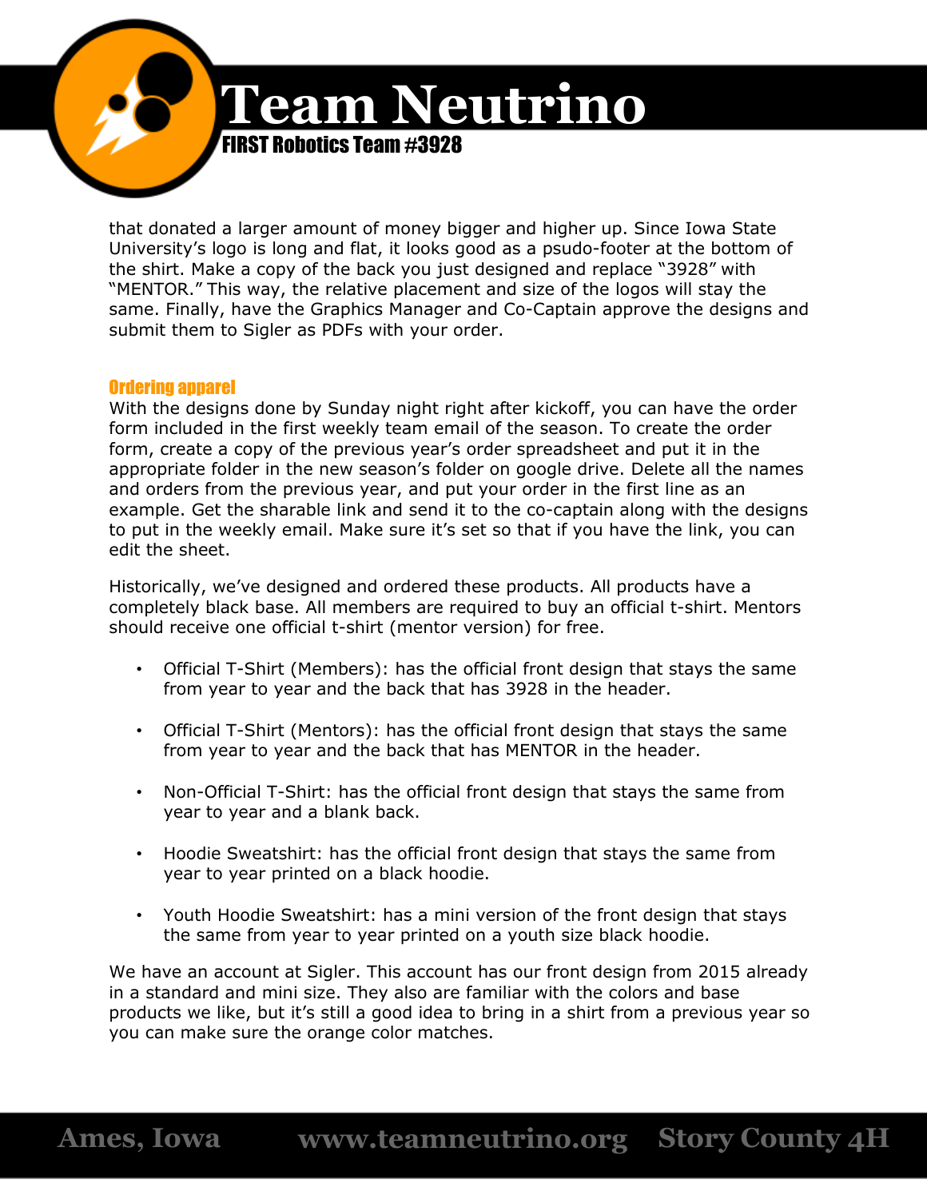that donated a larger amount of money bigger and higher up. Since Iowa State University's logo is long and flat, it looks good as a psudo-footer at the bottom of the shirt. Make a copy of the back you just designed and replace "3928" with "MENTOR." This way, the relative placement and size of the logos will stay the same. Finally, have the Graphics Manager and Co-Captain approve the designs and submit them to Sigler as PDFs with your order.

### Ordering apparel

With the designs done by Sunday night right after kickoff, you can have the order form included in the first weekly team email of the season. To create the order form, create a copy of the previous year's order spreadsheet and put it in the appropriate folder in the new season's folder on google drive. Delete all the names and orders from the previous year, and put your order in the first line as an example. Get the sharable link and send it to the co-captain along with the designs to put in the weekly email. Make sure it's set so that if you have the link, you can edit the sheet.

Historically, we've designed and ordered these products. All products have a completely black base. All members are required to buy an official t-shirt. Mentors should receive one official t-shirt (mentor version) for free.

- Official T-Shirt (Members): has the official front design that stays the same from year to year and the back that has 3928 in the header.
- Official T-Shirt (Mentors): has the official front design that stays the same from year to year and the back that has MENTOR in the header.
- Non-Official T-Shirt: has the official front design that stays the same from year to year and a blank back.
- Hoodie Sweatshirt: has the official front design that stays the same from year to year printed on a black hoodie.
- Youth Hoodie Sweatshirt: has a mini version of the front design that stays the same from year to year printed on a youth size black hoodie.

We have an account at Sigler. This account has our front design from 2015 already in a standard and mini size. They also are familiar with the colors and base products we like, but it's still a good idea to bring in a shirt from a previous year so you can make sure the orange color matches.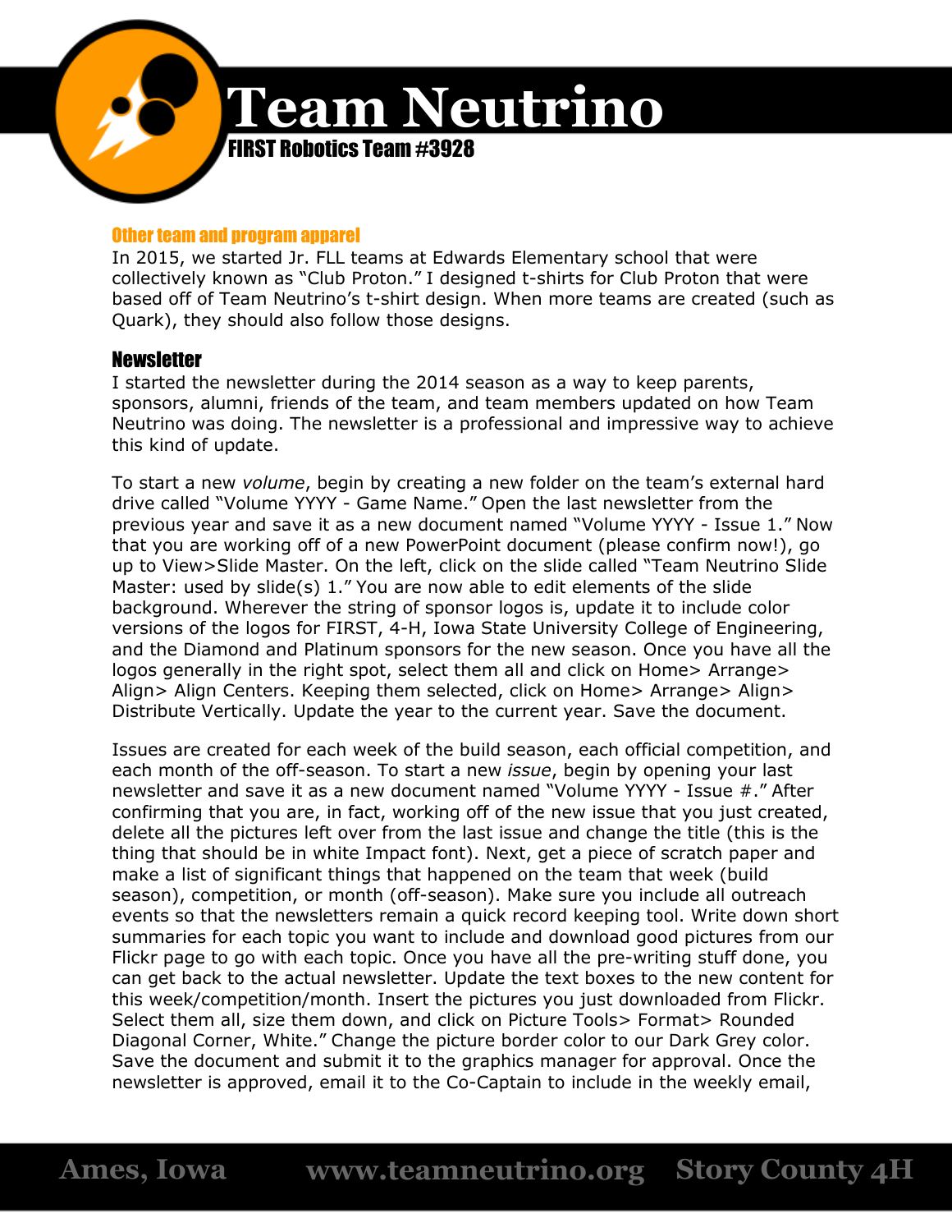### Other team and program apparel

In 2015, we started Jr. FLL teams at Edwards Elementary school that were collectively known as "Club Proton." I designed t-shirts for Club Proton that were based off of Team Neutrino's t-shirt design. When more teams are created (such as Quark), they should also follow those designs.

### Newsletter

I started the newsletter during the 2014 season as a way to keep parents, sponsors, alumni, friends of the team, and team members updated on how Team Neutrino was doing. The newsletter is a professional and impressive way to achieve this kind of update.

To start a new *volume*, begin by creating a new folder on the team's external hard drive called "Volume YYYY - Game Name." Open the last newsletter from the previous year and save it as a new document named "Volume YYYY - Issue 1." Now that you are working off of a new PowerPoint document (please confirm now!), go up to View>Slide Master. On the left, click on the slide called "Team Neutrino Slide Master: used by slide(s) 1." You are now able to edit elements of the slide background. Wherever the string of sponsor logos is, update it to include color versions of the logos for FIRST, 4-H, Iowa State University College of Engineering, and the Diamond and Platinum sponsors for the new season. Once you have all the logos generally in the right spot, select them all and click on Home> Arrange> Align> Align Centers. Keeping them selected, click on Home> Arrange> Align> Distribute Vertically. Update the year to the current year. Save the document.

Issues are created for each week of the build season, each official competition, and each month of the off-season. To start a new *issue*, begin by opening your last newsletter and save it as a new document named "Volume YYYY - Issue #." After confirming that you are, in fact, working off of the new issue that you just created, delete all the pictures left over from the last issue and change the title (this is the thing that should be in white Impact font). Next, get a piece of scratch paper and make a list of significant things that happened on the team that week (build season), competition, or month (off-season). Make sure you include all outreach events so that the newsletters remain a quick record keeping tool. Write down short summaries for each topic you want to include and download good pictures from our Flickr page to go with each topic. Once you have all the pre-writing stuff done, you can get back to the actual newsletter. Update the text boxes to the new content for this week/competition/month. Insert the pictures you just downloaded from Flickr. Select them all, size them down, and click on Picture Tools> Format> Rounded Diagonal Corner, White." Change the picture border color to our Dark Grey color. Save the document and submit it to the graphics manager for approval. Once the newsletter is approved, email it to the Co-Captain to include in the weekly email,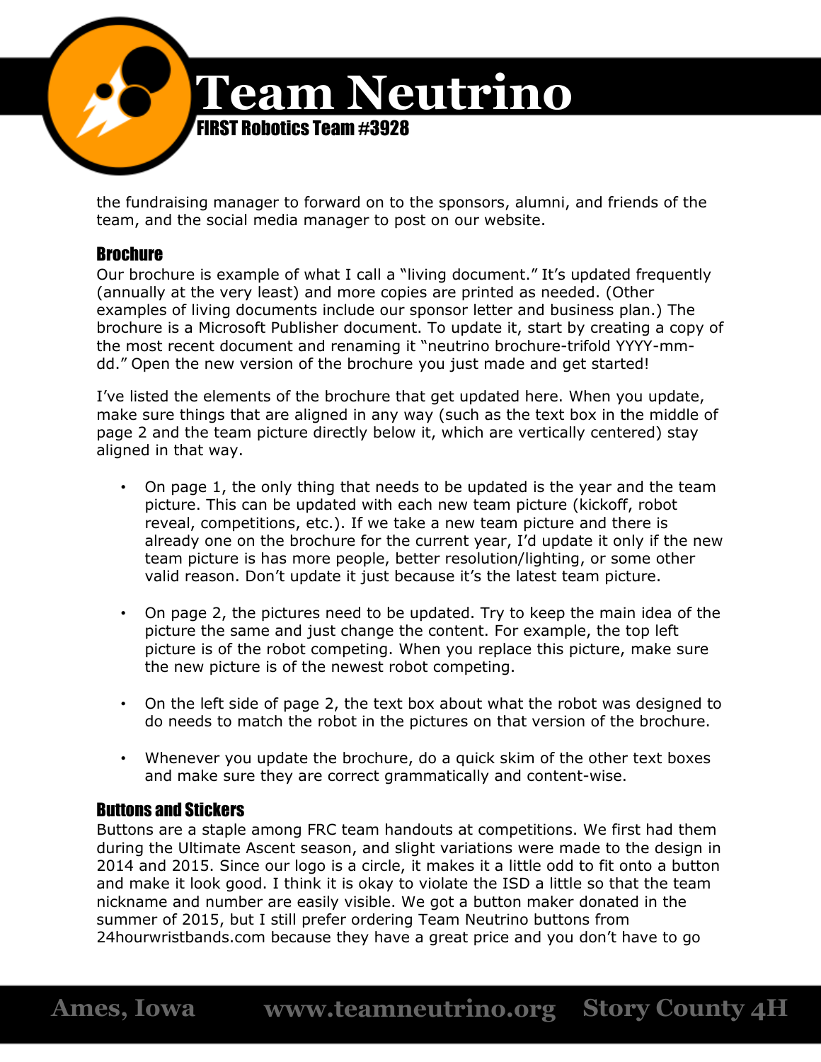the fundraising manager to forward on to the sponsors, alumni, and friends of the team, and the social media manager to post on our website.

### Brochure

Our brochure is example of what I call a "living document." It's updated frequently (annually at the very least) and more copies are printed as needed. (Other examples of living documents include our sponsor letter and business plan.) The brochure is a Microsoft Publisher document. To update it, start by creating a copy of the most recent document and renaming it "neutrino brochure-trifold YYYY-mm-dd." Open the new version of the brochure you just made and get started!

I've listed the elements of the brochure that get updated here. When you update, make sure things that are aligned in any way (such as the text box in the middle of page 2 and the team picture directly below it, which are vertically centered) stay aligned in that way.

- On page 1, the only thing that needs to be updated is the year and the team picture. This can be updated with each new team picture (kickoff, robot reveal, competitions, etc.). If we take a new team picture and there is already one on the brochure for the current year, I'd update it only if the new team picture is has more people, better resolution/lighting, or some other valid reason. Don't update it just because it's the latest team picture.

- On page 2, the pictures need to be updated. Try to keep the main idea of the picture the same and just change the content. For example, the top left picture is of the robot competing. When you replace this picture, make sure the new picture is of the newest robot competing.

- On the left side of page 2, the text box about what the robot was designed to do needs to match the robot in the pictures on that version of the brochure.

- Whenever you update the brochure, do a quick skim of the other text boxes and make sure they are correct grammatically and content-wise.

### Buttons and Stickers

Buttons are a staple among FRC team handouts at competitions. We first had them during the Ultimate Ascent season, and slight variations were made to the design in 2014 and 2015. Since our logo is a circle, it makes it a little odd to fit onto a button and make it look good. I think it is okay to violate the ISD a little so that the team nickname and number are easily visible. We got a button maker donated in the summer of 2015, but I still prefer ordering Team Neutrino buttons from 24hourwristbands.com because they have a great price and you don't have to go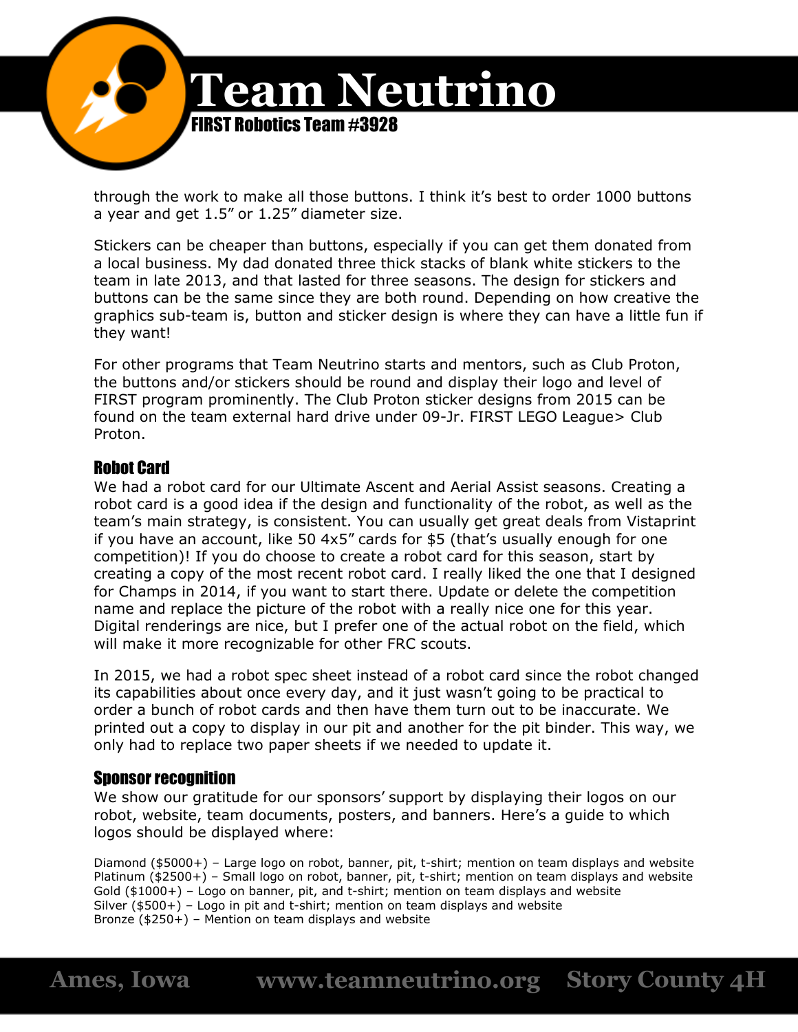through the work to make all those buttons. I think it's best to order 1000 buttons a year and get 1.5" or 1.25" diameter size.

Stickers can be cheaper than buttons, especially if you can get them donated from a local business. My dad donated three thick stacks of blank white stickers to the team in late 2013, and that lasted for three seasons. The design for stickers and buttons can be the same since they are both round. Depending on how creative the graphics sub-team is, button and sticker design is where they can have a little fun if they want!

For other programs that Team Neutrino starts and mentors, such as Club Proton, the buttons and/or stickers should be round and display their logo and level of FIRST program prominently. The Club Proton sticker designs from 2015 can be found on the team external hard drive under 09-Jr. FIRST LEGO League> Club Proton.

### Robot Card

We had a robot card for our Ultimate Ascent and Aerial Assist seasons. Creating a robot card is a good idea if the design and functionality of the robot, as well as the team's main strategy, is consistent. You can usually get great deals from Vistaprint if you have an account, like 50 4x5" cards for $5 (that's usually enough for one competition)! If you do choose to create a robot card for this season, start by creating a copy of the most recent robot card. I really liked the one that I designed for Champs in 2014, if you want to start there. Update or delete the competition name and replace the picture of the robot with a really nice one for this year. Digital renderings are nice, but I prefer one of the actual robot on the field, which will make it more recognizable for other FRC scouts.

In 2015, we had a robot spec sheet instead of a robot card since the robot changed its capabilities about once every day, and it just wasn't going to be practical to order a bunch of robot cards and then have them turn out to be inaccurate. We printed out a copy to display in our pit and another for the pit binder. This way, we only had to replace two paper sheets if we needed to update it.

### Sponsor recognition

We show our gratitude for our sponsors' support by displaying their logos on our robot, website, team documents, posters, and banners. Here's a guide to which logos should be displayed where:

Diamond ($5000+) – Large logo on robot, banner, pit, t-shirt; mention on team displays and website
Platinum ($2500+) – Small logo on robot, banner, pit, t-shirt; mention on team displays and website
Gold ($1000+) – Logo on banner, pit, and t-shirt; mention on team displays and website
Silver ($500+) – Logo in pit and t-shirt; mention on team displays and website
Bronze ($250+) – Mention on team displays and website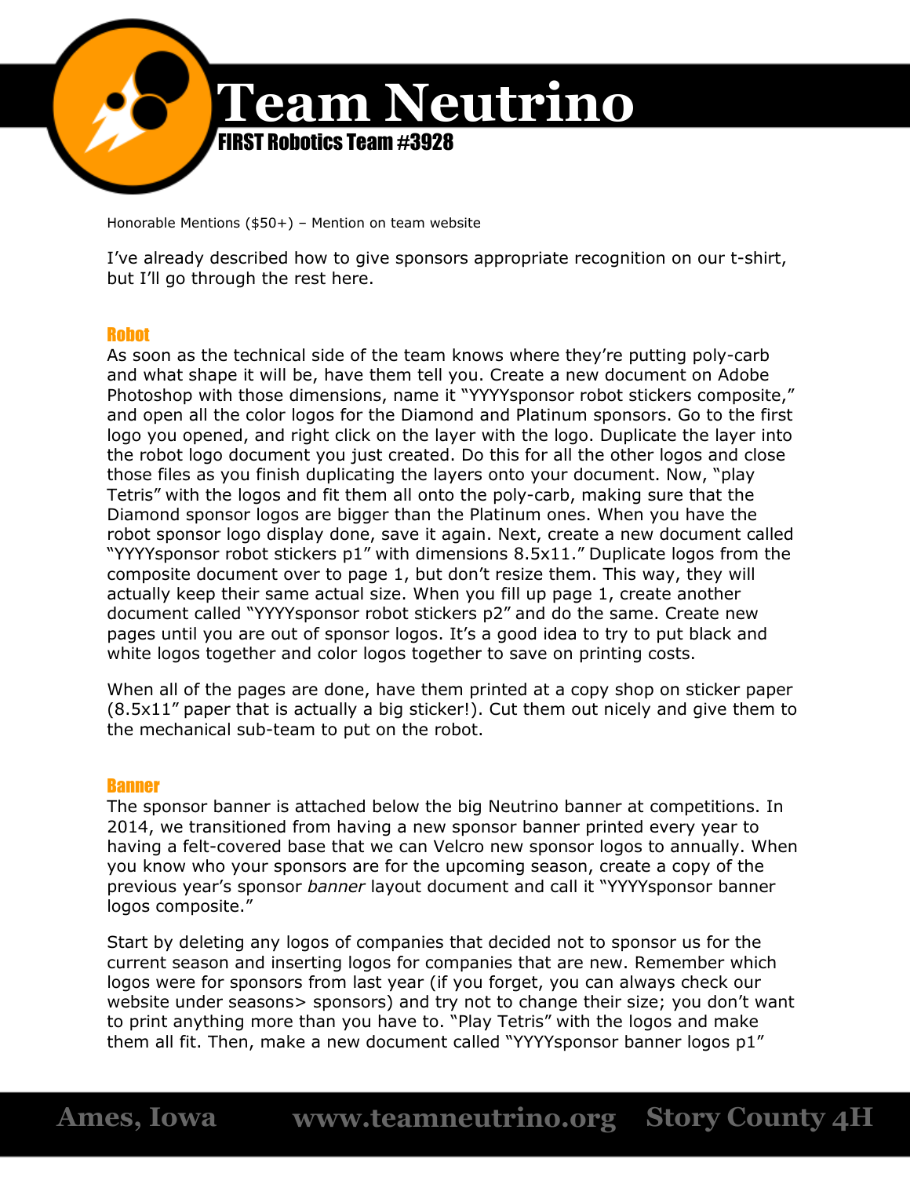Honorable Mentions ($50+) – Mention on team website

I've already described how to give sponsors appropriate recognition on our t-shirt, but I'll go through the rest here.

### Robot

As soon as the technical side of the team knows where they're putting poly-carb and what shape it will be, have them tell you. Create a new document on Adobe Photoshop with those dimensions, name it "YYYYsponsor robot stickers composite," and open all the color logos for the Diamond and Platinum sponsors. Go to the first logo you opened, and right click on the layer with the logo. Duplicate the layer into the robot logo document you just created. Do this for all the other logos and close those files as you finish duplicating the layers onto your document. Now, "play Tetris" with the logos and fit them all onto the poly-carb, making sure that the Diamond sponsor logos are bigger than the Platinum ones. When you have the robot sponsor logo display done, save it again. Next, create a new document called "YYYYsponsor robot stickers p1" with dimensions 8.5x11." Duplicate logos from the composite document over to page 1, but don't resize them. This way, they will actually keep their same actual size. When you fill up page 1, create another document called "YYYYsponsor robot stickers p2" and do the same. Create new pages until you are out of sponsor logos. It's a good idea to try to put black and white logos together and color logos together to save on printing costs.

When all of the pages are done, have them printed at a copy shop on sticker paper (8.5x11" paper that is actually a big sticker!). Cut them out nicely and give them to the mechanical sub-team to put on the robot.

### Banner

The sponsor banner is attached below the big Neutrino banner at competitions. In 2014, we transitioned from having a new sponsor banner printed every year to having a felt-covered base that we can Velcro new sponsor logos to annually. When you know who your sponsors are for the upcoming season, create a copy of the previous year's sponsor *banner* layout document and call it "YYYYsponsor banner logos composite."

Start by deleting any logos of companies that decided not to sponsor us for the current season and inserting logos for companies that are new. Remember which logos were for sponsors from last year (if you forget, you can always check our website under seasons> sponsors) and try not to change their size; you don't want to print anything more than you have to. "Play Tetris" with the logos and make them all fit. Then, make a new document called "YYYYsponsor banner logos p1"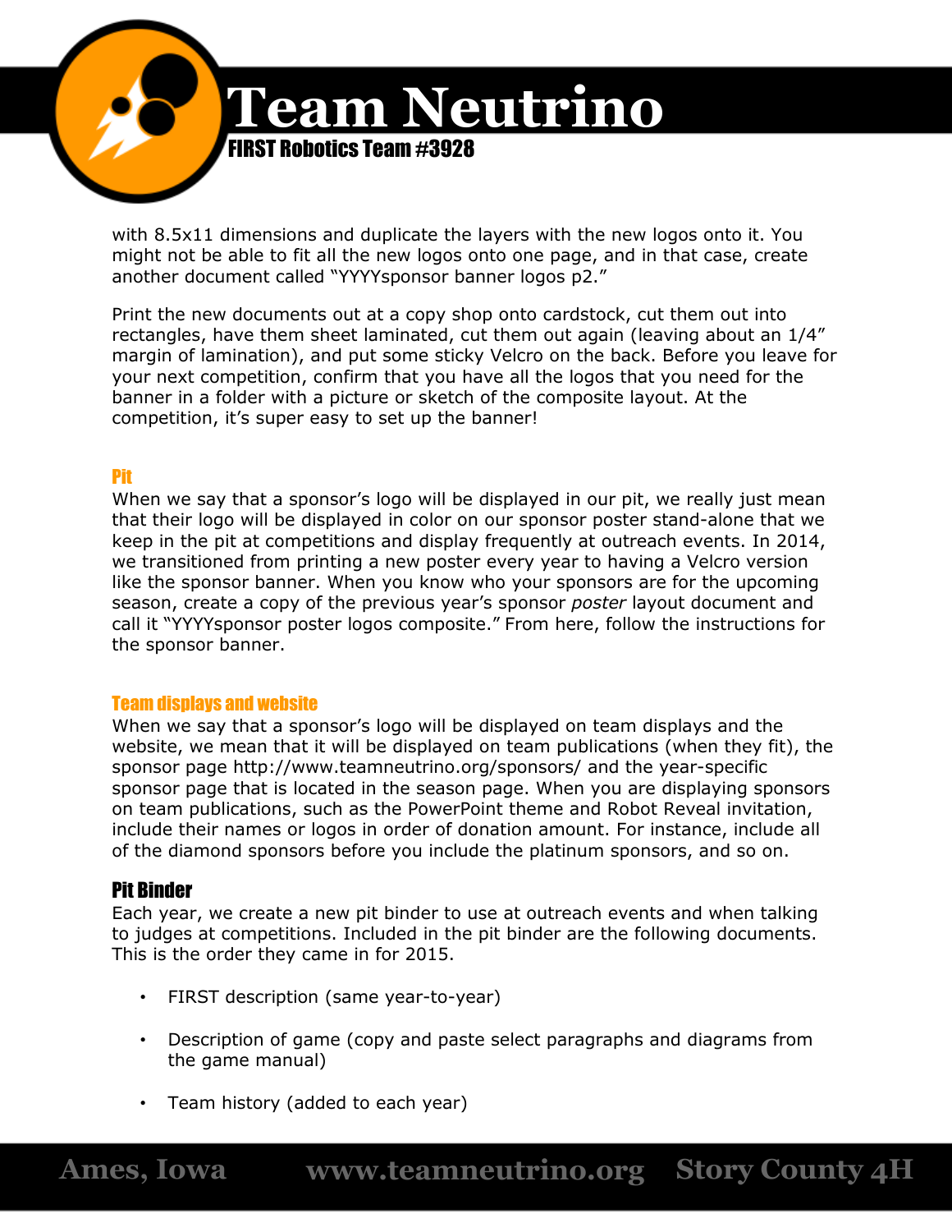with 8.5x11 dimensions and duplicate the layers with the new logos onto it. You might not be able to fit all the new logos onto one page, and in that case, create another document called "YYYYsponsor banner logos p2."

Print the new documents out at a copy shop onto cardstock, cut them out into rectangles, have them sheet laminated, cut them out again (leaving about an 1/4" margin of lamination), and put some sticky Velcro on the back. Before you leave for your next competition, confirm that you have all the logos that you need for the banner in a folder with a picture or sketch of the composite layout. At the competition, it's super easy to set up the banner!

### Pit

When we say that a sponsor's logo will be displayed in our pit, we really just mean that their logo will be displayed in color on our sponsor poster stand-alone that we keep in the pit at competitions and display frequently at outreach events. In 2014, we transitioned from printing a new poster every year to having a Velcro version like the sponsor banner. When you know who your sponsors are for the upcoming season, create a copy of the previous year's sponsor *poster* layout document and call it "YYYYsponsor poster logos composite." From here, follow the instructions for the sponsor banner.

### Team displays and website

When we say that a sponsor's logo will be displayed on team displays and the website, we mean that it will be displayed on team publications (when they fit), the sponsor page http://www.teamneutrino.org/sponsors/ and the year-specific sponsor page that is located in the season page. When you are displaying sponsors on team publications, such as the PowerPoint theme and Robot Reveal invitation, include their names or logos in order of donation amount. For instance, include all of the diamond sponsors before you include the platinum sponsors, and so on.

## Pit Binder

Each year, we create a new pit binder to use at outreach events and when talking to judges at competitions. Included in the pit binder are the following documents. This is the order they came in for 2015.

- FIRST description (same year-to-year)
- Description of game (copy and paste select paragraphs and diagrams from the game manual)
- Team history (added to each year)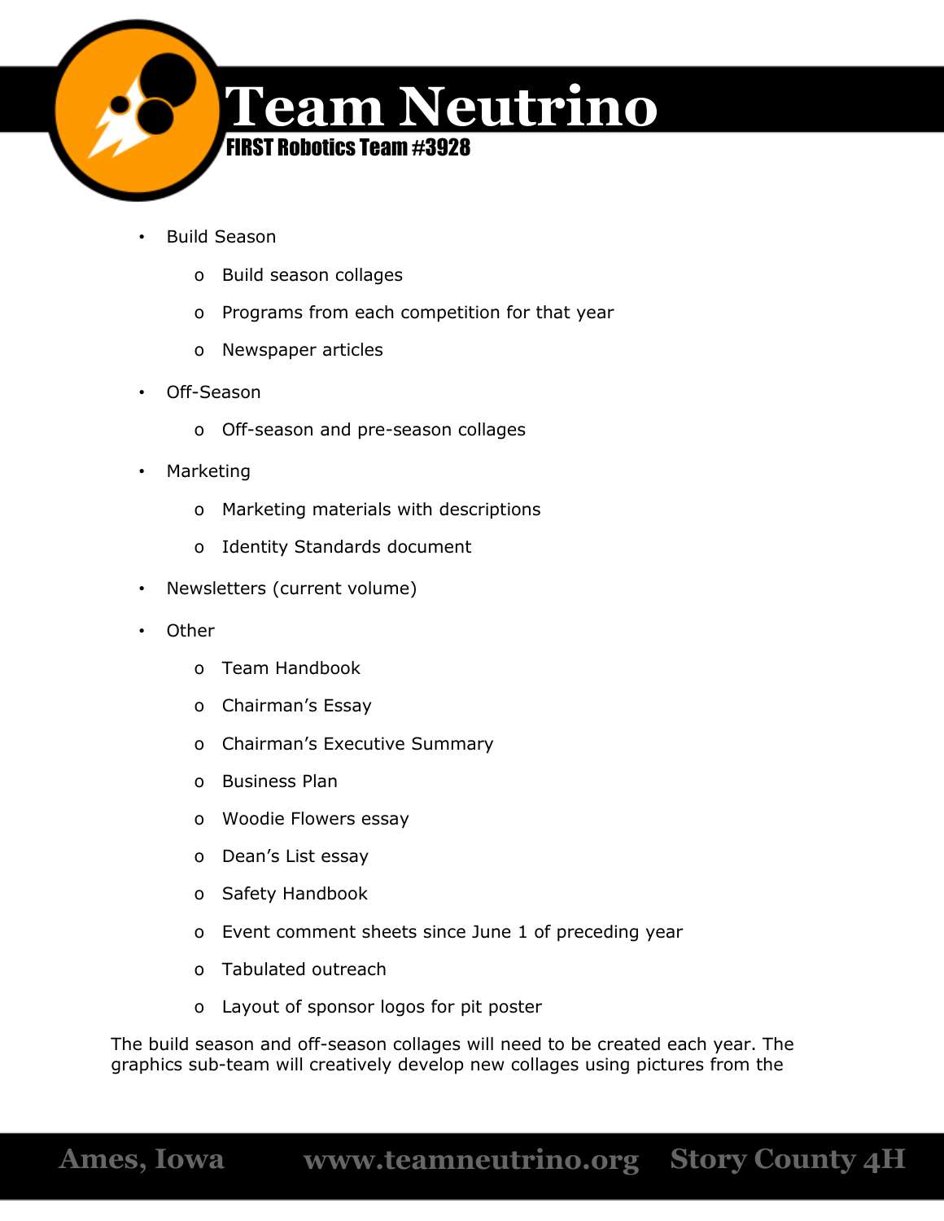- Build Season
  - Build season collages
  - Programs from each competition for that year
  - Newspaper articles
- Off-Season
  - Off-season and pre-season collages
- Marketing
  - Marketing materials with descriptions
  - Identity Standards document
- Newsletters (current volume)
- Other
  - Team Handbook
  - Chairman's Essay
  - Chairman's Executive Summary
  - Business Plan
  - Woodie Flowers essay
  - Dean's List essay
  - Safety Handbook
  - Event comment sheets since June 1 of preceding year
  - Tabulated outreach
  - Layout of sponsor logos for pit poster

The build season and off-season collages will need to be created each year. The graphics sub-team will creatively develop new collages using pictures from the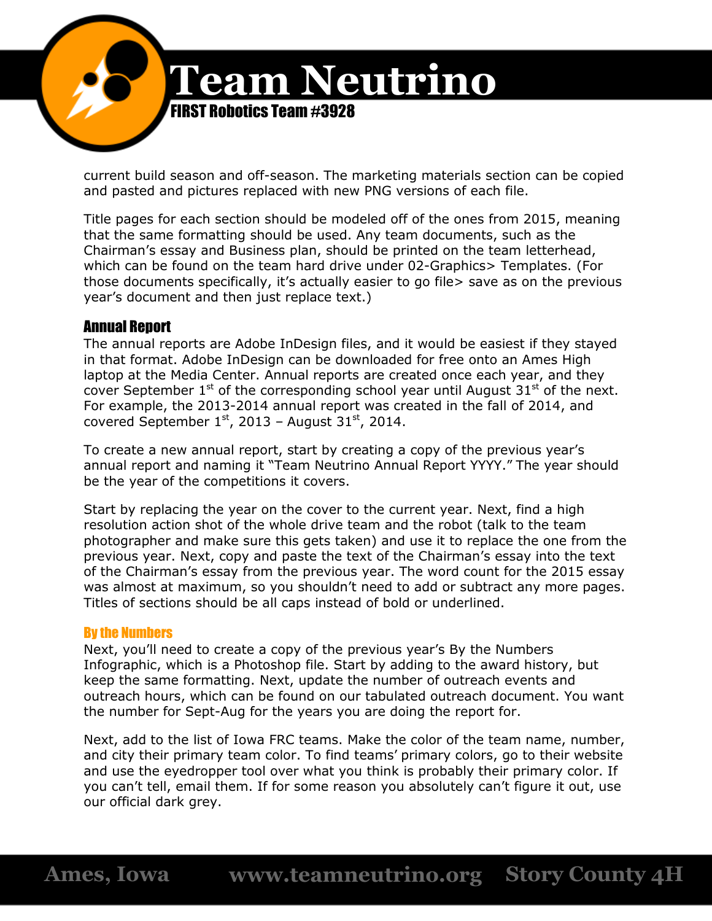current build season and off-season. The marketing materials section can be copied and pasted and pictures replaced with new PNG versions of each file.

Title pages for each section should be modeled off of the ones from 2015, meaning that the same formatting should be used. Any team documents, such as the Chairman's essay and Business plan, should be printed on the team letterhead, which can be found on the team hard drive under 02-Graphics> Templates. (For those documents specifically, it's actually easier to go file> save as on the previous year's document and then just replace text.)

## Annual Report

The annual reports are Adobe InDesign files, and it would be easiest if they stayed in that format. Adobe InDesign can be downloaded for free onto an Ames High laptop at the Media Center. Annual reports are created once each year, and they cover September 1st of the corresponding school year until August 31st of the next. For example, the 2013-2014 annual report was created in the fall of 2014, and covered September 1st, 2013 – August 31st, 2014.

To create a new annual report, start by creating a copy of the previous year's annual report and naming it "Team Neutrino Annual Report YYYY." The year should be the year of the competitions it covers.

Start by replacing the year on the cover to the current year. Next, find a high resolution action shot of the whole drive team and the robot (talk to the team photographer and make sure this gets taken) and use it to replace the one from the previous year. Next, copy and paste the text of the Chairman's essay into the text of the Chairman's essay from the previous year. The word count for the 2015 essay was almost at maximum, so you shouldn't need to add or subtract any more pages. Titles of sections should be all caps instead of bold or underlined.

### By the Numbers

Next, you'll need to create a copy of the previous year's By the Numbers Infographic, which is a Photoshop file. Start by adding to the award history, but keep the same formatting. Next, update the number of outreach events and outreach hours, which can be found on our tabulated outreach document. You want the number for Sept-Aug for the years you are doing the report for.

Next, add to the list of Iowa FRC teams. Make the color of the team name, number, and city their primary team color. To find teams' primary colors, go to their website and use the eyedropper tool over what you think is probably their primary color. If you can't tell, email them. If for some reason you absolutely can't figure it out, use our official dark grey.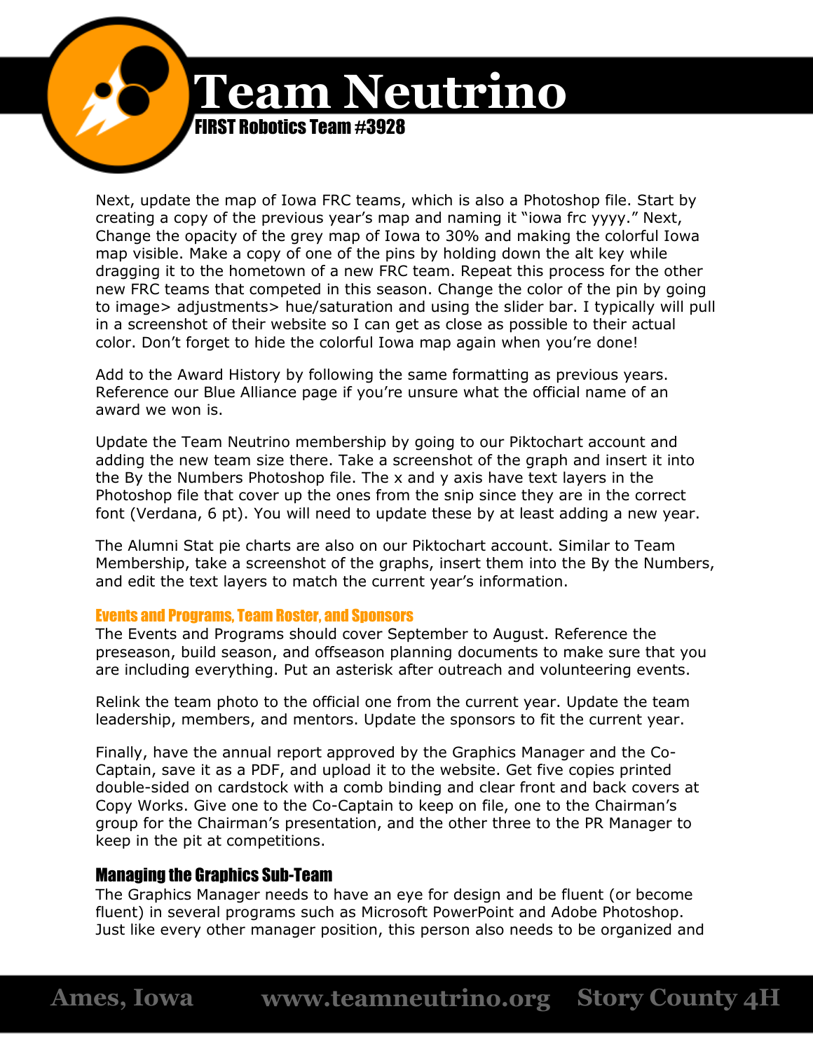Next, update the map of Iowa FRC teams, which is also a Photoshop file. Start by creating a copy of the previous year's map and naming it "iowa frc yyyy." Next, Change the opacity of the grey map of Iowa to 30% and making the colorful Iowa map visible. Make a copy of one of the pins by holding down the alt key while dragging it to the hometown of a new FRC team. Repeat this process for the other new FRC teams that competed in this season. Change the color of the pin by going to image> adjustments> hue/saturation and using the slider bar. I typically will pull in a screenshot of their website so I can get as close as possible to their actual color. Don't forget to hide the colorful Iowa map again when you're done!

Add to the Award History by following the same formatting as previous years. Reference our Blue Alliance page if you're unsure what the official name of an award we won is.

Update the Team Neutrino membership by going to our Piktochart account and adding the new team size there. Take a screenshot of the graph and insert it into the By the Numbers Photoshop file. The x and y axis have text layers in the Photoshop file that cover up the ones from the snip since they are in the correct font (Verdana, 6 pt). You will need to update these by at least adding a new year.

The Alumni Stat pie charts are also on our Piktochart account. Similar to Team Membership, take a screenshot of the graphs, insert them into the By the Numbers, and edit the text layers to match the current year's information.

### Events and Programs, Team Roster, and Sponsors

The Events and Programs should cover September to August. Reference the preseason, build season, and offseason planning documents to make sure that you are including everything. Put an asterisk after outreach and volunteering events.

Relink the team photo to the official one from the current year. Update the team leadership, members, and mentors. Update the sponsors to fit the current year.

Finally, have the annual report approved by the Graphics Manager and the Co-Captain, save it as a PDF, and upload it to the website. Get five copies printed double-sided on cardstock with a comb binding and clear front and back covers at Copy Works. Give one to the Co-Captain to keep on file, one to the Chairman's group for the Chairman's presentation, and the other three to the PR Manager to keep in the pit at competitions.

## Managing the Graphics Sub-Team

The Graphics Manager needs to have an eye for design and be fluent (or become fluent) in several programs such as Microsoft PowerPoint and Adobe Photoshop. Just like every other manager position, this person also needs to be organized and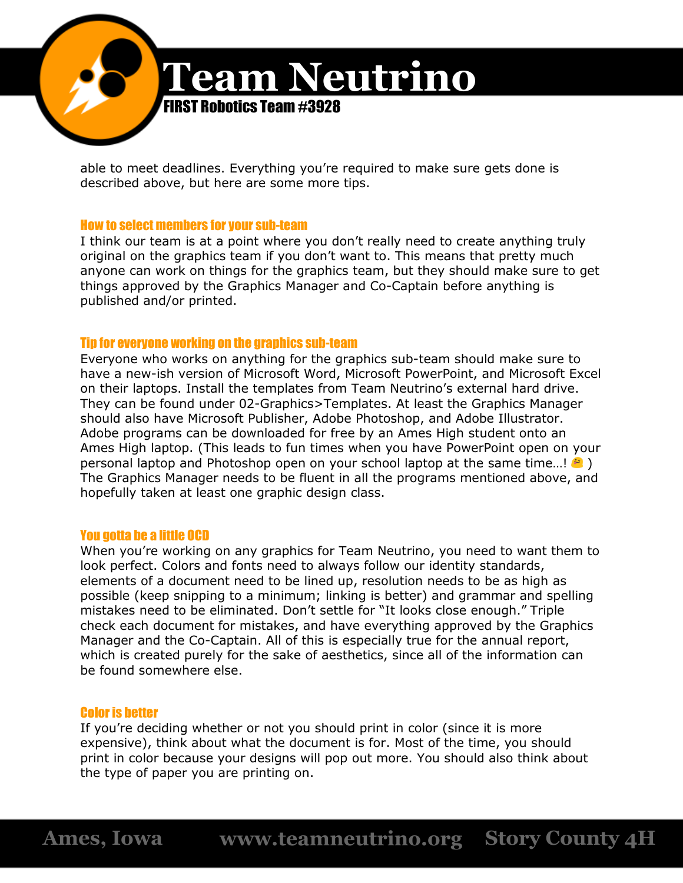able to meet deadlines. Everything you're required to make sure gets done is described above, but here are some more tips.

### How to select members for your sub-team

I think our team is at a point where you don't really need to create anything truly original on the graphics team if you don't want to. This means that pretty much anyone can work on things for the graphics team, but they should make sure to get things approved by the Graphics Manager and Co-Captain before anything is published and/or printed.

### Tip for everyone working on the graphics sub-team

Everyone who works on anything for the graphics sub-team should make sure to have a new-ish version of Microsoft Word, Microsoft PowerPoint, and Microsoft Excel on their laptops. Install the templates from Team Neutrino's external hard drive. They can be found under 02-Graphics>Templates. At least the Graphics Manager should also have Microsoft Publisher, Adobe Photoshop, and Adobe Illustrator. Adobe programs can be downloaded for free by an Ames High student onto an Ames High laptop. (This leads to fun times when you have PowerPoint open on your personal laptop and Photoshop open on your school laptop at the same time…! 🤗 ) The Graphics Manager needs to be fluent in all the programs mentioned above, and hopefully taken at least one graphic design class.

### You gotta be a little OCD

When you're working on any graphics for Team Neutrino, you need to want them to look perfect. Colors and fonts need to always follow our identity standards, elements of a document need to be lined up, resolution needs to be as high as possible (keep snipping to a minimum; linking is better) and grammar and spelling mistakes need to be eliminated. Don't settle for "It looks close enough." Triple check each document for mistakes, and have everything approved by the Graphics Manager and the Co-Captain. All of this is especially true for the annual report, which is created purely for the sake of aesthetics, since all of the information can be found somewhere else.

### Color is better

If you're deciding whether or not you should print in color (since it is more expensive), think about what the document is for. Most of the time, you should print in color because your designs will pop out more. You should also think about the type of paper you are printing on.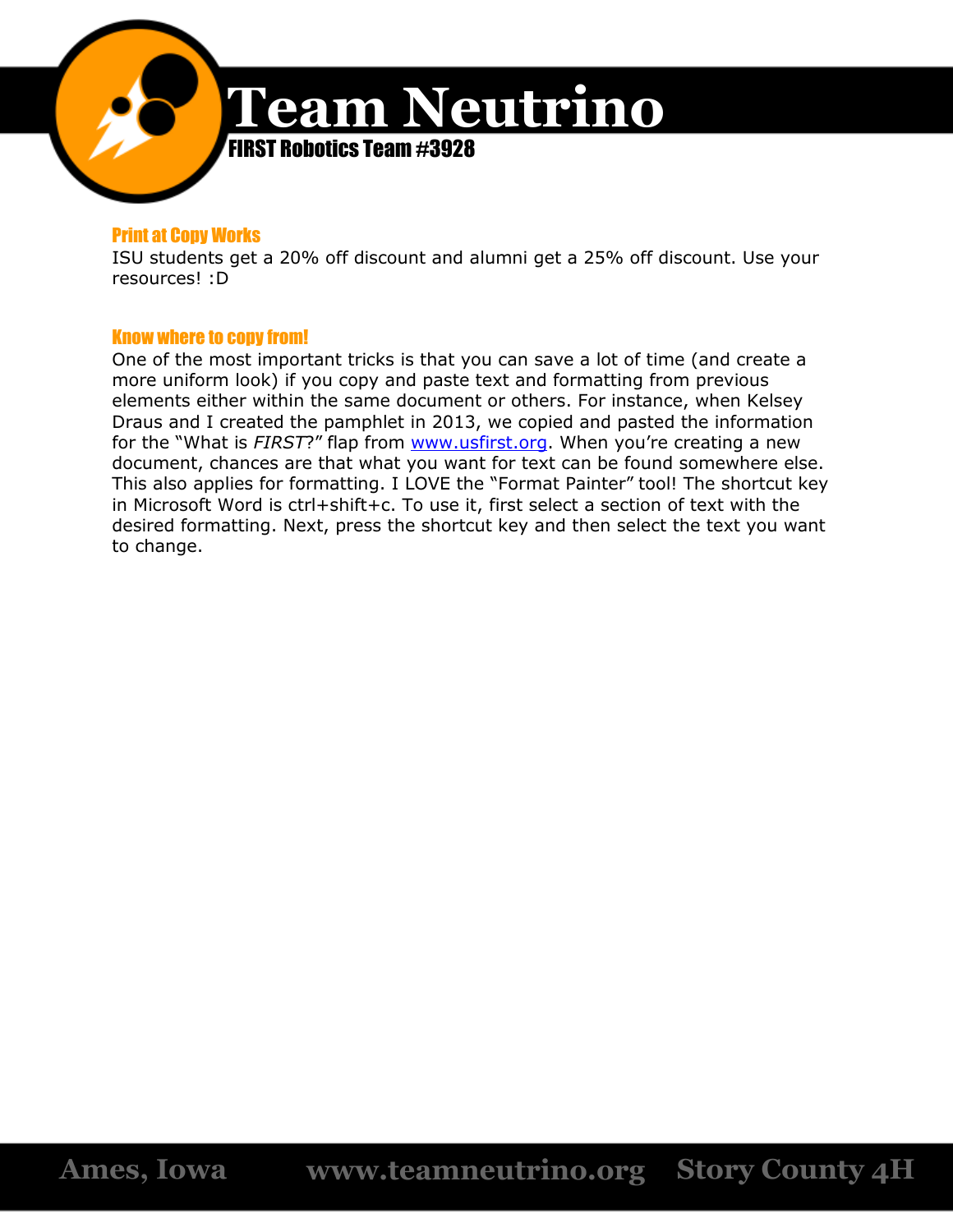### Print at Copy Works

ISU students get a 20% off discount and alumni get a 25% off discount. Use your resources! :D

### Know where to copy from!

One of the most important tricks is that you can save a lot of time (and create a more uniform look) if you copy and paste text and formatting from previous elements either within the same document or others. For instance, when Kelsey Draus and I created the pamphlet in 2013, we copied and pasted the information for the "What is *FIRST*?" flap from www.usfirst.org. When you're creating a new document, chances are that what you want for text can be found somewhere else. This also applies for formatting. I LOVE the "Format Painter" tool! The shortcut key in Microsoft Word is ctrl+shift+c. To use it, first select a section of text with the desired formatting. Next, press the shortcut key and then select the text you want to change.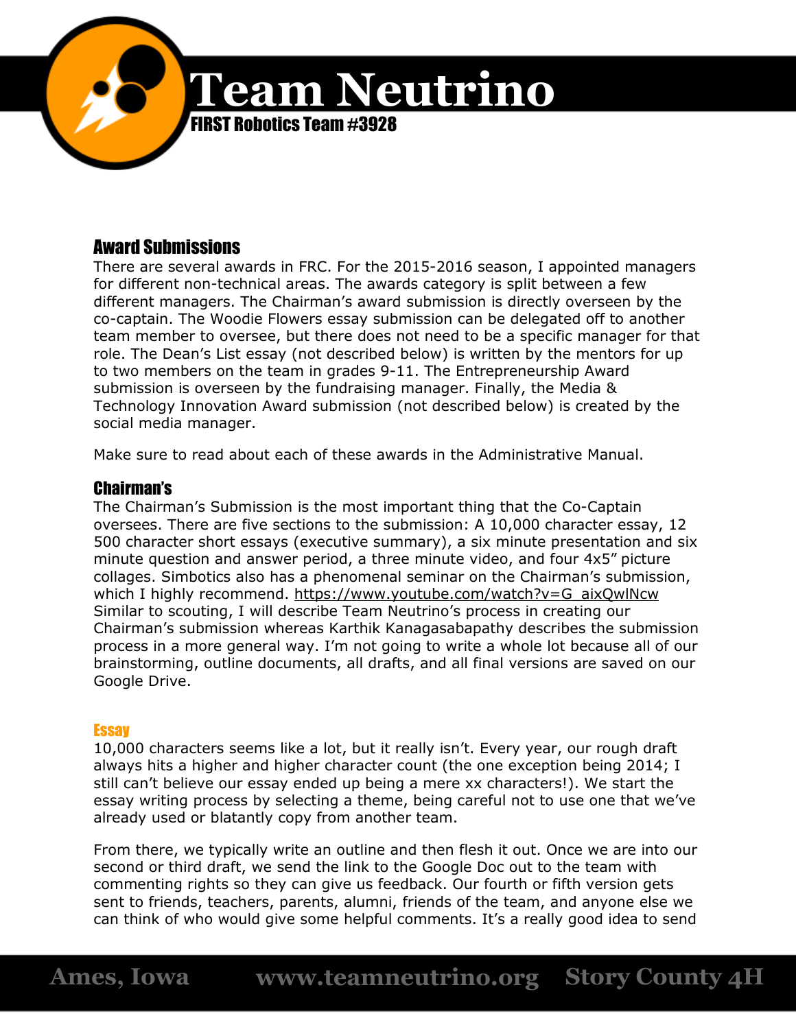## Award Submissions

There are several awards in FRC. For the 2015-2016 season, I appointed managers for different non-technical areas. The awards category is split between a few different managers. The Chairman's award submission is directly overseen by the co-captain. The Woodie Flowers essay submission can be delegated off to another team member to oversee, but there does not need to be a specific manager for that role. The Dean's List essay (not described below) is written by the mentors for up to two members on the team in grades 9-11. The Entrepreneurship Award submission is overseen by the fundraising manager. Finally, the Media & Technology Innovation Award submission (not described below) is created by the social media manager.

Make sure to read about each of these awards in the Administrative Manual.

### Chairman's

The Chairman's Submission is the most important thing that the Co-Captain oversees. There are five sections to the submission: A 10,000 character essay, 12 500 character short essays (executive summary), a six minute presentation and six minute question and answer period, a three minute video, and four 4x5" picture collages. Simbotics also has a phenomenal seminar on the Chairman's submission, which I highly recommend. https://www.youtube.com/watch?v=G_aixQwlNcw Similar to scouting, I will describe Team Neutrino's process in creating our Chairman's submission whereas Karthik Kanagasabapathy describes the submission process in a more general way. I'm not going to write a whole lot because all of our brainstorming, outline documents, all drafts, and all final versions are saved on our Google Drive.

#### Essay

10,000 characters seems like a lot, but it really isn't. Every year, our rough draft always hits a higher and higher character count (the one exception being 2014; I still can't believe our essay ended up being a mere xx characters!). We start the essay writing process by selecting a theme, being careful not to use one that we've already used or blatantly copy from another team.

From there, we typically write an outline and then flesh it out. Once we are into our second or third draft, we send the link to the Google Doc out to the team with commenting rights so they can give us feedback. Our fourth or fifth version gets sent to friends, teachers, parents, alumni, friends of the team, and anyone else we can think of who would give some helpful comments. It's a really good idea to send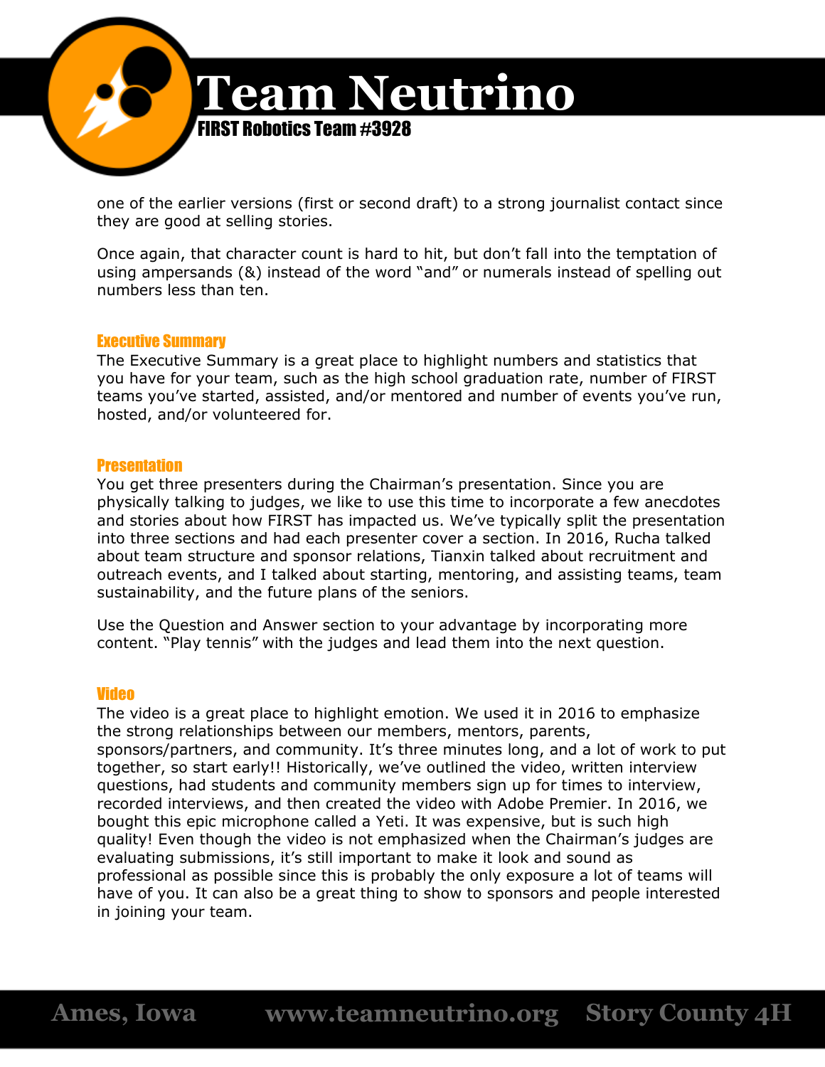one of the earlier versions (first or second draft) to a strong journalist contact since they are good at selling stories.

Once again, that character count is hard to hit, but don't fall into the temptation of using ampersands (&) instead of the word "and" or numerals instead of spelling out numbers less than ten.

### Executive Summary

The Executive Summary is a great place to highlight numbers and statistics that you have for your team, such as the high school graduation rate, number of FIRST teams you've started, assisted, and/or mentored and number of events you've run, hosted, and/or volunteered for.

### Presentation

You get three presenters during the Chairman's presentation. Since you are physically talking to judges, we like to use this time to incorporate a few anecdotes and stories about how FIRST has impacted us. We've typically split the presentation into three sections and had each presenter cover a section. In 2016, Rucha talked about team structure and sponsor relations, Tianxin talked about recruitment and outreach events, and I talked about starting, mentoring, and assisting teams, team sustainability, and the future plans of the seniors.

Use the Question and Answer section to your advantage by incorporating more content. "Play tennis" with the judges and lead them into the next question.

### Video

The video is a great place to highlight emotion. We used it in 2016 to emphasize the strong relationships between our members, mentors, parents, sponsors/partners, and community. It's three minutes long, and a lot of work to put together, so start early!! Historically, we've outlined the video, written interview questions, had students and community members sign up for times to interview, recorded interviews, and then created the video with Adobe Premier. In 2016, we bought this epic microphone called a Yeti. It was expensive, but is such high quality! Even though the video is not emphasized when the Chairman's judges are evaluating submissions, it's still important to make it look and sound as professional as possible since this is probably the only exposure a lot of teams will have of you. It can also be a great thing to show to sponsors and people interested in joining your team.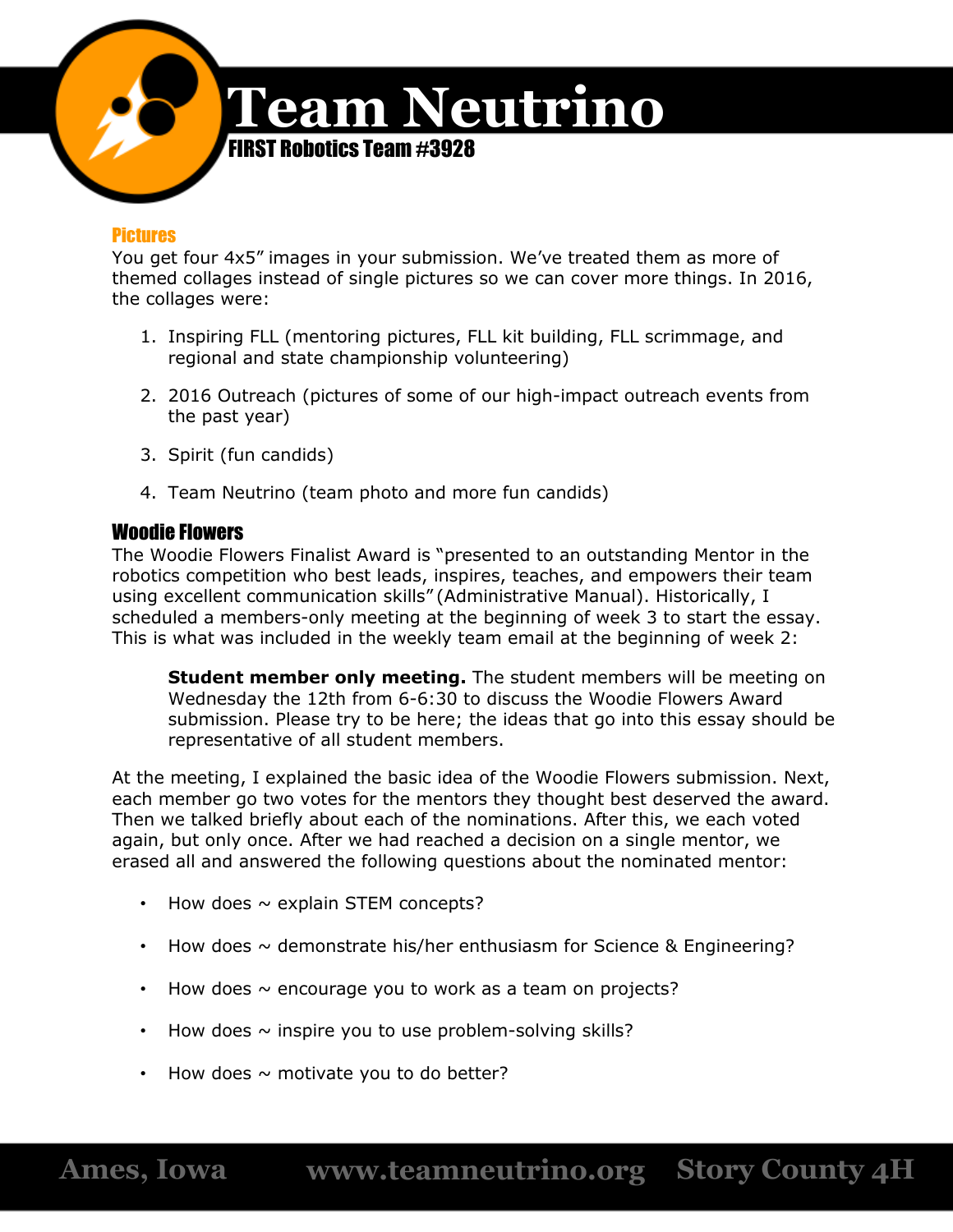## Pictures

You get four 4x5" images in your submission. We've treated them as more of themed collages instead of single pictures so we can cover more things. In 2016, the collages were:

1. Inspiring FLL (mentoring pictures, FLL kit building, FLL scrimmage, and regional and state championship volunteering)
2. 2016 Outreach (pictures of some of our high-impact outreach events from the past year)
3. Spirit (fun candids)
4. Team Neutrino (team photo and more fun candids)

## Woodie Flowers

The Woodie Flowers Finalist Award is "presented to an outstanding Mentor in the robotics competition who best leads, inspires, teaches, and empowers their team using excellent communication skills" (Administrative Manual). Historically, I scheduled a members-only meeting at the beginning of week 3 to start the essay. This is what was included in the weekly team email at the beginning of week 2:

> **Student member only meeting.** The student members will be meeting on Wednesday the 12th from 6-6:30 to discuss the Woodie Flowers Award submission. Please try to be here; the ideas that go into this essay should be representative of all student members.

At the meeting, I explained the basic idea of the Woodie Flowers submission. Next, each member go two votes for the mentors they thought best deserved the award. Then we talked briefly about each of the nominations. After this, we each voted again, but only once. After we had reached a decision on a single mentor, we erased all and answered the following questions about the nominated mentor:

- How does ~ explain STEM concepts?
- How does ~ demonstrate his/her enthusiasm for Science & Engineering?
- How does ~ encourage you to work as a team on projects?
- How does ~ inspire you to use problem-solving skills?
- How does ~ motivate you to do better?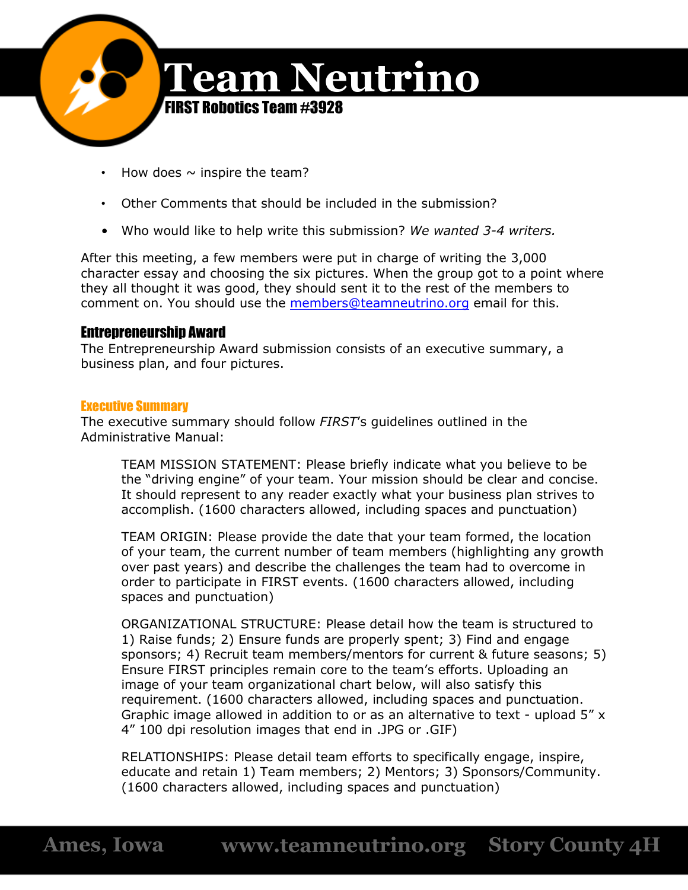- How does ~ inspire the team?
- Other Comments that should be included in the submission?
- Who would like to help write this submission? *We wanted 3-4 writers.*

After this meeting, a few members were put in charge of writing the 3,000 character essay and choosing the six pictures. When the group got to a point where they all thought it was good, they should sent it to the rest of the members to comment on. You should use the [members@teamneutrino.org](mailto:members@teamneutrino.org) email for this.

## Entrepreneurship Award

The Entrepreneurship Award submission consists of an executive summary, a business plan, and four pictures.

### Executive Summary

The executive summary should follow *FIRST*'s guidelines outlined in the Administrative Manual:

> TEAM MISSION STATEMENT: Please briefly indicate what you believe to be the "driving engine" of your team. Your mission should be clear and concise. It should represent to any reader exactly what your business plan strives to accomplish. (1600 characters allowed, including spaces and punctuation)
>
> TEAM ORIGIN: Please provide the date that your team formed, the location of your team, the current number of team members (highlighting any growth over past years) and describe the challenges the team had to overcome in order to participate in FIRST events. (1600 characters allowed, including spaces and punctuation)
>
> ORGANIZATIONAL STRUCTURE: Please detail how the team is structured to 1) Raise funds; 2) Ensure funds are properly spent; 3) Find and engage sponsors; 4) Recruit team members/mentors for current & future seasons; 5) Ensure FIRST principles remain core to the team's efforts. Uploading an image of your team organizational chart below, will also satisfy this requirement. (1600 characters allowed, including spaces and punctuation. Graphic image allowed in addition to or as an alternative to text - upload 5" x 4" 100 dpi resolution images that end in .JPG or .GIF)
>
> RELATIONSHIPS: Please detail team efforts to specifically engage, inspire, educate and retain 1) Team members; 2) Mentors; 3) Sponsors/Community. (1600 characters allowed, including spaces and punctuation)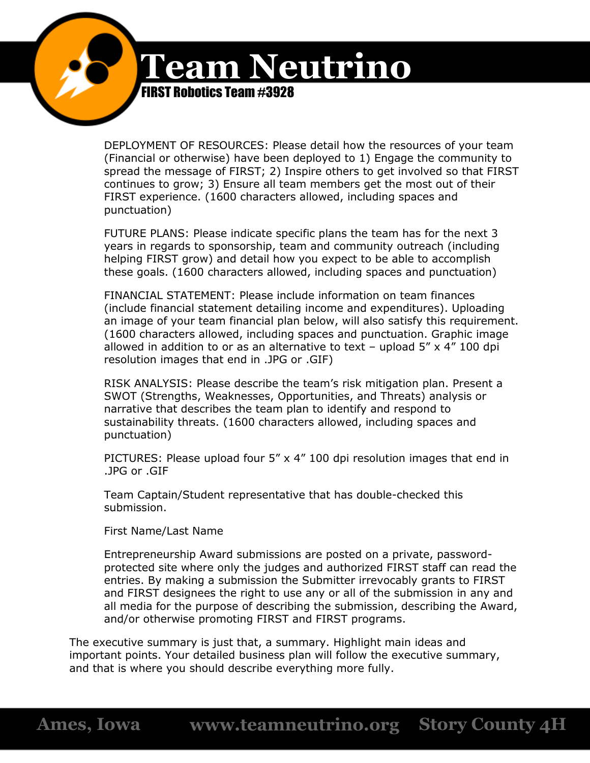DEPLOYMENT OF RESOURCES: Please detail how the resources of your team (Financial or otherwise) have been deployed to 1) Engage the community to spread the message of FIRST; 2) Inspire others to get involved so that FIRST continues to grow; 3) Ensure all team members get the most out of their FIRST experience. (1600 characters allowed, including spaces and punctuation)

FUTURE PLANS: Please indicate specific plans the team has for the next 3 years in regards to sponsorship, team and community outreach (including helping FIRST grow) and detail how you expect to be able to accomplish these goals. (1600 characters allowed, including spaces and punctuation)

FINANCIAL STATEMENT: Please include information on team finances (include financial statement detailing income and expenditures). Uploading an image of your team financial plan below, will also satisfy this requirement. (1600 characters allowed, including spaces and punctuation. Graphic image allowed in addition to or as an alternative to text – upload 5" x 4" 100 dpi resolution images that end in .JPG or .GIF)

RISK ANALYSIS: Please describe the team's risk mitigation plan. Present a SWOT (Strengths, Weaknesses, Opportunities, and Threats) analysis or narrative that describes the team plan to identify and respond to sustainability threats. (1600 characters allowed, including spaces and punctuation)

PICTURES: Please upload four 5" x 4" 100 dpi resolution images that end in .JPG or .GIF

Team Captain/Student representative that has double-checked this submission.

First Name/Last Name

Entrepreneurship Award submissions are posted on a private, password-protected site where only the judges and authorized FIRST staff can read the entries. By making a submission the Submitter irrevocably grants to FIRST and FIRST designees the right to use any or all of the submission in any and all media for the purpose of describing the submission, describing the Award, and/or otherwise promoting FIRST and FIRST programs.

The executive summary is just that, a summary. Highlight main ideas and important points. Your detailed business plan will follow the executive summary, and that is where you should describe everything more fully.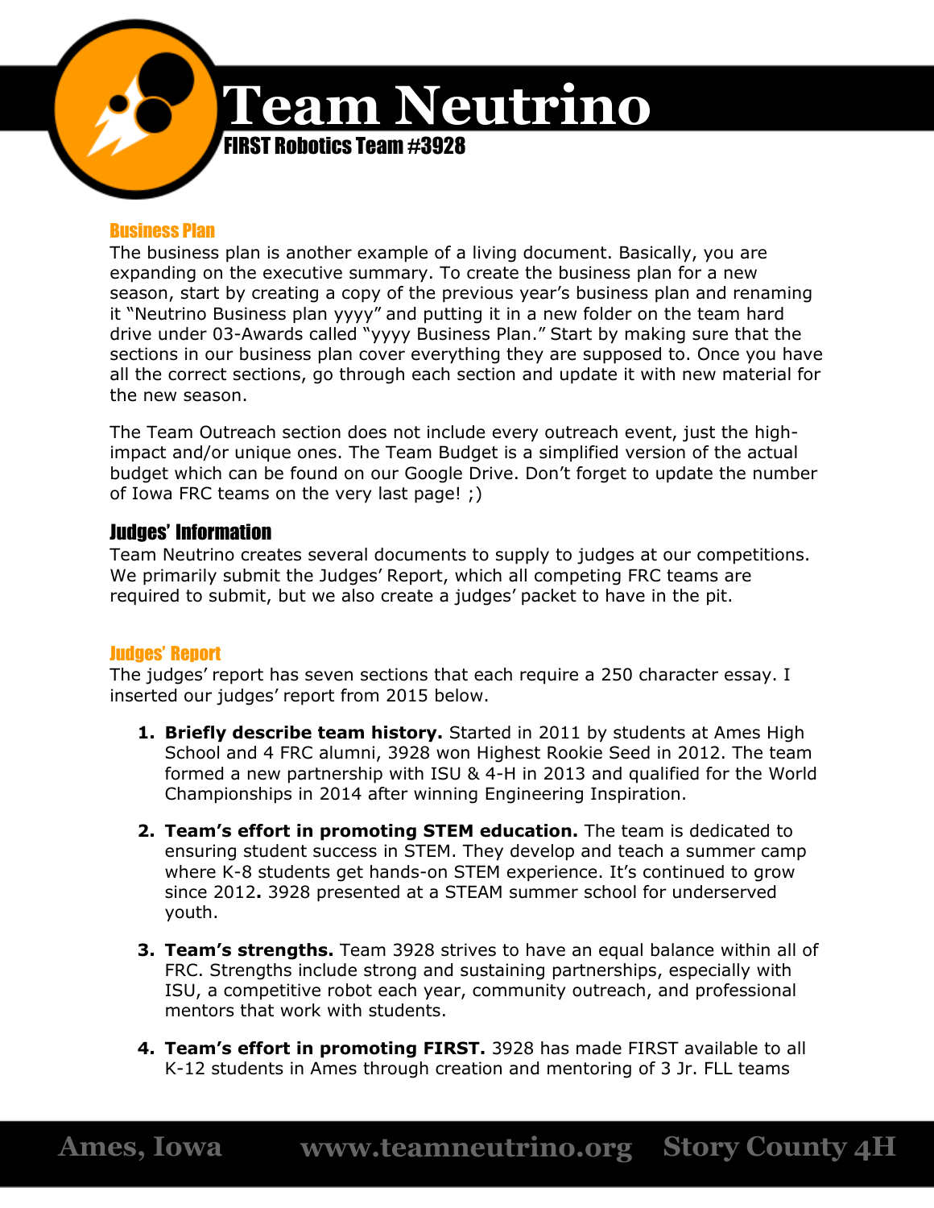## Business Plan

The business plan is another example of a living document. Basically, you are expanding on the executive summary. To create the business plan for a new season, start by creating a copy of the previous year's business plan and renaming it "Neutrino Business plan yyyy" and putting it in a new folder on the team hard drive under 03-Awards called "yyyy Business Plan." Start by making sure that the sections in our business plan cover everything they are supposed to. Once you have all the correct sections, go through each section and update it with new material for the new season.

The Team Outreach section does not include every outreach event, just the high-impact and/or unique ones. The Team Budget is a simplified version of the actual budget which can be found on our Google Drive. Don't forget to update the number of Iowa FRC teams on the very last page! ;)

# Judges' Information

Team Neutrino creates several documents to supply to judges at our competitions. We primarily submit the Judges' Report, which all competing FRC teams are required to submit, but we also create a judges' packet to have in the pit.

## Judges' Report

The judges' report has seven sections that each require a 250 character essay. I inserted our judges' report from 2015 below.

1. **Briefly describe team history.** Started in 2011 by students at Ames High School and 4 FRC alumni, 3928 won Highest Rookie Seed in 2012. The team formed a new partnership with ISU & 4-H in 2013 and qualified for the World Championships in 2014 after winning Engineering Inspiration.
2. **Team's effort in promoting STEM education.** The team is dedicated to ensuring student success in STEM. They develop and teach a summer camp where K-8 students get hands-on STEM experience. It's continued to grow since 2012**.** 3928 presented at a STEAM summer school for underserved youth.
3. **Team's strengths.** Team 3928 strives to have an equal balance within all of FRC. Strengths include strong and sustaining partnerships, especially with ISU, a competitive robot each year, community outreach, and professional mentors that work with students.
4. **Team's effort in promoting FIRST.** 3928 has made FIRST available to all K-12 students in Ames through creation and mentoring of 3 Jr. FLL teams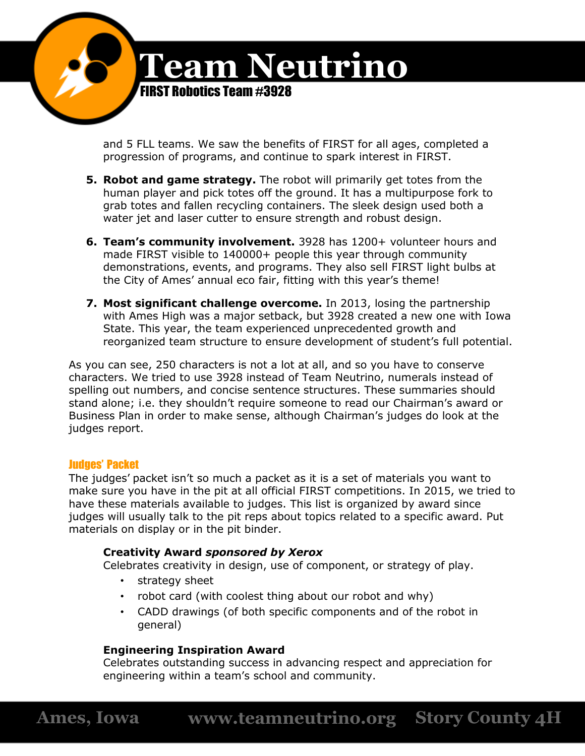and 5 FLL teams. We saw the benefits of FIRST for all ages, completed a progression of programs, and continue to spark interest in FIRST.

5. **Robot and game strategy.** The robot will primarily get totes from the human player and pick totes off the ground. It has a multipurpose fork to grab totes and fallen recycling containers. The sleek design used both a water jet and laser cutter to ensure strength and robust design.

6. **Team's community involvement.** 3928 has 1200+ volunteer hours and made FIRST visible to 140000+ people this year through community demonstrations, events, and programs. They also sell FIRST light bulbs at the City of Ames' annual eco fair, fitting with this year's theme!

7. **Most significant challenge overcome.** In 2013, losing the partnership with Ames High was a major setback, but 3928 created a new one with Iowa State. This year, the team experienced unprecedented growth and reorganized team structure to ensure development of student's full potential.

As you can see, 250 characters is not a lot at all, and so you have to conserve characters. We tried to use 3928 instead of Team Neutrino, numerals instead of spelling out numbers, and concise sentence structures. These summaries should stand alone; i.e. they shouldn't require someone to read our Chairman's award or Business Plan in order to make sense, although Chairman's judges do look at the judges report.

## Judges' Packet

The judges' packet isn't so much a packet as it is a set of materials you want to make sure you have in the pit at all official FIRST competitions. In 2015, we tried to have these materials available to judges. This list is organized by award since judges will usually talk to the pit reps about topics related to a specific award. Put materials on display or in the pit binder.

### Creativity Award *sponsored by Xerox*

Celebrates creativity in design, use of component, or strategy of play.

- strategy sheet
- robot card (with coolest thing about our robot and why)
- CADD drawings (of both specific components and of the robot in general)

### Engineering Inspiration Award

Celebrates outstanding success in advancing respect and appreciation for engineering within a team's school and community.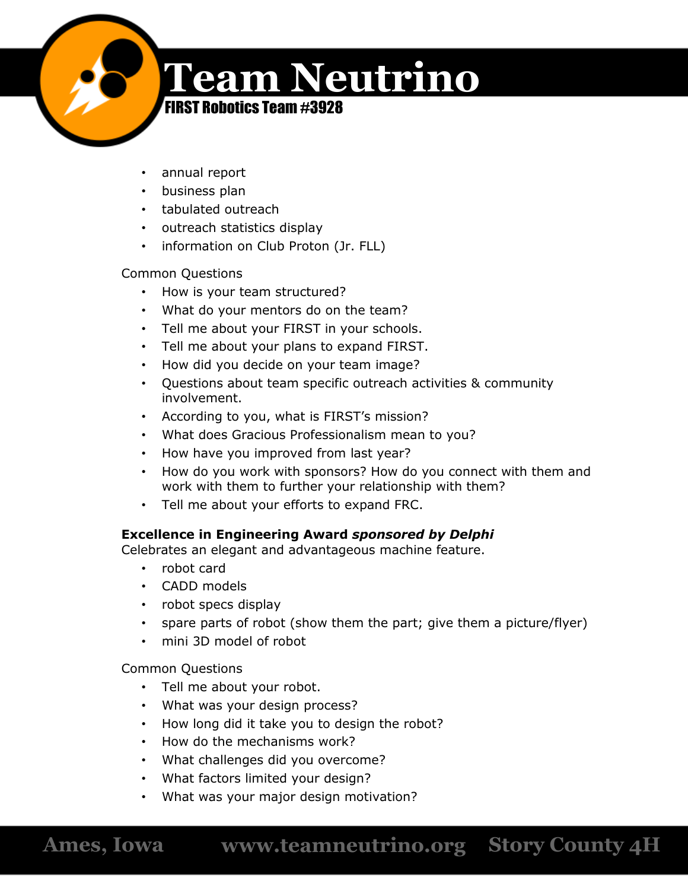- annual report
- business plan
- tabulated outreach
- outreach statistics display
- information on Club Proton (Jr. FLL)

Common Questions

- How is your team structured?
- What do your mentors do on the team?
- Tell me about your FIRST in your schools.
- Tell me about your plans to expand FIRST.
- How did you decide on your team image?
- Questions about team specific outreach activities & community involvement.
- According to you, what is FIRST's mission?
- What does Gracious Professionalism mean to you?
- How have you improved from last year?
- How do you work with sponsors? How do you connect with them and work with them to further your relationship with them?
- Tell me about your efforts to expand FRC.

**Excellence in Engineering Award *sponsored by Delphi***
Celebrates an elegant and advantageous machine feature.

- robot card
- CADD models
- robot specs display
- spare parts of robot (show them the part; give them a picture/flyer)
- mini 3D model of robot

Common Questions

- Tell me about your robot.
- What was your design process?
- How long did it take you to design the robot?
- How do the mechanisms work?
- What challenges did you overcome?
- What factors limited your design?
- What was your major design motivation?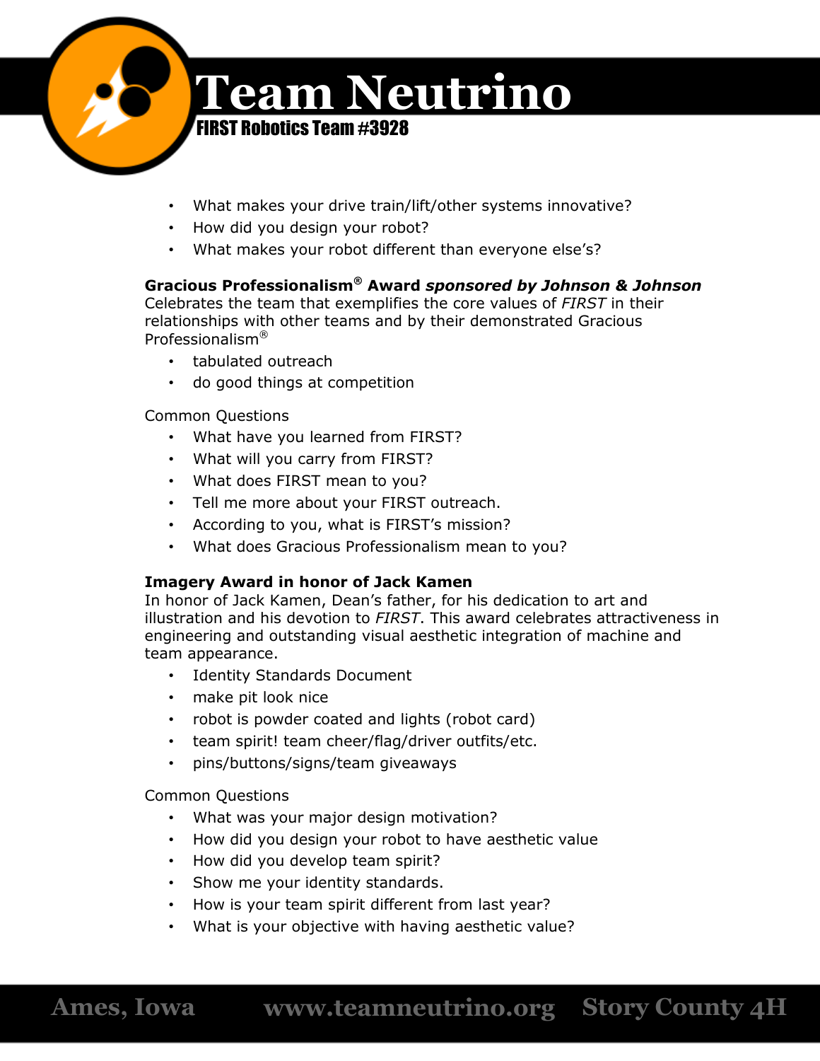- What makes your drive train/lift/other systems innovative?
- How did you design your robot?
- What makes your robot different than everyone else's?

**Gracious Professionalism® Award *sponsored by Johnson & Johnson***
Celebrates the team that exemplifies the core values of *FIRST* in their relationships with other teams and by their demonstrated Gracious Professionalism®

- tabulated outreach
- do good things at competition

Common Questions

- What have you learned from FIRST?
- What will you carry from FIRST?
- What does FIRST mean to you?
- Tell me more about your FIRST outreach.
- According to you, what is FIRST's mission?
- What does Gracious Professionalism mean to you?

**Imagery Award in honor of Jack Kamen**
In honor of Jack Kamen, Dean's father, for his dedication to art and illustration and his devotion to *FIRST*. This award celebrates attractiveness in engineering and outstanding visual aesthetic integration of machine and team appearance.

- Identity Standards Document
- make pit look nice
- robot is powder coated and lights (robot card)
- team spirit! team cheer/flag/driver outfits/etc.
- pins/buttons/signs/team giveaways

Common Questions

- What was your major design motivation?
- How did you design your robot to have aesthetic value
- How did you develop team spirit?
- Show me your identity standards.
- How is your team spirit different from last year?
- What is your objective with having aesthetic value?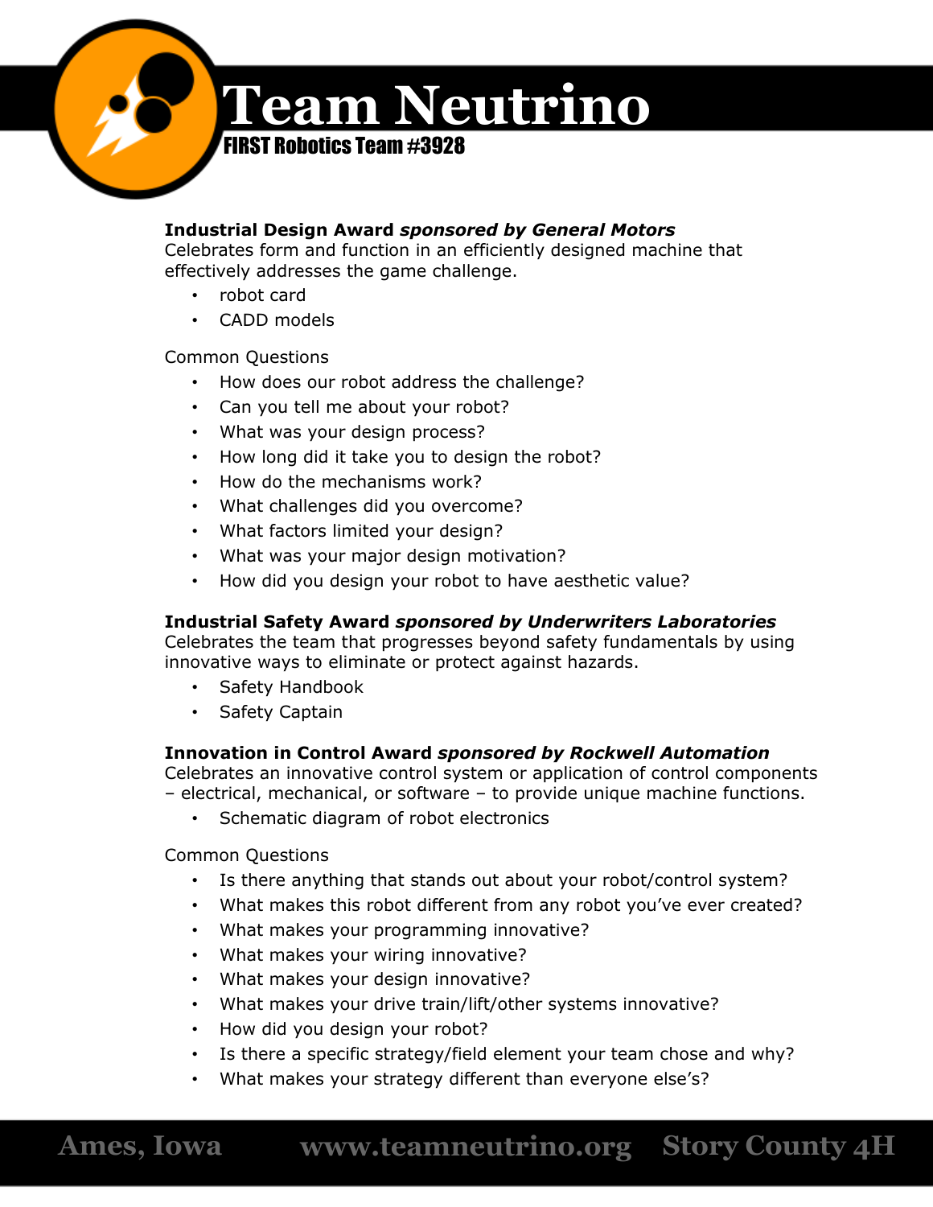**Industrial Design Award *sponsored by General Motors***
Celebrates form and function in an efficiently designed machine that effectively addresses the game challenge.

- robot card
- CADD models

Common Questions

- How does our robot address the challenge?
- Can you tell me about your robot?
- What was your design process?
- How long did it take you to design the robot?
- How do the mechanisms work?
- What challenges did you overcome?
- What factors limited your design?
- What was your major design motivation?
- How did you design your robot to have aesthetic value?

**Industrial Safety Award *sponsored by Underwriters Laboratories***
Celebrates the team that progresses beyond safety fundamentals by using innovative ways to eliminate or protect against hazards.

- Safety Handbook
- Safety Captain

**Innovation in Control Award *sponsored by Rockwell Automation***
Celebrates an innovative control system or application of control components – electrical, mechanical, or software – to provide unique machine functions.

- Schematic diagram of robot electronics

Common Questions

- Is there anything that stands out about your robot/control system?
- What makes this robot different from any robot you've ever created?
- What makes your programming innovative?
- What makes your wiring innovative?
- What makes your design innovative?
- What makes your drive train/lift/other systems innovative?
- How did you design your robot?
- Is there a specific strategy/field element your team chose and why?
- What makes your strategy different than everyone else's?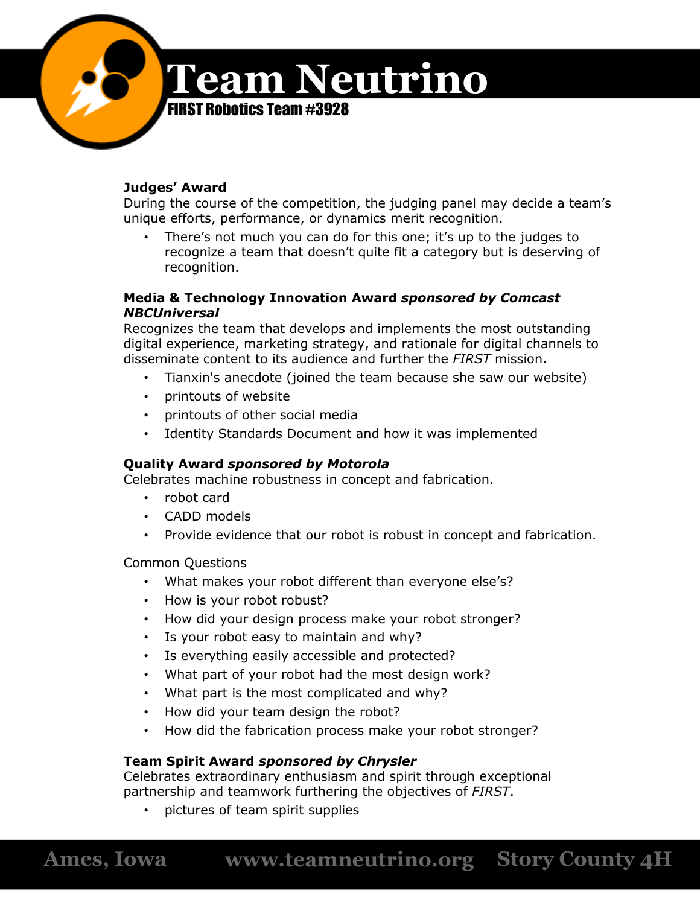**Judges' Award**
During the course of the competition, the judging panel may decide a team's unique efforts, performance, or dynamics merit recognition.

- There's not much you can do for this one; it's up to the judges to recognize a team that doesn't quite fit a category but is deserving of recognition.

**Media & Technology Innovation Award *sponsored by Comcast NBCUniversal***
Recognizes the team that develops and implements the most outstanding digital experience, marketing strategy, and rationale for digital channels to disseminate content to its audience and further the *FIRST* mission.

- Tianxin's anecdote (joined the team because she saw our website)
- printouts of website
- printouts of other social media
- Identity Standards Document and how it was implemented

**Quality Award *sponsored by Motorola***
Celebrates machine robustness in concept and fabrication.

- robot card
- CADD models
- Provide evidence that our robot is robust in concept and fabrication.

Common Questions

- What makes your robot different than everyone else's?
- How is your robot robust?
- How did your design process make your robot stronger?
- Is your robot easy to maintain and why?
- Is everything easily accessible and protected?
- What part of your robot had the most design work?
- What part is the most complicated and why?
- How did your team design the robot?
- How did the fabrication process make your robot stronger?

**Team Spirit Award *sponsored by Chrysler***
Celebrates extraordinary enthusiasm and spirit through exceptional partnership and teamwork furthering the objectives of *FIRST*.

- pictures of team spirit supplies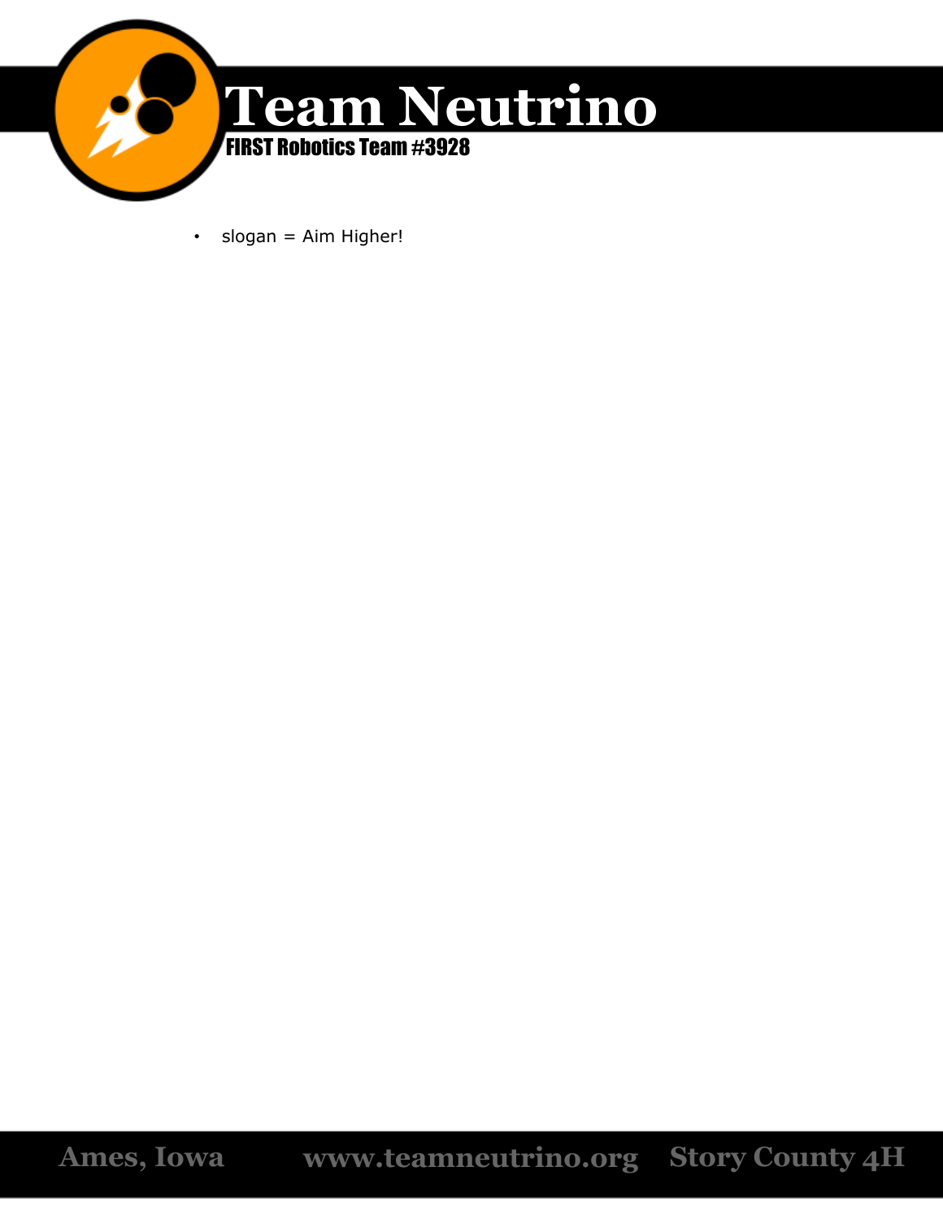- slogan = Aim Higher!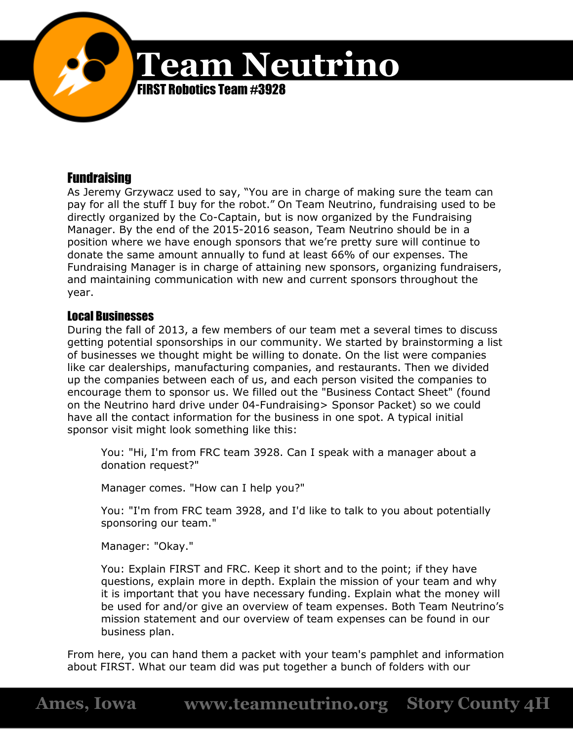## Fundraising

As Jeremy Grzywacz used to say, “You are in charge of making sure the team can pay for all the stuff I buy for the robot.” On Team Neutrino, fundraising used to be directly organized by the Co-Captain, but is now organized by the Fundraising Manager. By the end of the 2015-2016 season, Team Neutrino should be in a position where we have enough sponsors that we’re pretty sure will continue to donate the same amount annually to fund at least 66% of our expenses. The Fundraising Manager is in charge of attaining new sponsors, organizing fundraisers, and maintaining communication with new and current sponsors throughout the year.

## Local Businesses

During the fall of 2013, a few members of our team met a several times to discuss getting potential sponsorships in our community. We started by brainstorming a list of businesses we thought might be willing to donate. On the list were companies like car dealerships, manufacturing companies, and restaurants. Then we divided up the companies between each of us, and each person visited the companies to encourage them to sponsor us. We filled out the "Business Contact Sheet" (found on the Neutrino hard drive under 04-Fundraising> Sponsor Packet) so we could have all the contact information for the business in one spot. A typical initial sponsor visit might look something like this:

> You: "Hi, I'm from FRC team 3928. Can I speak with a manager about a donation request?"
>
> Manager comes. "How can I help you?"
>
> You: "I'm from FRC team 3928, and I'd like to talk to you about potentially sponsoring our team."
>
> Manager: "Okay."
>
> You: Explain FIRST and FRC. Keep it short and to the point; if they have questions, explain more in depth. Explain the mission of your team and why it is important that you have necessary funding. Explain what the money will be used for and/or give an overview of team expenses. Both Team Neutrino’s mission statement and our overview of team expenses can be found in our business plan.

From here, you can hand them a packet with your team's pamphlet and information about FIRST. What our team did was put together a bunch of folders with our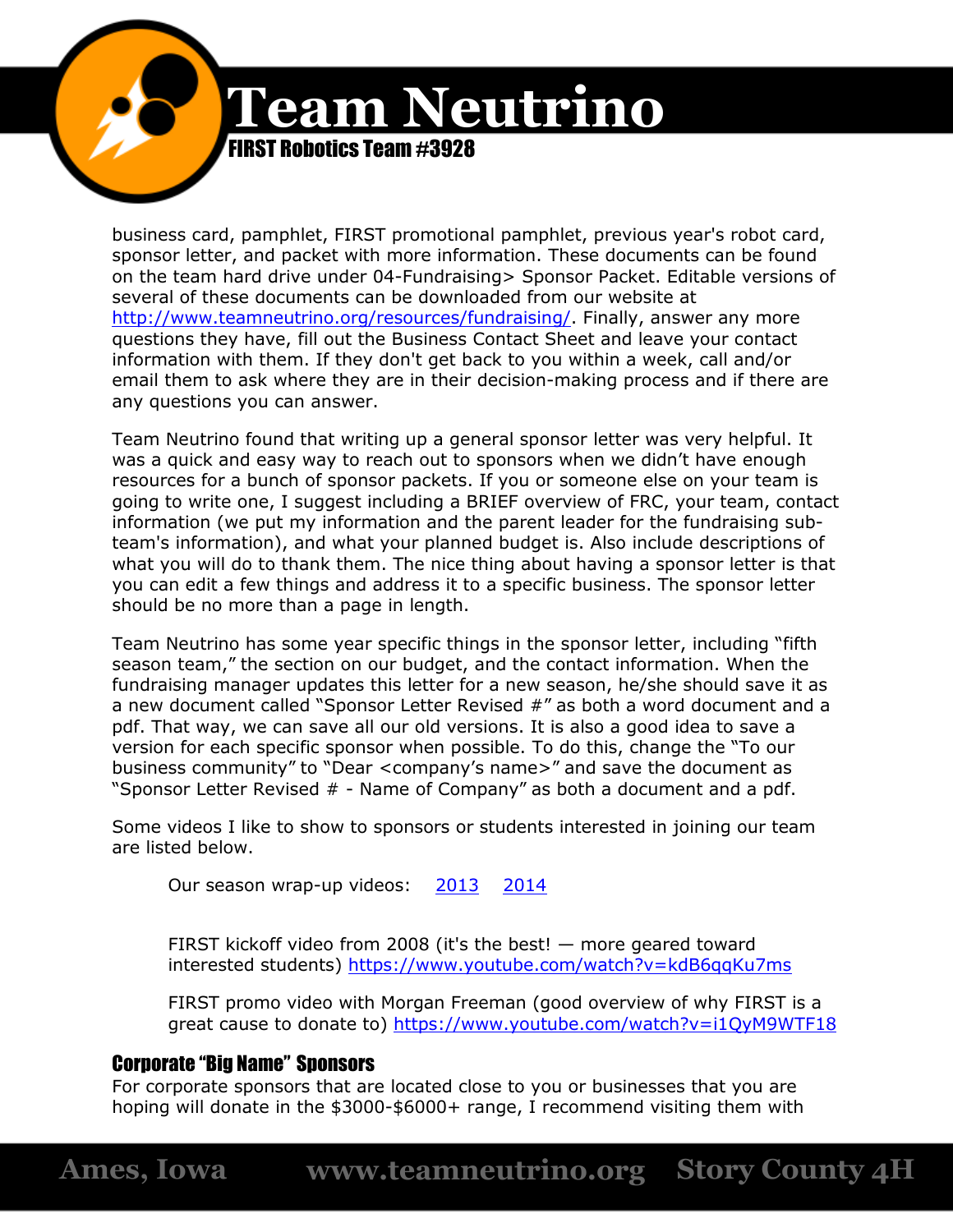business card, pamphlet, FIRST promotional pamphlet, previous year's robot card, sponsor letter, and packet with more information. These documents can be found on the team hard drive under 04-Fundraising> Sponsor Packet. Editable versions of several of these documents can be downloaded from our website at http://www.teamneutrino.org/resources/fundraising/. Finally, answer any more questions they have, fill out the Business Contact Sheet and leave your contact information with them. If they don't get back to you within a week, call and/or email them to ask where they are in their decision-making process and if there are any questions you can answer.

Team Neutrino found that writing up a general sponsor letter was very helpful. It was a quick and easy way to reach out to sponsors when we didn't have enough resources for a bunch of sponsor packets. If you or someone else on your team is going to write one, I suggest including a BRIEF overview of FRC, your team, contact information (we put my information and the parent leader for the fundraising sub-team's information), and what your planned budget is. Also include descriptions of what you will do to thank them. The nice thing about having a sponsor letter is that you can edit a few things and address it to a specific business. The sponsor letter should be no more than a page in length.

Team Neutrino has some year specific things in the sponsor letter, including "fifth season team," the section on our budget, and the contact information. When the fundraising manager updates this letter for a new season, he/she should save it as a new document called "Sponsor Letter Revised #" as both a word document and a pdf. That way, we can save all our old versions. It is also a good idea to save a version for each specific sponsor when possible. To do this, change the "To our business community" to "Dear <company's name>" and save the document as "Sponsor Letter Revised # - Name of Company" as both a document and a pdf.

Some videos I like to show to sponsors or students interested in joining our team are listed below.

> Our season wrap-up videos: 2013 2014
>
> FIRST kickoff video from 2008 (it's the best! — more geared toward interested students) https://www.youtube.com/watch?v=kdB6qqKu7ms
>
> FIRST promo video with Morgan Freeman (good overview of why FIRST is a great cause to donate to) https://www.youtube.com/watch?v=i1QyM9WTF18

## Corporate "Big Name" Sponsors

For corporate sponsors that are located close to you or businesses that you are hoping will donate in the $3000-$6000+ range, I recommend visiting them with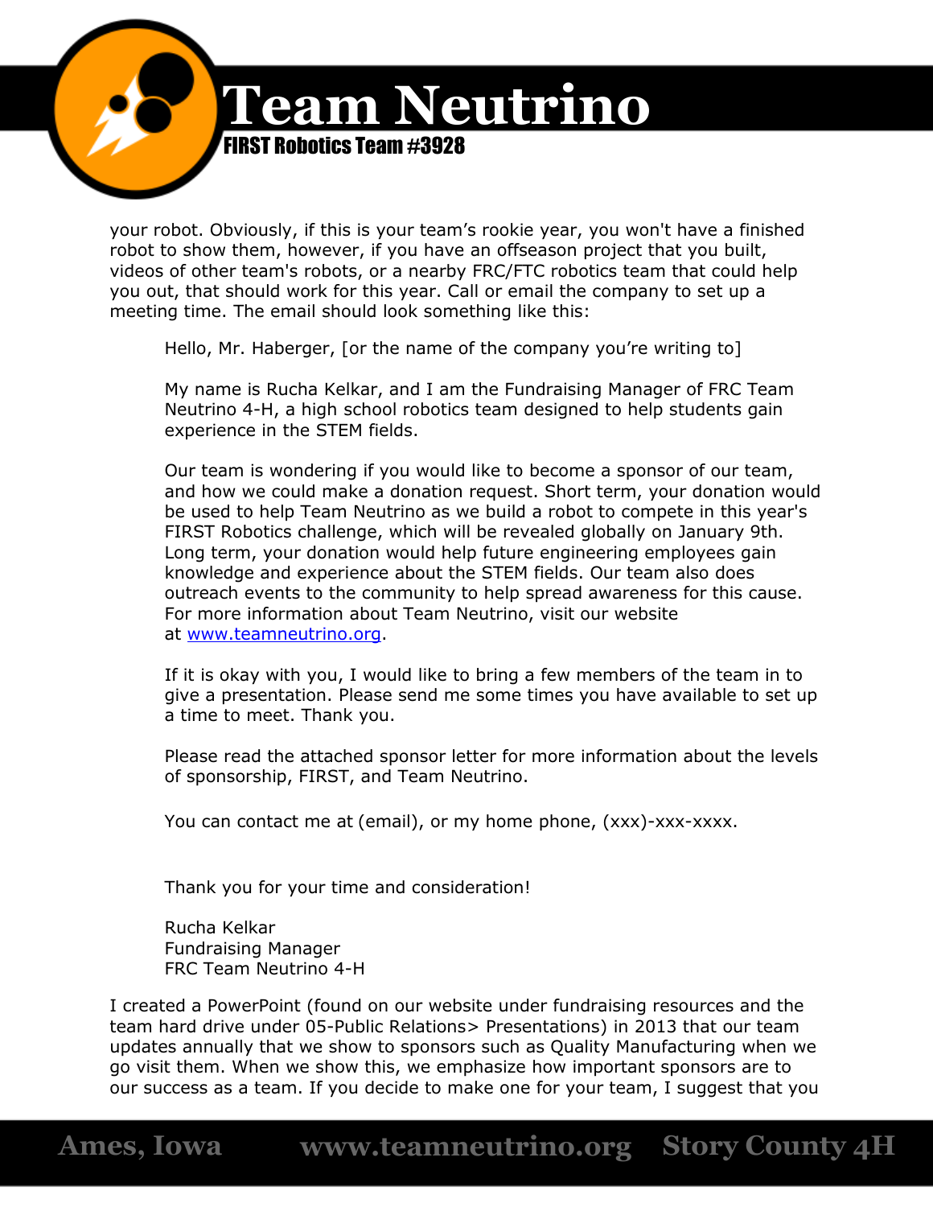your robot. Obviously, if this is your team's rookie year, you won't have a finished robot to show them, however, if you have an offseason project that you built, videos of other team's robots, or a nearby FRC/FTC robotics team that could help you out, that should work for this year. Call or email the company to set up a meeting time. The email should look something like this:

> Hello, Mr. Haberger, [or the name of the company you're writing to]
>
> My name is Rucha Kelkar, and I am the Fundraising Manager of FRC Team Neutrino 4-H, a high school robotics team designed to help students gain experience in the STEM fields.
>
> Our team is wondering if you would like to become a sponsor of our team, and how we could make a donation request. Short term, your donation would be used to help Team Neutrino as we build a robot to compete in this year's FIRST Robotics challenge, which will be revealed globally on January 9th. Long term, your donation would help future engineering employees gain knowledge and experience about the STEM fields. Our team also does outreach events to the community to help spread awareness for this cause. For more information about Team Neutrino, visit our website at www.teamneutrino.org.
>
> If it is okay with you, I would like to bring a few members of the team in to give a presentation. Please send me some times you have available to set up a time to meet. Thank you.
>
> Please read the attached sponsor letter for more information about the levels of sponsorship, FIRST, and Team Neutrino.
>
> You can contact me at (email), or my home phone, (xxx)-xxx-xxxx.
>
> Thank you for your time and consideration!
>
> Rucha Kelkar
> Fundraising Manager
> FRC Team Neutrino 4-H

I created a PowerPoint (found on our website under fundraising resources and the team hard drive under 05-Public Relations> Presentations) in 2013 that our team updates annually that we show to sponsors such as Quality Manufacturing when we go visit them. When we show this, we emphasize how important sponsors are to our success as a team. If you decide to make one for your team, I suggest that you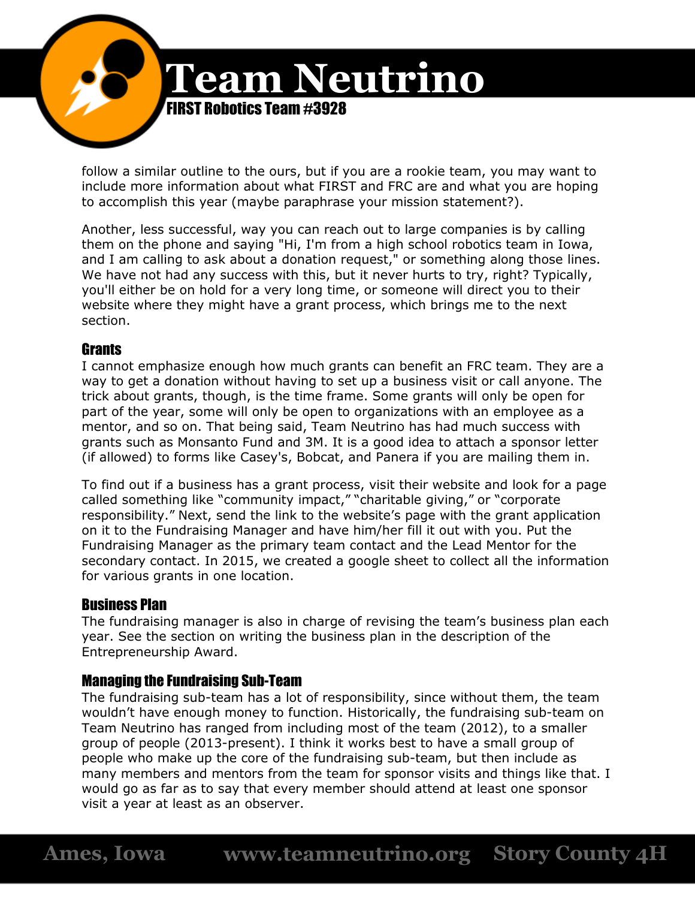follow a similar outline to the ours, but if you are a rookie team, you may want to include more information about what FIRST and FRC are and what you are hoping to accomplish this year (maybe paraphrase your mission statement?).

Another, less successful, way you can reach out to large companies is by calling them on the phone and saying "Hi, I'm from a high school robotics team in Iowa, and I am calling to ask about a donation request," or something along those lines. We have not had any success with this, but it never hurts to try, right? Typically, you'll either be on hold for a very long time, or someone will direct you to their website where they might have a grant process, which brings me to the next section.

### Grants

I cannot emphasize enough how much grants can benefit an FRC team. They are a way to get a donation without having to set up a business visit or call anyone. The trick about grants, though, is the time frame. Some grants will only be open for part of the year, some will only be open to organizations with an employee as a mentor, and so on. That being said, Team Neutrino has had much success with grants such as Monsanto Fund and 3M. It is a good idea to attach a sponsor letter (if allowed) to forms like Casey's, Bobcat, and Panera if you are mailing them in.

To find out if a business has a grant process, visit their website and look for a page called something like "community impact," "charitable giving," or "corporate responsibility." Next, send the link to the website's page with the grant application on it to the Fundraising Manager and have him/her fill it out with you. Put the Fundraising Manager as the primary team contact and the Lead Mentor for the secondary contact. In 2015, we created a google sheet to collect all the information for various grants in one location.

### Business Plan

The fundraising manager is also in charge of revising the team's business plan each year. See the section on writing the business plan in the description of the Entrepreneurship Award.

### Managing the Fundraising Sub-Team

The fundraising sub-team has a lot of responsibility, since without them, the team wouldn't have enough money to function. Historically, the fundraising sub-team on Team Neutrino has ranged from including most of the team (2012), to a smaller group of people (2013-present). I think it works best to have a small group of people who make up the core of the fundraising sub-team, but then include as many members and mentors from the team for sponsor visits and things like that. I would go as far as to say that every member should attend at least one sponsor visit a year at least as an observer.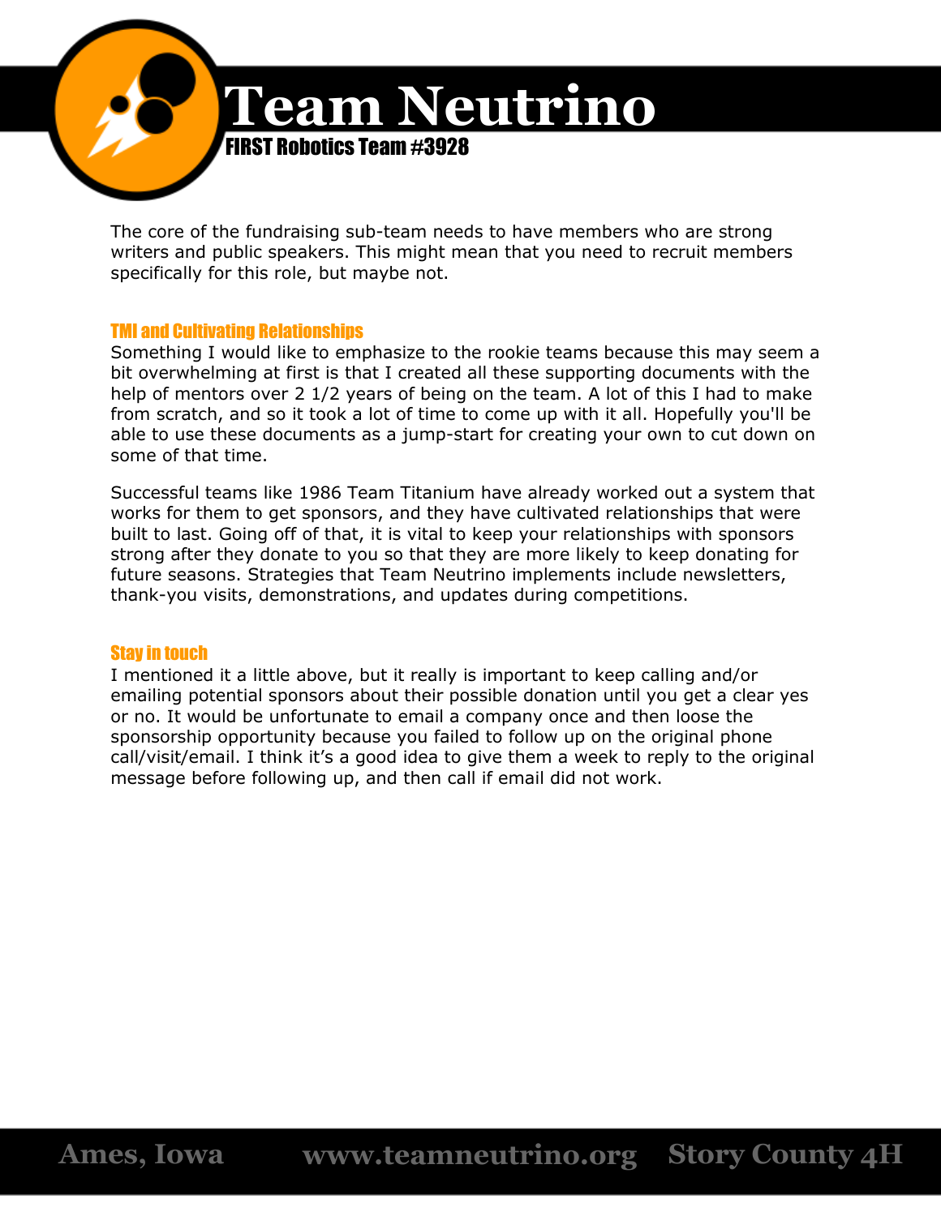The core of the fundraising sub-team needs to have members who are strong writers and public speakers. This might mean that you need to recruit members specifically for this role, but maybe not.

### TMI and Cultivating Relationships

Something I would like to emphasize to the rookie teams because this may seem a bit overwhelming at first is that I created all these supporting documents with the help of mentors over 2 1/2 years of being on the team. A lot of this I had to make from scratch, and so it took a lot of time to come up with it all. Hopefully you'll be able to use these documents as a jump-start for creating your own to cut down on some of that time.

Successful teams like 1986 Team Titanium have already worked out a system that works for them to get sponsors, and they have cultivated relationships that were built to last. Going off of that, it is vital to keep your relationships with sponsors strong after they donate to you so that they are more likely to keep donating for future seasons. Strategies that Team Neutrino implements include newsletters, thank-you visits, demonstrations, and updates during competitions.

### Stay in touch

I mentioned it a little above, but it really is important to keep calling and/or emailing potential sponsors about their possible donation until you get a clear yes or no. It would be unfortunate to email a company once and then loose the sponsorship opportunity because you failed to follow up on the original phone call/visit/email. I think it's a good idea to give them a week to reply to the original message before following up, and then call if email did not work.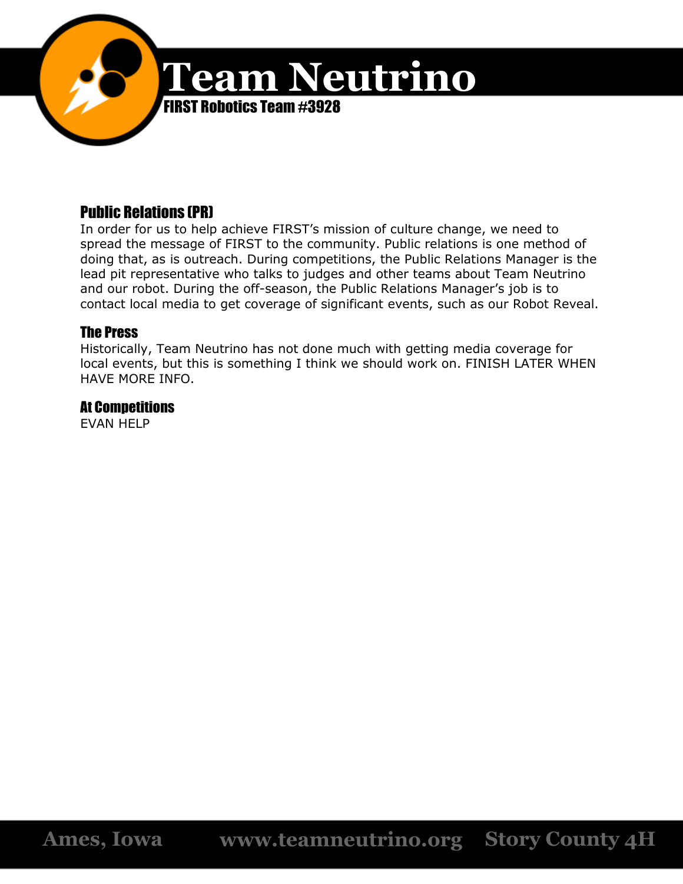## Public Relations (PR)

In order for us to help achieve FIRST's mission of culture change, we need to spread the message of FIRST to the community. Public relations is one method of doing that, as is outreach. During competitions, the Public Relations Manager is the lead pit representative who talks to judges and other teams about Team Neutrino and our robot. During the off-season, the Public Relations Manager's job is to contact local media to get coverage of significant events, such as our Robot Reveal.

## The Press

Historically, Team Neutrino has not done much with getting media coverage for local events, but this is something I think we should work on. FINISH LATER WHEN HAVE MORE INFO.

## At Competitions

EVAN HELP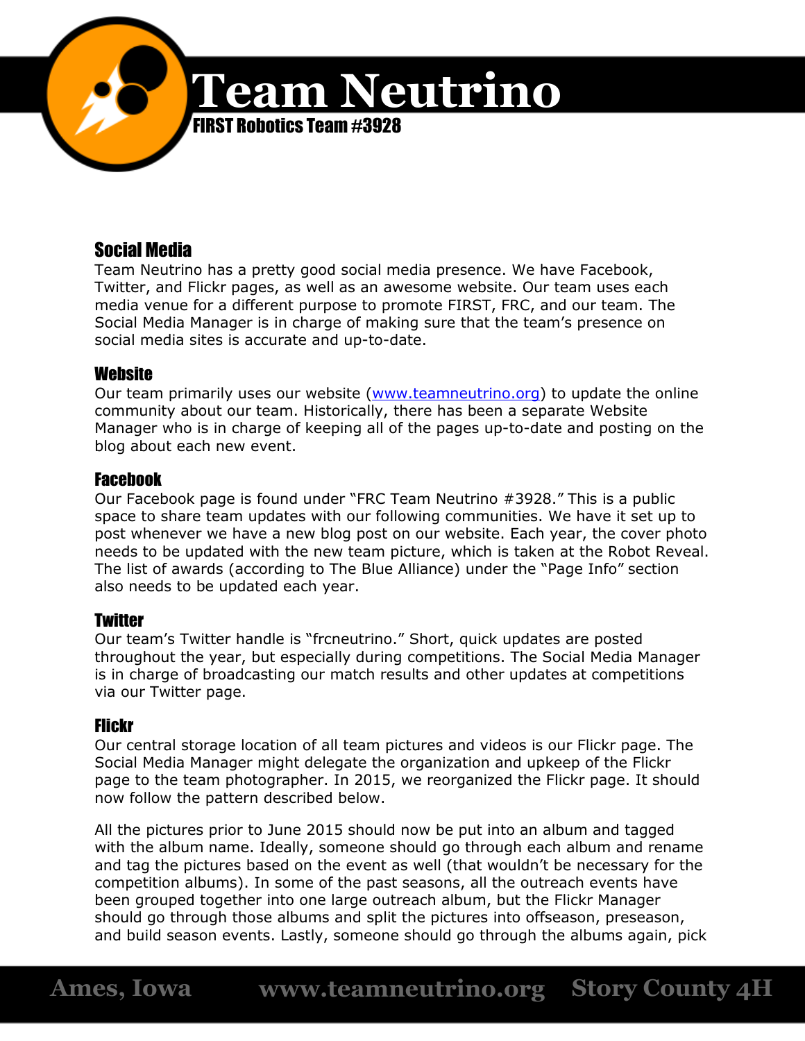## Social Media

Team Neutrino has a pretty good social media presence. We have Facebook, Twitter, and Flickr pages, as well as an awesome website. Our team uses each media venue for a different purpose to promote FIRST, FRC, and our team. The Social Media Manager is in charge of making sure that the team's presence on social media sites is accurate and up-to-date.

### Website

Our team primarily uses our website (www.teamneutrino.org) to update the online community about our team. Historically, there has been a separate Website Manager who is in charge of keeping all of the pages up-to-date and posting on the blog about each new event.

### Facebook

Our Facebook page is found under "FRC Team Neutrino #3928." This is a public space to share team updates with our following communities. We have it set up to post whenever we have a new blog post on our website. Each year, the cover photo needs to be updated with the new team picture, which is taken at the Robot Reveal. The list of awards (according to The Blue Alliance) under the "Page Info" section also needs to be updated each year.

### Twitter

Our team's Twitter handle is "frcneutrino." Short, quick updates are posted throughout the year, but especially during competitions. The Social Media Manager is in charge of broadcasting our match results and other updates at competitions via our Twitter page.

### Flickr

Our central storage location of all team pictures and videos is our Flickr page. The Social Media Manager might delegate the organization and upkeep of the Flickr page to the team photographer. In 2015, we reorganized the Flickr page. It should now follow the pattern described below.

All the pictures prior to June 2015 should now be put into an album and tagged with the album name. Ideally, someone should go through each album and rename and tag the pictures based on the event as well (that wouldn't be necessary for the competition albums). In some of the past seasons, all the outreach events have been grouped together into one large outreach album, but the Flickr Manager should go through those albums and split the pictures into offseason, preseason, and build season events. Lastly, someone should go through the albums again, pick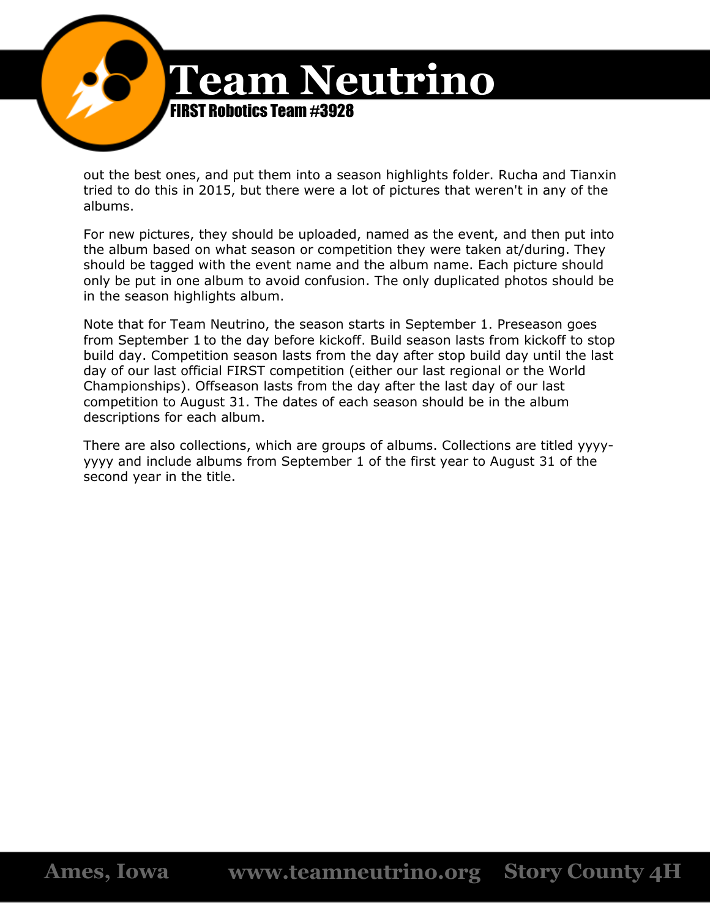out the best ones, and put them into a season highlights folder. Rucha and Tianxin tried to do this in 2015, but there were a lot of pictures that weren't in any of the albums.

For new pictures, they should be uploaded, named as the event, and then put into the album based on what season or competition they were taken at/during. They should be tagged with the event name and the album name. Each picture should only be put in one album to avoid confusion. The only duplicated photos should be in the season highlights album.

Note that for Team Neutrino, the season starts in September 1. Preseason goes from September 1 to the day before kickoff. Build season lasts from kickoff to stop build day. Competition season lasts from the day after stop build day until the last day of our last official FIRST competition (either our last regional or the World Championships). Offseason lasts from the day after the last day of our last competition to August 31. The dates of each season should be in the album descriptions for each album.

There are also collections, which are groups of albums. Collections are titled yyyy-yyyy and include albums from September 1 of the first year to August 31 of the second year in the title.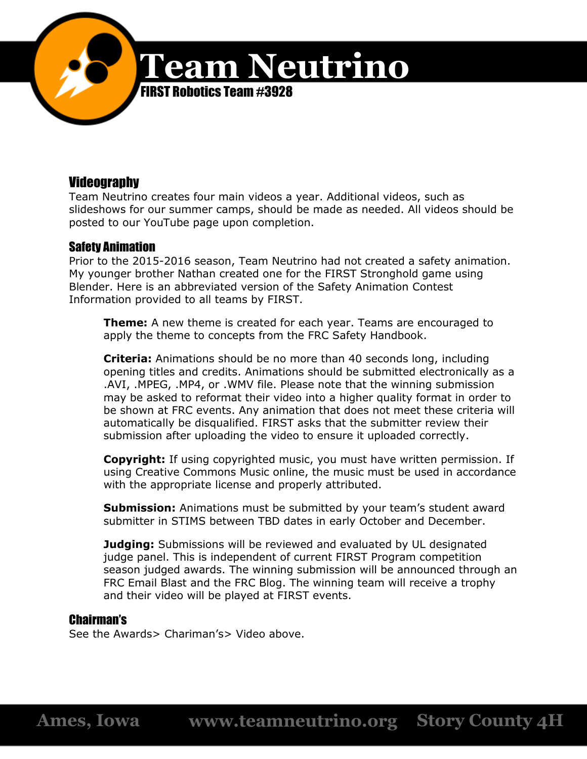## Videography

Team Neutrino creates four main videos a year. Additional videos, such as slideshows for our summer camps, should be made as needed. All videos should be posted to our YouTube page upon completion.

### Safety Animation

Prior to the 2015-2016 season, Team Neutrino had not created a safety animation. My younger brother Nathan created one for the FIRST Stronghold game using Blender. Here is an abbreviated version of the Safety Animation Contest Information provided to all teams by FIRST.

> **Theme:** A new theme is created for each year. Teams are encouraged to apply the theme to concepts from the FRC Safety Handbook.
>
> **Criteria:** Animations should be no more than 40 seconds long, including opening titles and credits. Animations should be submitted electronically as a .AVI, .MPEG, .MP4, or .WMV file. Please note that the winning submission may be asked to reformat their video into a higher quality format in order to be shown at FRC events. Any animation that does not meet these criteria will automatically be disqualified. FIRST asks that the submitter review their submission after uploading the video to ensure it uploaded correctly.
>
> **Copyright:** If using copyrighted music, you must have written permission. If using Creative Commons Music online, the music must be used in accordance with the appropriate license and properly attributed.
>
> **Submission:** Animations must be submitted by your team's student award submitter in STIMS between TBD dates in early October and December.
>
> **Judging:** Submissions will be reviewed and evaluated by UL designated judge panel. This is independent of current FIRST Program competition season judged awards. The winning submission will be announced through an FRC Email Blast and the FRC Blog. The winning team will receive a trophy and their video will be played at FIRST events.

### Chairman's

See the Awards> Chariman's> Video above.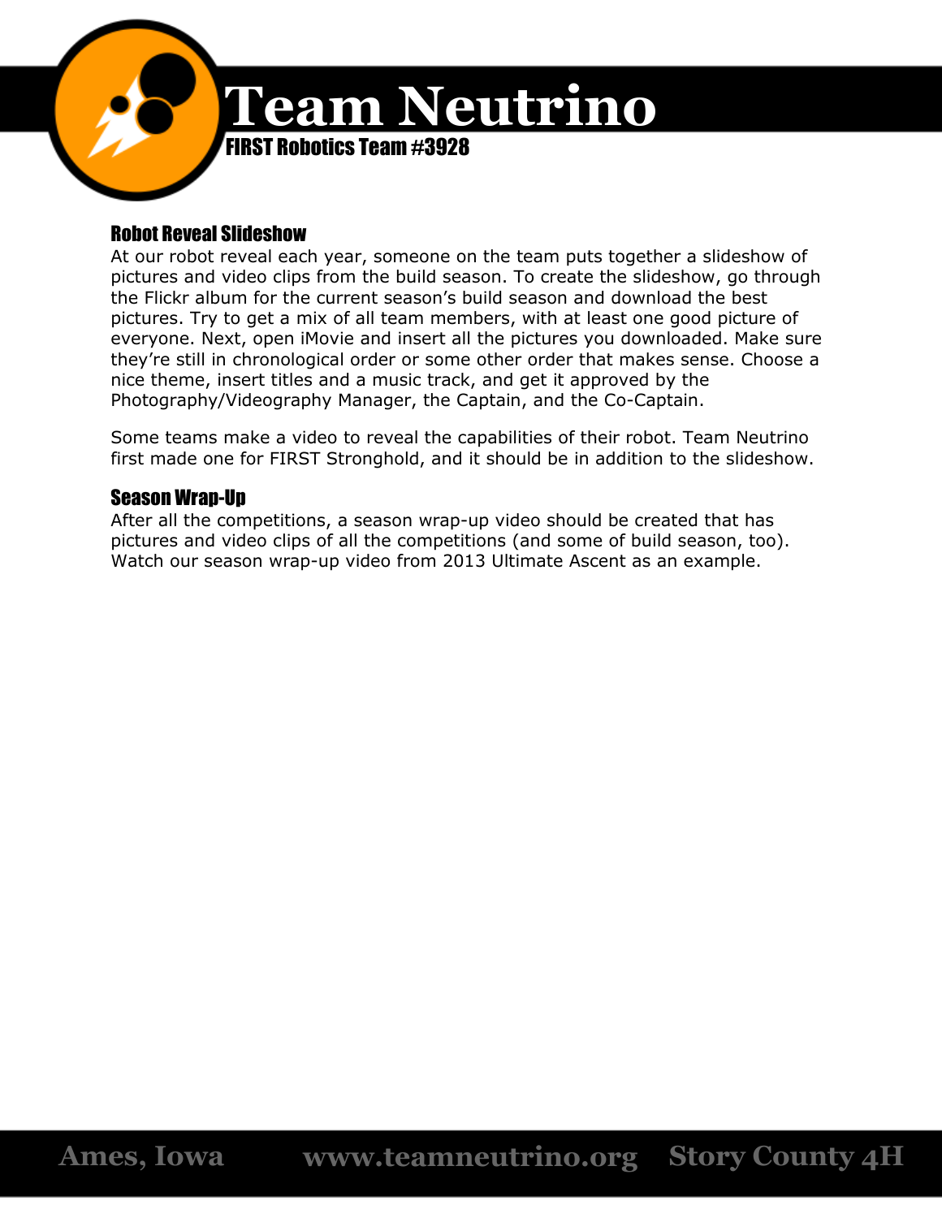### Robot Reveal Slideshow

At our robot reveal each year, someone on the team puts together a slideshow of pictures and video clips from the build season. To create the slideshow, go through the Flickr album for the current season's build season and download the best pictures. Try to get a mix of all team members, with at least one good picture of everyone. Next, open iMovie and insert all the pictures you downloaded. Make sure they're still in chronological order or some other order that makes sense. Choose a nice theme, insert titles and a music track, and get it approved by the Photography/Videography Manager, the Captain, and the Co-Captain.

Some teams make a video to reveal the capabilities of their robot. Team Neutrino first made one for FIRST Stronghold, and it should be in addition to the slideshow.

### Season Wrap-Up

After all the competitions, a season wrap-up video should be created that has pictures and video clips of all the competitions (and some of build season, too). Watch our season wrap-up video from 2013 Ultimate Ascent as an example.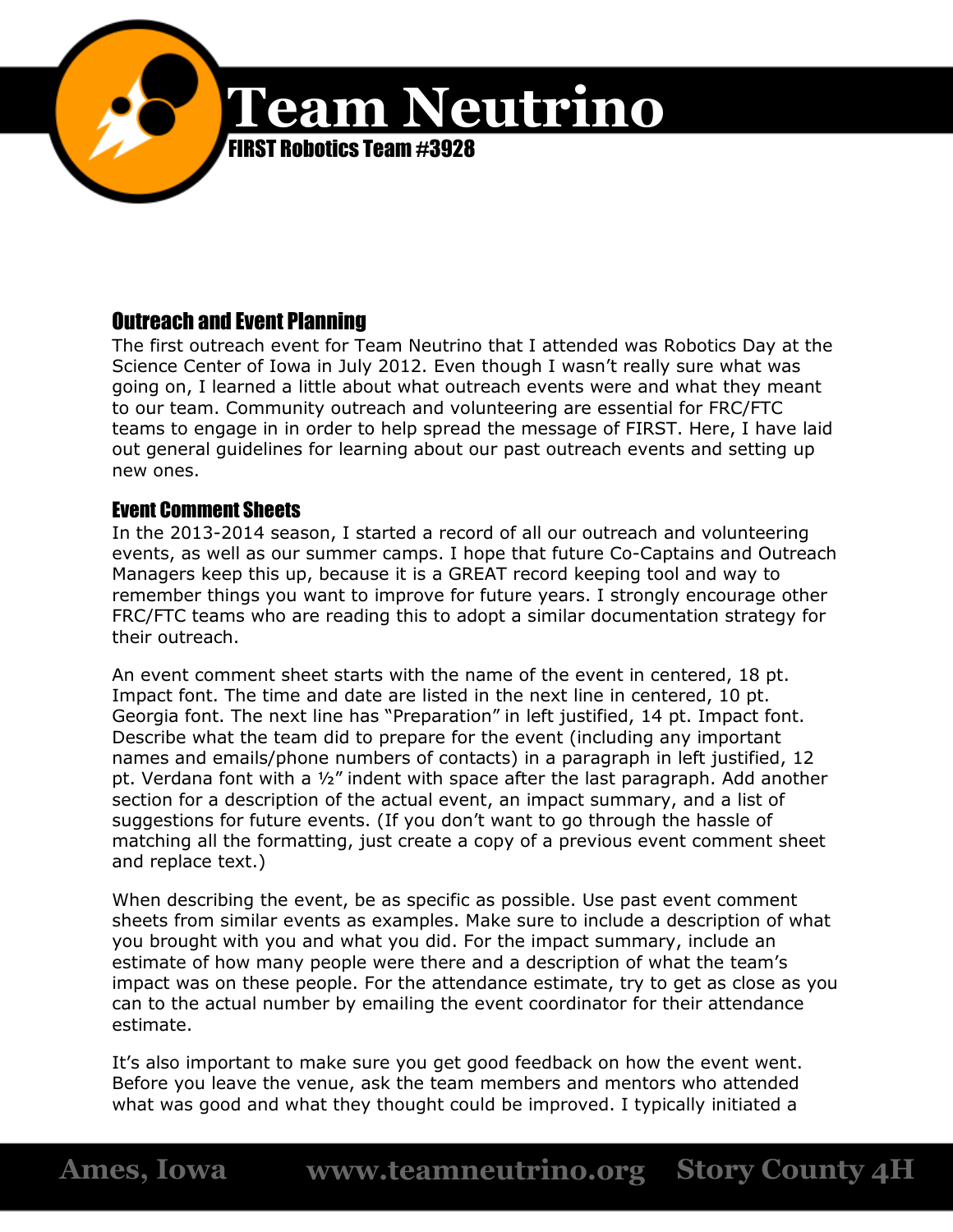## Outreach and Event Planning

The first outreach event for Team Neutrino that I attended was Robotics Day at the Science Center of Iowa in July 2012. Even though I wasn't really sure what was going on, I learned a little about what outreach events were and what they meant to our team. Community outreach and volunteering are essential for FRC/FTC teams to engage in in order to help spread the message of FIRST. Here, I have laid out general guidelines for learning about our past outreach events and setting up new ones.

### Event Comment Sheets

In the 2013-2014 season, I started a record of all our outreach and volunteering events, as well as our summer camps. I hope that future Co-Captains and Outreach Managers keep this up, because it is a GREAT record keeping tool and way to remember things you want to improve for future years. I strongly encourage other FRC/FTC teams who are reading this to adopt a similar documentation strategy for their outreach.

An event comment sheet starts with the name of the event in centered, 18 pt. Impact font. The time and date are listed in the next line in centered, 10 pt. Georgia font. The next line has "Preparation" in left justified, 14 pt. Impact font. Describe what the team did to prepare for the event (including any important names and emails/phone numbers of contacts) in a paragraph in left justified, 12 pt. Verdana font with a ½" indent with space after the last paragraph. Add another section for a description of the actual event, an impact summary, and a list of suggestions for future events. (If you don't want to go through the hassle of matching all the formatting, just create a copy of a previous event comment sheet and replace text.)

When describing the event, be as specific as possible. Use past event comment sheets from similar events as examples. Make sure to include a description of what you brought with you and what you did. For the impact summary, include an estimate of how many people were there and a description of what the team's impact was on these people. For the attendance estimate, try to get as close as you can to the actual number by emailing the event coordinator for their attendance estimate.

It's also important to make sure you get good feedback on how the event went. Before you leave the venue, ask the team members and mentors who attended what was good and what they thought could be improved. I typically initiated a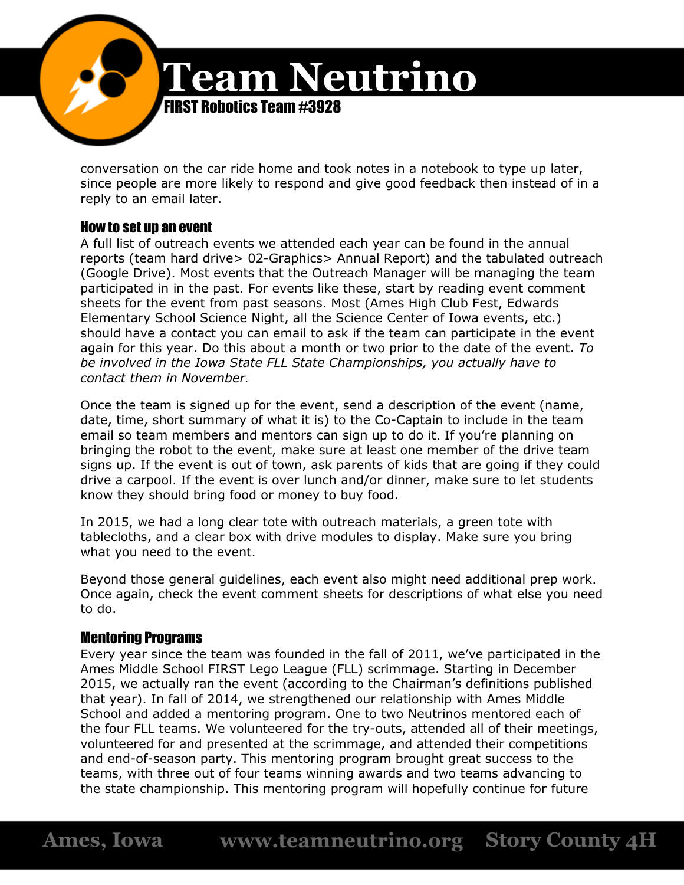conversation on the car ride home and took notes in a notebook to type up later, since people are more likely to respond and give good feedback then instead of in a reply to an email later.

### How to set up an event

A full list of outreach events we attended each year can be found in the annual reports (team hard drive> 02-Graphics> Annual Report) and the tabulated outreach (Google Drive). Most events that the Outreach Manager will be managing the team participated in in the past. For events like these, start by reading event comment sheets for the event from past seasons. Most (Ames High Club Fest, Edwards Elementary School Science Night, all the Science Center of Iowa events, etc.) should have a contact you can email to ask if the team can participate in the event again for this year. Do this about a month or two prior to the date of the event. *To be involved in the Iowa State FLL State Championships, you actually have to contact them in November.*

Once the team is signed up for the event, send a description of the event (name, date, time, short summary of what it is) to the Co-Captain to include in the team email so team members and mentors can sign up to do it. If you're planning on bringing the robot to the event, make sure at least one member of the drive team signs up. If the event is out of town, ask parents of kids that are going if they could drive a carpool. If the event is over lunch and/or dinner, make sure to let students know they should bring food or money to buy food.

In 2015, we had a long clear tote with outreach materials, a green tote with tablecloths, and a clear box with drive modules to display. Make sure you bring what you need to the event.

Beyond those general guidelines, each event also might need additional prep work. Once again, check the event comment sheets for descriptions of what else you need to do.

### Mentoring Programs

Every year since the team was founded in the fall of 2011, we've participated in the Ames Middle School FIRST Lego League (FLL) scrimmage. Starting in December 2015, we actually ran the event (according to the Chairman's definitions published that year). In fall of 2014, we strengthened our relationship with Ames Middle School and added a mentoring program. One to two Neutrinos mentored each of the four FLL teams. We volunteered for the try-outs, attended all of their meetings, volunteered for and presented at the scrimmage, and attended their competitions and end-of-season party. This mentoring program brought great success to the teams, with three out of four teams winning awards and two teams advancing to the state championship. This mentoring program will hopefully continue for future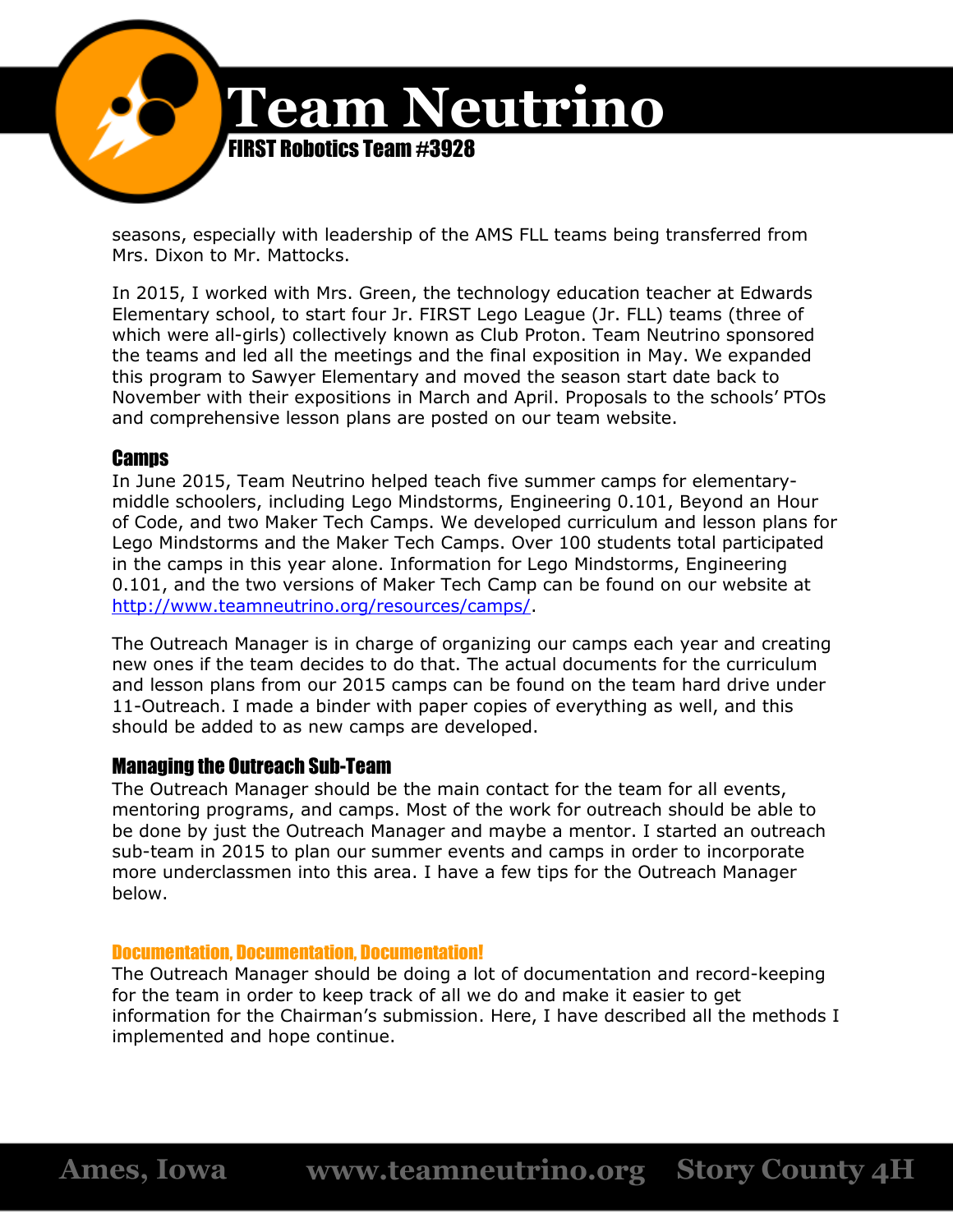seasons, especially with leadership of the AMS FLL teams being transferred from Mrs. Dixon to Mr. Mattocks.

In 2015, I worked with Mrs. Green, the technology education teacher at Edwards Elementary school, to start four Jr. FIRST Lego League (Jr. FLL) teams (three of which were all-girls) collectively known as Club Proton. Team Neutrino sponsored the teams and led all the meetings and the final exposition in May. We expanded this program to Sawyer Elementary and moved the season start date back to November with their expositions in March and April. Proposals to the schools' PTOs and comprehensive lesson plans are posted on our team website.

## Camps

In June 2015, Team Neutrino helped teach five summer camps for elementary-middle schoolers, including Lego Mindstorms, Engineering 0.101, Beyond an Hour of Code, and two Maker Tech Camps. We developed curriculum and lesson plans for Lego Mindstorms and the Maker Tech Camps. Over 100 students total participated in the camps in this year alone. Information for Lego Mindstorms, Engineering 0.101, and the two versions of Maker Tech Camp can be found on our website at http://www.teamneutrino.org/resources/camps/.

The Outreach Manager is in charge of organizing our camps each year and creating new ones if the team decides to do that. The actual documents for the curriculum and lesson plans from our 2015 camps can be found on the team hard drive under 11-Outreach. I made a binder with paper copies of everything as well, and this should be added to as new camps are developed.

## Managing the Outreach Sub-Team

The Outreach Manager should be the main contact for the team for all events, mentoring programs, and camps. Most of the work for outreach should be able to be done by just the Outreach Manager and maybe a mentor. I started an outreach sub-team in 2015 to plan our summer events and camps in order to incorporate more underclassmen into this area. I have a few tips for the Outreach Manager below.

### Documentation, Documentation, Documentation!

The Outreach Manager should be doing a lot of documentation and record-keeping for the team in order to keep track of all we do and make it easier to get information for the Chairman's submission. Here, I have described all the methods I implemented and hope continue.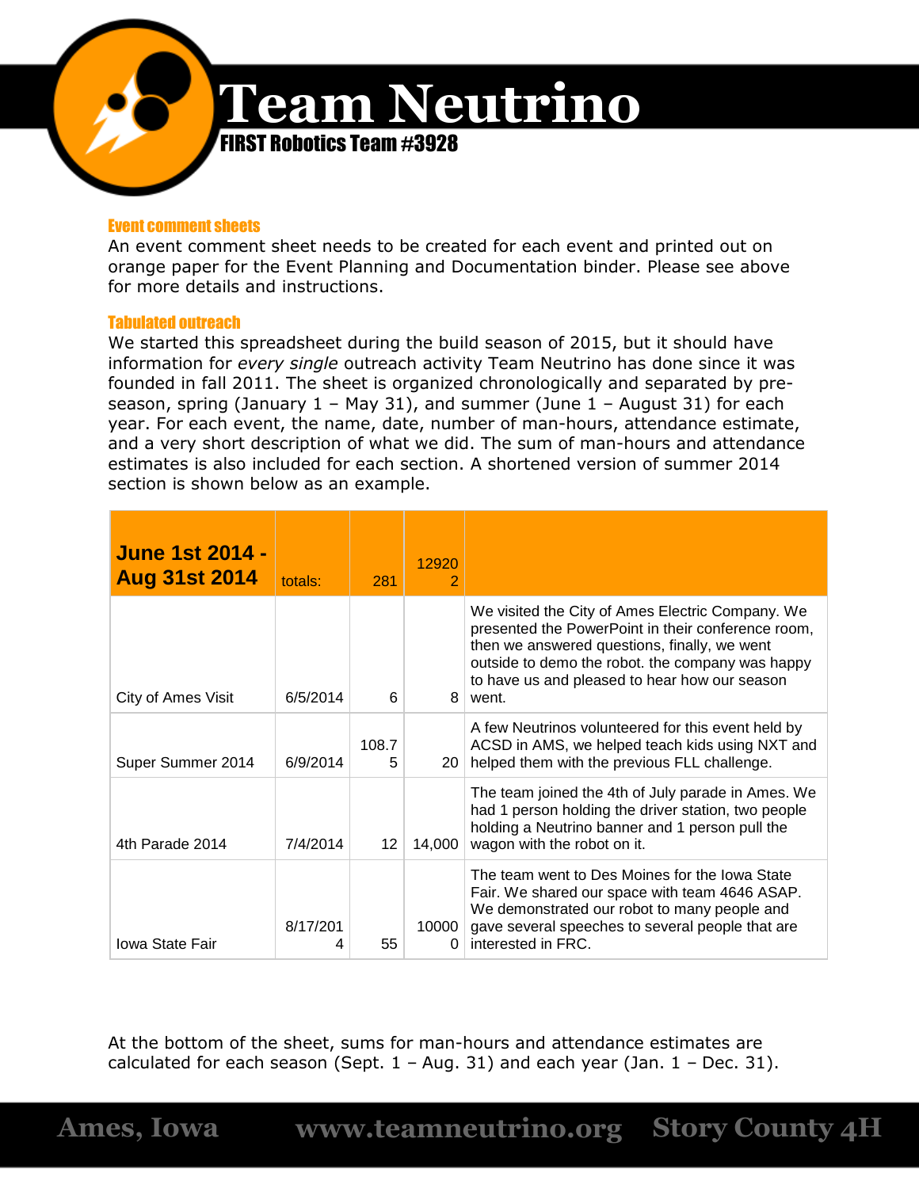### Event comment sheets

An event comment sheet needs to be created for each event and printed out on orange paper for the Event Planning and Documentation binder. Please see above for more details and instructions.

### Tabulated outreach

We started this spreadsheet during the build season of 2015, but it should have information for *every single* outreach activity Team Neutrino has done since it was founded in fall 2011. The sheet is organized chronologically and separated by pre-season, spring (January 1 – May 31), and summer (June 1 – August 31) for each year. For each event, the name, date, number of man-hours, attendance estimate, and a very short description of what we did. The sum of man-hours and attendance estimates is also included for each section. A shortened version of summer 2014 section is shown below as an example.

| **June 1st 2014 - Aug 31st 2014** | totals: | 281 | 129202 | |
|---|---|---|---|---|
| City of Ames Visit | 6/5/2014 | 6 | 8 | We visited the City of Ames Electric Company. We presented the PowerPoint in their conference room, then we answered questions, finally, we went outside to demo the robot. the company was happy to have us and pleased to hear how our season went. |
| Super Summer 2014 | 6/9/2014 | 108.75 | 20 | A few Neutrinos volunteered for this event held by ACSD in AMS, we helped teach kids using NXT and helped them with the previous FLL challenge. |
| 4th Parade 2014 | 7/4/2014 | 12 | 14,000 | The team joined the 4th of July parade in Ames. We had 1 person holding the driver station, two people holding a Neutrino banner and 1 person pull the wagon with the robot on it. |
| Iowa State Fair | 8/17/2014 | 55 | 100000 | The team went to Des Moines for the Iowa State Fair. We shared our space with team 4646 ASAP. We demonstrated our robot to many people and gave several speeches to several people that are interested in FRC. |

At the bottom of the sheet, sums for man-hours and attendance estimates are calculated for each season (Sept. 1 – Aug. 31) and each year (Jan. 1 – Dec. 31).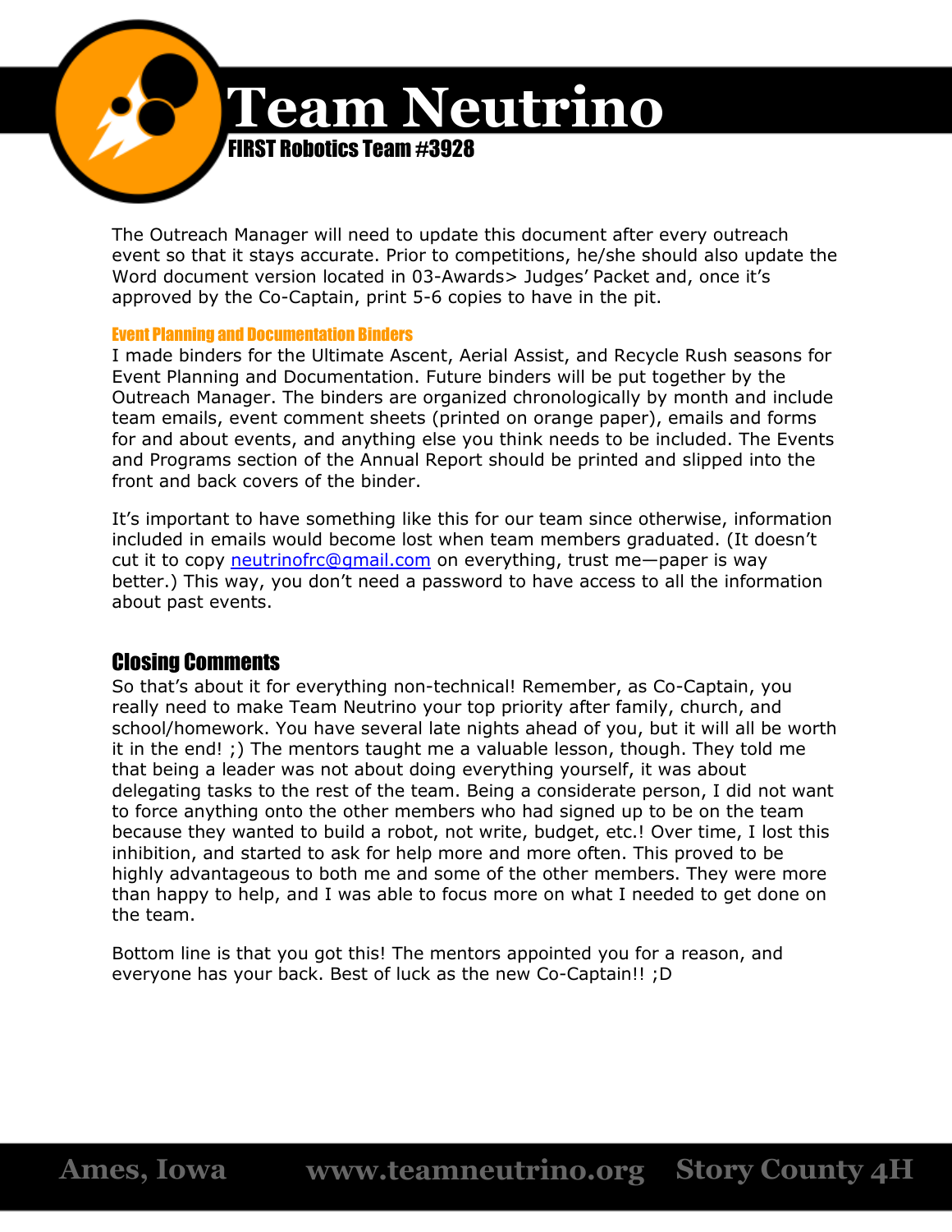The Outreach Manager will need to update this document after every outreach event so that it stays accurate. Prior to competitions, he/she should also update the Word document version located in 03-Awards> Judges' Packet and, once it's approved by the Co-Captain, print 5-6 copies to have in the pit.

### Event Planning and Documentation Binders

I made binders for the Ultimate Ascent, Aerial Assist, and Recycle Rush seasons for Event Planning and Documentation. Future binders will be put together by the Outreach Manager. The binders are organized chronologically by month and include team emails, event comment sheets (printed on orange paper), emails and forms for and about events, and anything else you think needs to be included. The Events and Programs section of the Annual Report should be printed and slipped into the front and back covers of the binder.

It's important to have something like this for our team since otherwise, information included in emails would become lost when team members graduated. (It doesn't cut it to copy neutrinofrc@gmail.com on everything, trust me—paper is way better.) This way, you don't need a password to have access to all the information about past events.

## Closing Comments

So that's about it for everything non-technical! Remember, as Co-Captain, you really need to make Team Neutrino your top priority after family, church, and school/homework. You have several late nights ahead of you, but it will all be worth it in the end! ;) The mentors taught me a valuable lesson, though. They told me that being a leader was not about doing everything yourself, it was about delegating tasks to the rest of the team. Being a considerate person, I did not want to force anything onto the other members who had signed up to be on the team because they wanted to build a robot, not write, budget, etc.! Over time, I lost this inhibition, and started to ask for help more and more often. This proved to be highly advantageous to both me and some of the other members. They were more than happy to help, and I was able to focus more on what I needed to get done on the team.

Bottom line is that you got this! The mentors appointed you for a reason, and everyone has your back. Best of luck as the new Co-Captain!! ;D